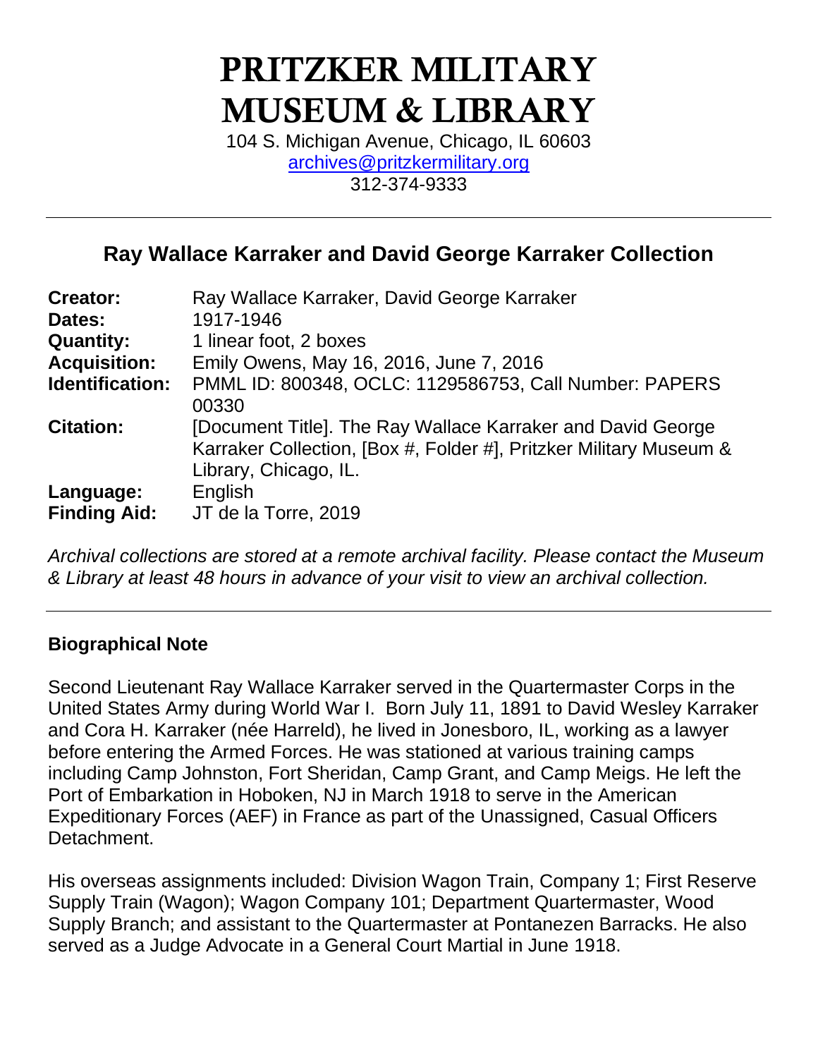# PRITZKER MILITARY MUSEUM & LIBRARY

104 S. Michigan Avenue, Chicago, IL 60603
archives@pritzkermilitary.org
312-374-9333

---

## Ray Wallace Karraker and David George Karraker Collection

| | |
|---|---|
| **Creator:** | Ray Wallace Karraker, David George Karraker |
| **Dates:** | 1917-1946 |
| **Quantity:** | 1 linear foot, 2 boxes |
| **Acquisition:** | Emily Owens, May 16, 2016, June 7, 2016 |
| **Identification:** | PMML ID: 800348, OCLC: 1129586753, Call Number: PAPERS 00330 |
| **Citation:** | [Document Title]. The Ray Wallace Karraker and David George Karraker Collection, [Box #, Folder #], Pritzker Military Museum & Library, Chicago, IL. |
| **Language:** | English |
| **Finding Aid:** | JT de la Torre, 2019 |

*Archival collections are stored at a remote archival facility. Please contact the Museum & Library at least 48 hours in advance of your visit to view an archival collection.*

---

### Biographical Note

Second Lieutenant Ray Wallace Karraker served in the Quartermaster Corps in the United States Army during World War I. Born July 11, 1891 to David Wesley Karraker and Cora H. Karraker (née Harreld), he lived in Jonesboro, IL, working as a lawyer before entering the Armed Forces. He was stationed at various training camps including Camp Johnston, Fort Sheridan, Camp Grant, and Camp Meigs. He left the Port of Embarkation in Hoboken, NJ in March 1918 to serve in the American Expeditionary Forces (AEF) in France as part of the Unassigned, Casual Officers Detachment.

His overseas assignments included: Division Wagon Train, Company 1; First Reserve Supply Train (Wagon); Wagon Company 101; Department Quartermaster, Wood Supply Branch; and assistant to the Quartermaster at Pontanezen Barracks. He also served as a Judge Advocate in a General Court Martial in June 1918.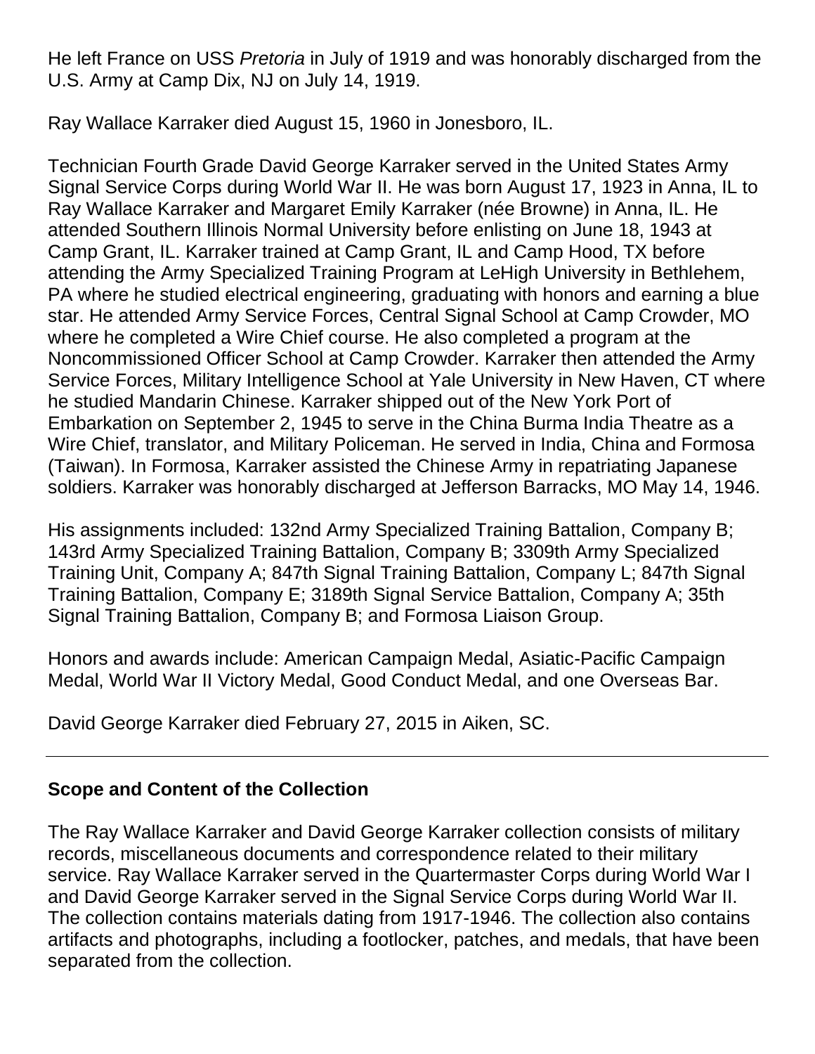He left France on USS *Pretoria* in July of 1919 and was honorably discharged from the U.S. Army at Camp Dix, NJ on July 14, 1919.

Ray Wallace Karraker died August 15, 1960 in Jonesboro, IL.

Technician Fourth Grade David George Karraker served in the United States Army Signal Service Corps during World War II. He was born August 17, 1923 in Anna, IL to Ray Wallace Karraker and Margaret Emily Karraker (née Browne) in Anna, IL. He attended Southern Illinois Normal University before enlisting on June 18, 1943 at Camp Grant, IL. Karraker trained at Camp Grant, IL and Camp Hood, TX before attending the Army Specialized Training Program at LeHigh University in Bethlehem, PA where he studied electrical engineering, graduating with honors and earning a blue star. He attended Army Service Forces, Central Signal School at Camp Crowder, MO where he completed a Wire Chief course. He also completed a program at the Noncommissioned Officer School at Camp Crowder. Karraker then attended the Army Service Forces, Military Intelligence School at Yale University in New Haven, CT where he studied Mandarin Chinese. Karraker shipped out of the New York Port of Embarkation on September 2, 1945 to serve in the China Burma India Theatre as a Wire Chief, translator, and Military Policeman. He served in India, China and Formosa (Taiwan). In Formosa, Karraker assisted the Chinese Army in repatriating Japanese soldiers. Karraker was honorably discharged at Jefferson Barracks, MO May 14, 1946.

His assignments included: 132nd Army Specialized Training Battalion, Company B; 143rd Army Specialized Training Battalion, Company B; 3309th Army Specialized Training Unit, Company A; 847th Signal Training Battalion, Company L; 847th Signal Training Battalion, Company E; 3189th Signal Service Battalion, Company A; 35th Signal Training Battalion, Company B; and Formosa Liaison Group.

Honors and awards include: American Campaign Medal, Asiatic-Pacific Campaign Medal, World War II Victory Medal, Good Conduct Medal, and one Overseas Bar.

David George Karraker died February 27, 2015 in Aiken, SC.

---

## Scope and Content of the Collection

The Ray Wallace Karraker and David George Karraker collection consists of military records, miscellaneous documents and correspondence related to their military service. Ray Wallace Karraker served in the Quartermaster Corps during World War I and David George Karraker served in the Signal Service Corps during World War II. The collection contains materials dating from 1917-1946. The collection also contains artifacts and photographs, including a footlocker, patches, and medals, that have been separated from the collection.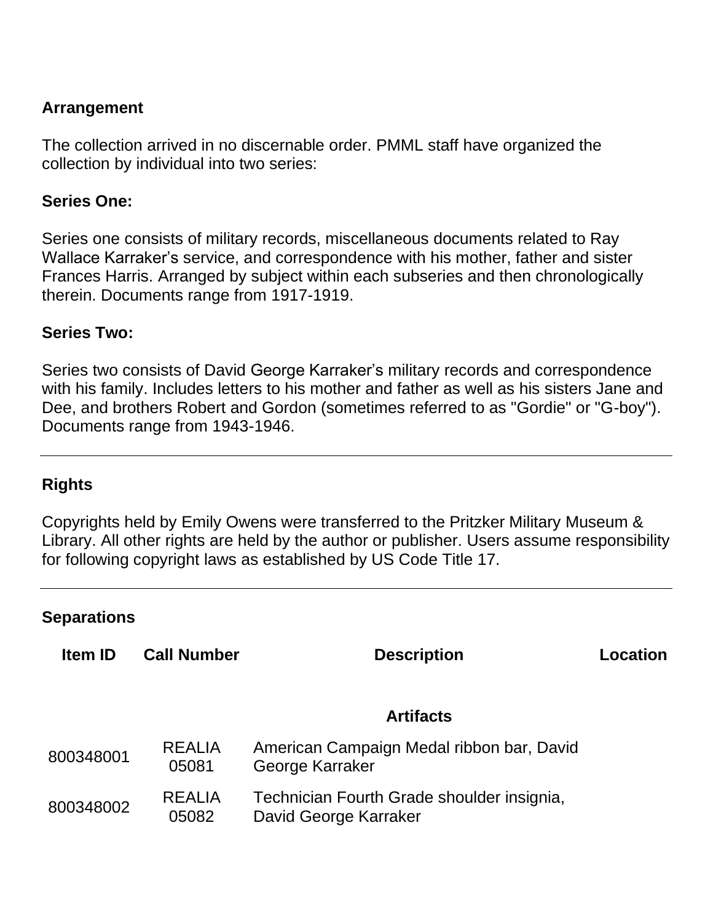## Arrangement

The collection arrived in no discernable order. PMML staff have organized the collection by individual into two series:

### Series One:

Series one consists of military records, miscellaneous documents related to Ray Wallace Karraker's service, and correspondence with his mother, father and sister Frances Harris. Arranged by subject within each subseries and then chronologically therein. Documents range from 1917-1919.

### Series Two:

Series two consists of David George Karraker's military records and correspondence with his family. Includes letters to his mother and father as well as his sisters Jane and Dee, and brothers Robert and Gordon (sometimes referred to as "Gordie" or "G-boy"). Documents range from 1943-1946.

---

## Rights

Copyrights held by Emily Owens were transferred to the Pritzker Military Museum & Library. All other rights are held by the author or publisher. Users assume responsibility for following copyright laws as established by US Code Title 17.

---

## Separations

| Item ID | Call Number | Description | Location |
|---|---|---|---|
| | | **Artifacts** | |
| 800348001 | REALIA 05081 | American Campaign Medal ribbon bar, David George Karraker | |
| 800348002 | REALIA 05082 | Technician Fourth Grade shoulder insignia, David George Karraker | |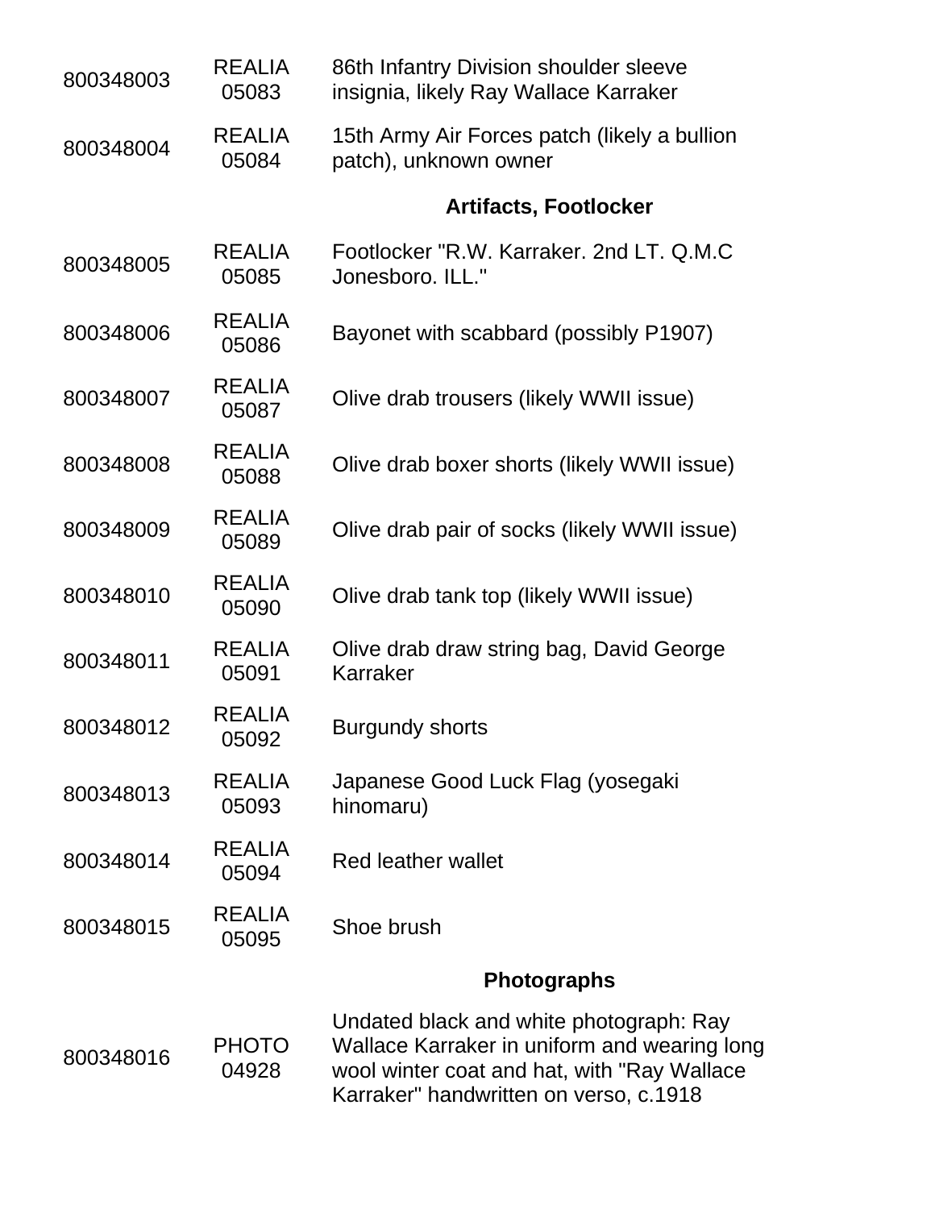| | | |
|---|---|---|
| 800348003 | REALIA 05083 | 86th Infantry Division shoulder sleeve insignia, likely Ray Wallace Karraker |
| 800348004 | REALIA 05084 | 15th Army Air Forces patch (likely a bullion patch), unknown owner |
| | | **Artifacts, Footlocker** |
| 800348005 | REALIA 05085 | Footlocker "R.W. Karraker. 2nd LT. Q.M.C Jonesboro. ILL." |
| 800348006 | REALIA 05086 | Bayonet with scabbard (possibly P1907) |
| 800348007 | REALIA 05087 | Olive drab trousers (likely WWII issue) |
| 800348008 | REALIA 05088 | Olive drab boxer shorts (likely WWII issue) |
| 800348009 | REALIA 05089 | Olive drab pair of socks (likely WWII issue) |
| 800348010 | REALIA 05090 | Olive drab tank top (likely WWII issue) |
| 800348011 | REALIA 05091 | Olive drab draw string bag, David George Karraker |
| 800348012 | REALIA 05092 | Burgundy shorts |
| 800348013 | REALIA 05093 | Japanese Good Luck Flag (yosegaki hinomaru) |
| 800348014 | REALIA 05094 | Red leather wallet |
| 800348015 | REALIA 05095 | Shoe brush |
| | | **Photographs** |
| 800348016 | PHOTO 04928 | Undated black and white photograph: Ray Wallace Karraker in uniform and wearing long wool winter coat and hat, with "Ray Wallace Karraker" handwritten on verso, c.1918 |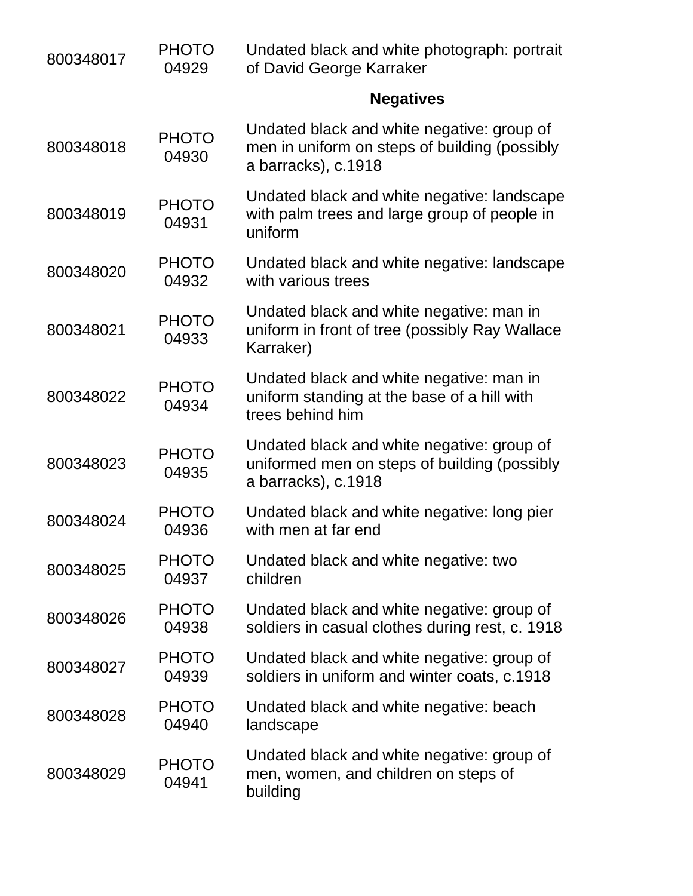| | | |
|---|---|---|
| 800348017 | PHOTO 04929 | Undated black and white photograph: portrait of David George Karraker |
| | | **Negatives** |
| 800348018 | PHOTO 04930 | Undated black and white negative: group of men in uniform on steps of building (possibly a barracks), c.1918 |
| 800348019 | PHOTO 04931 | Undated black and white negative: landscape with palm trees and large group of people in uniform |
| 800348020 | PHOTO 04932 | Undated black and white negative: landscape with various trees |
| 800348021 | PHOTO 04933 | Undated black and white negative: man in uniform in front of tree (possibly Ray Wallace Karraker) |
| 800348022 | PHOTO 04934 | Undated black and white negative: man in uniform standing at the base of a hill with trees behind him |
| 800348023 | PHOTO 04935 | Undated black and white negative: group of uniformed men on steps of building (possibly a barracks), c.1918 |
| 800348024 | PHOTO 04936 | Undated black and white negative: long pier with men at far end |
| 800348025 | PHOTO 04937 | Undated black and white negative: two children |
| 800348026 | PHOTO 04938 | Undated black and white negative: group of soldiers in casual clothes during rest, c. 1918 |
| 800348027 | PHOTO 04939 | Undated black and white negative: group of soldiers in uniform and winter coats, c.1918 |
| 800348028 | PHOTO 04940 | Undated black and white negative: beach landscape |
| 800348029 | PHOTO 04941 | Undated black and white negative: group of men, women, and children on steps of building |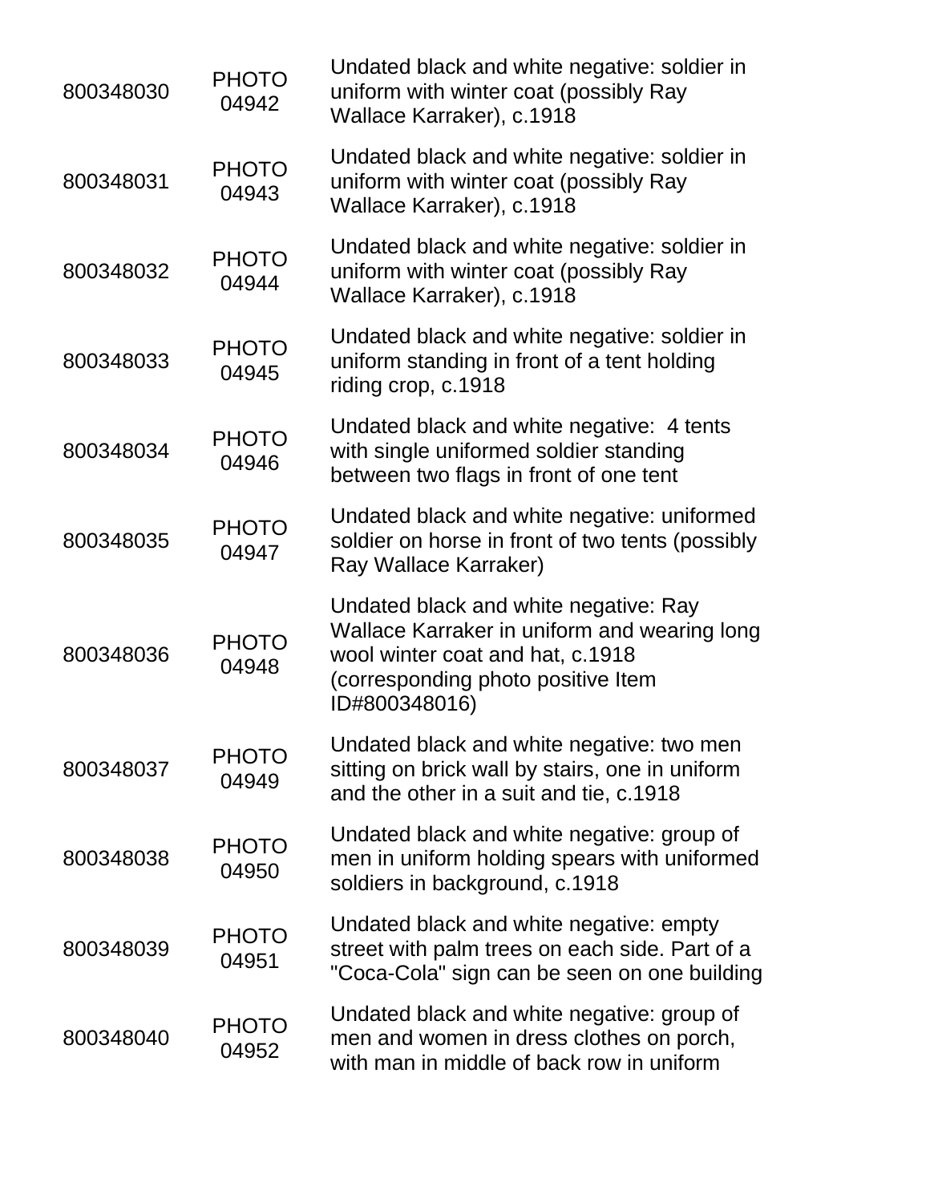| | | |
|---|---|---|
| 800348030 | PHOTO 04942 | Undated black and white negative: soldier in uniform with winter coat (possibly Ray Wallace Karraker), c.1918 |
| 800348031 | PHOTO 04943 | Undated black and white negative: soldier in uniform with winter coat (possibly Ray Wallace Karraker), c.1918 |
| 800348032 | PHOTO 04944 | Undated black and white negative: soldier in uniform with winter coat (possibly Ray Wallace Karraker), c.1918 |
| 800348033 | PHOTO 04945 | Undated black and white negative: soldier in uniform standing in front of a tent holding riding crop, c.1918 |
| 800348034 | PHOTO 04946 | Undated black and white negative: 4 tents with single uniformed soldier standing between two flags in front of one tent |
| 800348035 | PHOTO 04947 | Undated black and white negative: uniformed soldier on horse in front of two tents (possibly Ray Wallace Karraker) |
| 800348036 | PHOTO 04948 | Undated black and white negative: Ray Wallace Karraker in uniform and wearing long wool winter coat and hat, c.1918 (corresponding photo positive Item ID#800348016) |
| 800348037 | PHOTO 04949 | Undated black and white negative: two men sitting on brick wall by stairs, one in uniform and the other in a suit and tie, c.1918 |
| 800348038 | PHOTO 04950 | Undated black and white negative: group of men in uniform holding spears with uniformed soldiers in background, c.1918 |
| 800348039 | PHOTO 04951 | Undated black and white negative: empty street with palm trees on each side. Part of a "Coca-Cola" sign can be seen on one building |
| 800348040 | PHOTO 04952 | Undated black and white negative: group of men and women in dress clothes on porch, with man in middle of back row in uniform |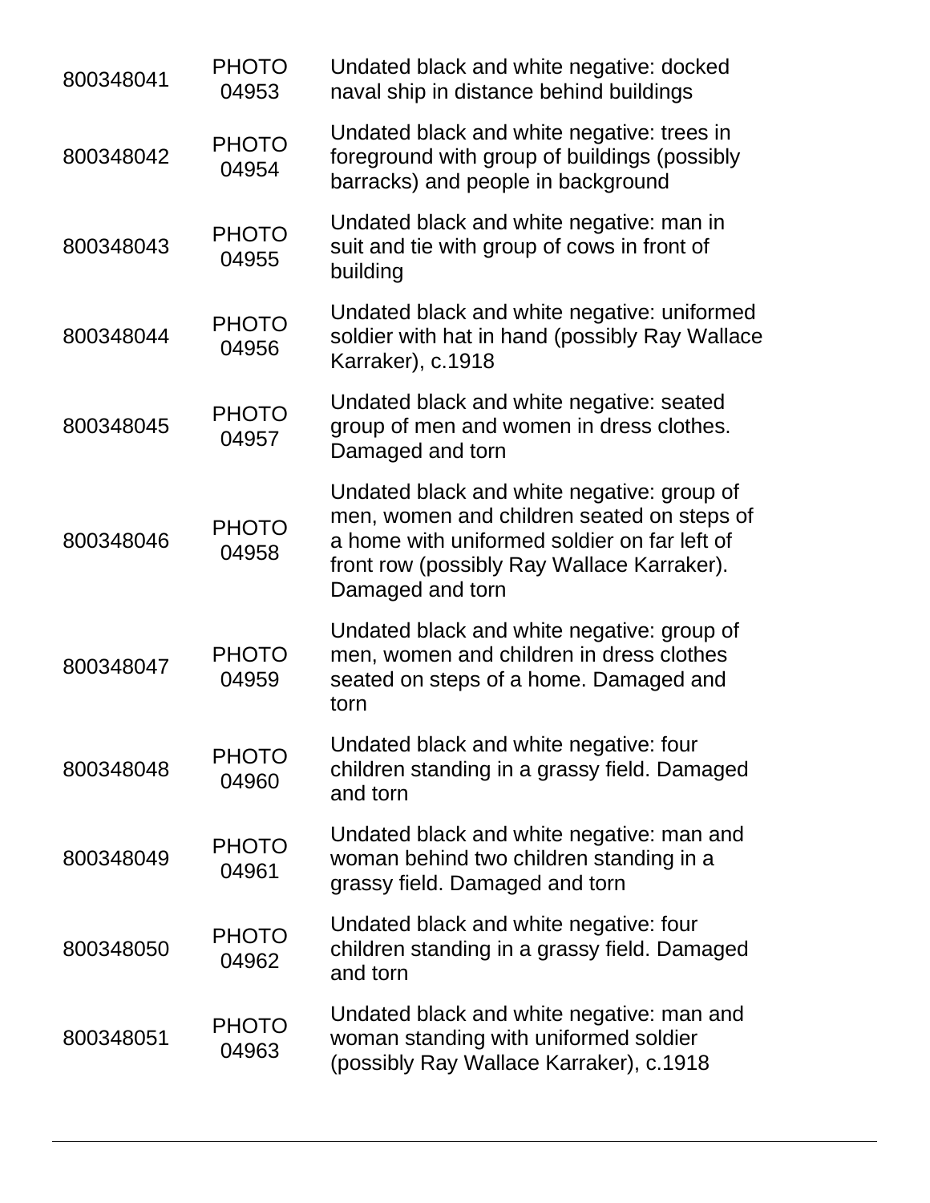| | | |
|---|---|---|
| 800348041 | PHOTO 04953 | Undated black and white negative: docked naval ship in distance behind buildings |
| 800348042 | PHOTO 04954 | Undated black and white negative: trees in foreground with group of buildings (possibly barracks) and people in background |
| 800348043 | PHOTO 04955 | Undated black and white negative: man in suit and tie with group of cows in front of building |
| 800348044 | PHOTO 04956 | Undated black and white negative: uniformed soldier with hat in hand (possibly Ray Wallace Karraker), c.1918 |
| 800348045 | PHOTO 04957 | Undated black and white negative: seated group of men and women in dress clothes. Damaged and torn |
| 800348046 | PHOTO 04958 | Undated black and white negative: group of men, women and children seated on steps of a home with uniformed soldier on far left of front row (possibly Ray Wallace Karraker). Damaged and torn |
| 800348047 | PHOTO 04959 | Undated black and white negative: group of men, women and children in dress clothes seated on steps of a home. Damaged and torn |
| 800348048 | PHOTO 04960 | Undated black and white negative: four children standing in a grassy field. Damaged and torn |
| 800348049 | PHOTO 04961 | Undated black and white negative: man and woman behind two children standing in a grassy field. Damaged and torn |
| 800348050 | PHOTO 04962 | Undated black and white negative: four children standing in a grassy field. Damaged and torn |
| 800348051 | PHOTO 04963 | Undated black and white negative: man and woman standing with uniformed soldier (possibly Ray Wallace Karraker), c.1918 |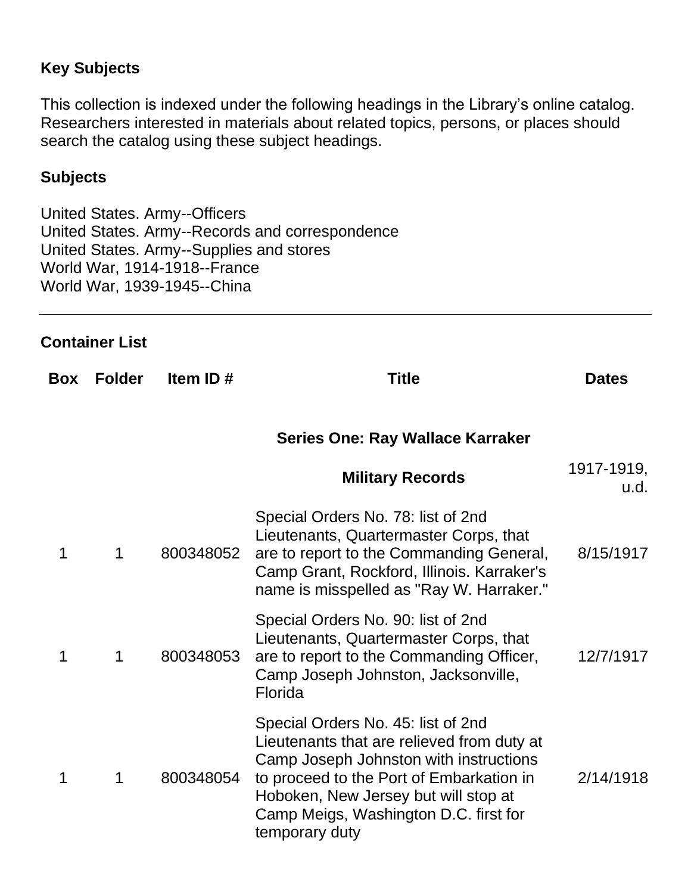**Key Subjects**

This collection is indexed under the following headings in the Library's online catalog. Researchers interested in materials about related topics, persons, or places should search the catalog using these subject headings.

**Subjects**

United States. Army--Officers
United States. Army--Records and correspondence
United States. Army--Supplies and stores
World War, 1914-1918--France
World War, 1939-1945--China

---

**Container List**

| Box | Folder | Item ID # | Title | Dates |
|---|---|---|---|---|
| | | | **Series One: Ray Wallace Karraker** | |
| | | | **Military Records** | 1917-1919, u.d. |
| 1 | 1 | 800348052 | Special Orders No. 78: list of 2nd Lieutenants, Quartermaster Corps, that are to report to the Commanding General, Camp Grant, Rockford, Illinois. Karraker's name is misspelled as "Ray W. Harraker." | 8/15/1917 |
| 1 | 1 | 800348053 | Special Orders No. 90: list of 2nd Lieutenants, Quartermaster Corps, that are to report to the Commanding Officer, Camp Joseph Johnston, Jacksonville, Florida | 12/7/1917 |
| 1 | 1 | 800348054 | Special Orders No. 45: list of 2nd Lieutenants that are relieved from duty at Camp Joseph Johnston with instructions to proceed to the Port of Embarkation in Hoboken, New Jersey but will stop at Camp Meigs, Washington D.C. first for temporary duty | 2/14/1918 |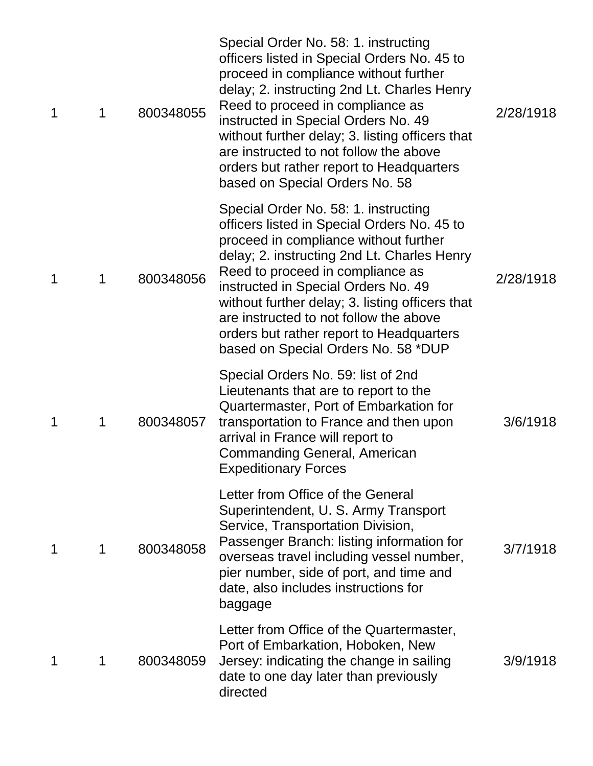| | | | | |
|---|---|---|---|---|
| 1 | 1 | 800348055 | Special Order No. 58: 1. instructing officers listed in Special Orders No. 45 to proceed in compliance without further delay; 2. instructing 2nd Lt. Charles Henry Reed to proceed in compliance as instructed in Special Orders No. 49 without further delay; 3. listing officers that are instructed to not follow the above orders but rather report to Headquarters based on Special Orders No. 58 | 2/28/1918 |
| 1 | 1 | 800348056 | Special Order No. 58: 1. instructing officers listed in Special Orders No. 45 to proceed in compliance without further delay; 2. instructing 2nd Lt. Charles Henry Reed to proceed in compliance as instructed in Special Orders No. 49 without further delay; 3. listing officers that are instructed to not follow the above orders but rather report to Headquarters based on Special Orders No. 58 *DUP | 2/28/1918 |
| 1 | 1 | 800348057 | Special Orders No. 59: list of 2nd Lieutenants that are to report to the Quartermaster, Port of Embarkation for transportation to France and then upon arrival in France will report to Commanding General, American Expeditionary Forces | 3/6/1918 |
| 1 | 1 | 800348058 | Letter from Office of the General Superintendent, U. S. Army Transport Service, Transportation Division, Passenger Branch: listing information for overseas travel including vessel number, pier number, side of port, and time and date, also includes instructions for baggage | 3/7/1918 |
| 1 | 1 | 800348059 | Letter from Office of the Quartermaster, Port of Embarkation, Hoboken, New Jersey: indicating the change in sailing date to one day later than previously directed | 3/9/1918 |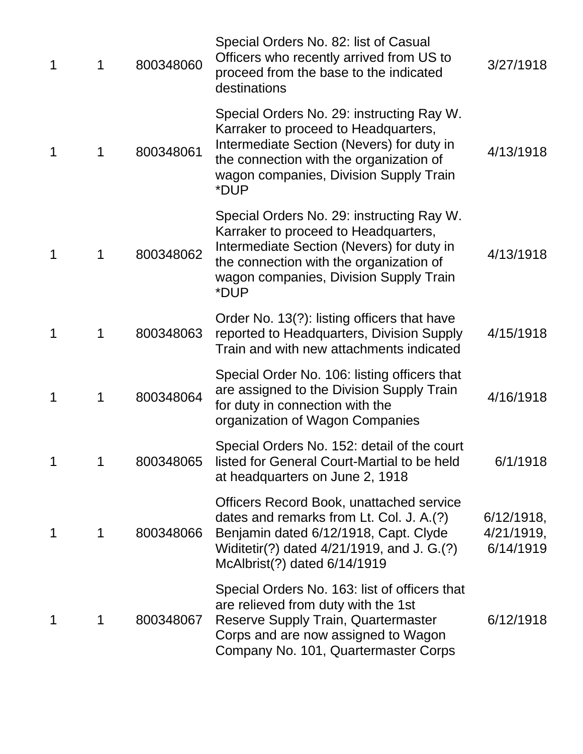| | | | | |
|---|---|---|---|---|
| 1 | 1 | 800348060 | Special Orders No. 82: list of Casual Officers who recently arrived from US to proceed from the base to the indicated destinations | 3/27/1918 |
| 1 | 1 | 800348061 | Special Orders No. 29: instructing Ray W. Karraker to proceed to Headquarters, Intermediate Section (Nevers) for duty in the connection with the organization of wagon companies, Division Supply Train *DUP | 4/13/1918 |
| 1 | 1 | 800348062 | Special Orders No. 29: instructing Ray W. Karraker to proceed to Headquarters, Intermediate Section (Nevers) for duty in the connection with the organization of wagon companies, Division Supply Train *DUP | 4/13/1918 |
| 1 | 1 | 800348063 | Order No. 13(?): listing officers that have reported to Headquarters, Division Supply Train and with new attachments indicated | 4/15/1918 |
| 1 | 1 | 800348064 | Special Order No. 106: listing officers that are assigned to the Division Supply Train for duty in connection with the organization of Wagon Companies | 4/16/1918 |
| 1 | 1 | 800348065 | Special Orders No. 152: detail of the court listed for General Court-Martial to be held at headquarters on June 2, 1918 | 6/1/1918 |
| 1 | 1 | 800348066 | Officers Record Book, unattached service dates and remarks from Lt. Col. J. A.(?) Benjamin dated 6/12/1918, Capt. Clyde Widitetir(?) dated 4/21/1919, and J. G.(?) McAlbrist(?) dated 6/14/1919 | 6/12/1918, 4/21/1919, 6/14/1919 |
| 1 | 1 | 800348067 | Special Orders No. 163: list of officers that are relieved from duty with the 1st Reserve Supply Train, Quartermaster Corps and are now assigned to Wagon Company No. 101, Quartermaster Corps | 6/12/1918 |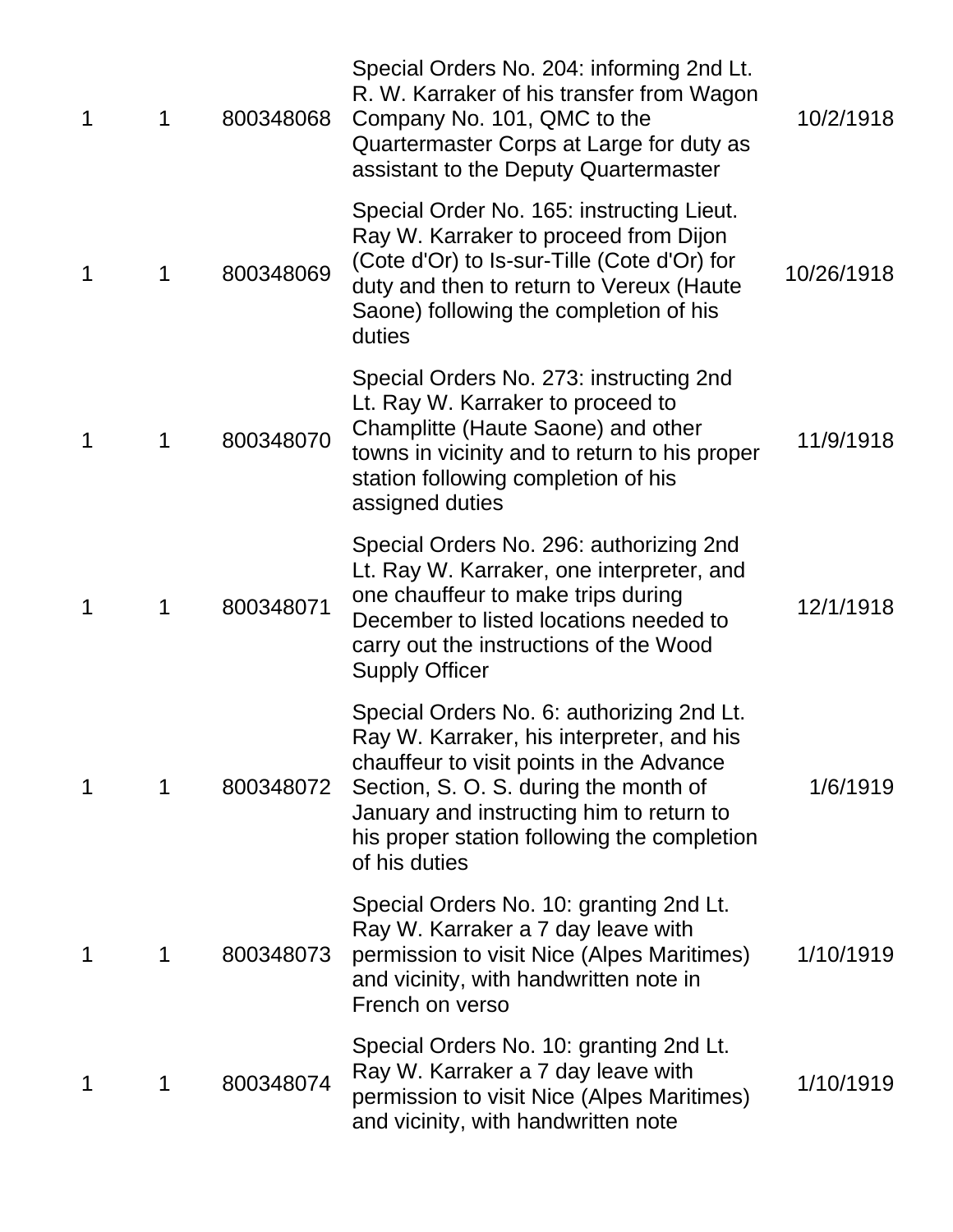| | | | | |
|---|---|---|---|---|
| 1 | 1 | 800348068 | Special Orders No. 204: informing 2nd Lt. R. W. Karraker of his transfer from Wagon Company No. 101, QMC to the Quartermaster Corps at Large for duty as assistant to the Deputy Quartermaster | 10/2/1918 |
| 1 | 1 | 800348069 | Special Order No. 165: instructing Lieut. Ray W. Karraker to proceed from Dijon (Cote d'Or) to Is-sur-Tille (Cote d'Or) for duty and then to return to Vereux (Haute Saone) following the completion of his duties | 10/26/1918 |
| 1 | 1 | 800348070 | Special Orders No. 273: instructing 2nd Lt. Ray W. Karraker to proceed to Champlitte (Haute Saone) and other towns in vicinity and to return to his proper station following completion of his assigned duties | 11/9/1918 |
| 1 | 1 | 800348071 | Special Orders No. 296: authorizing 2nd Lt. Ray W. Karraker, one interpreter, and one chauffeur to make trips during December to listed locations needed to carry out the instructions of the Wood Supply Officer | 12/1/1918 |
| 1 | 1 | 800348072 | Special Orders No. 6: authorizing 2nd Lt. Ray W. Karraker, his interpreter, and his chauffeur to visit points in the Advance Section, S. O. S. during the month of January and instructing him to return to his proper station following the completion of his duties | 1/6/1919 |
| 1 | 1 | 800348073 | Special Orders No. 10: granting 2nd Lt. Ray W. Karraker a 7 day leave with permission to visit Nice (Alpes Maritimes) and vicinity, with handwritten note in French on verso | 1/10/1919 |
| 1 | 1 | 800348074 | Special Orders No. 10: granting 2nd Lt. Ray W. Karraker a 7 day leave with permission to visit Nice (Alpes Maritimes) and vicinity, with handwritten note | 1/10/1919 |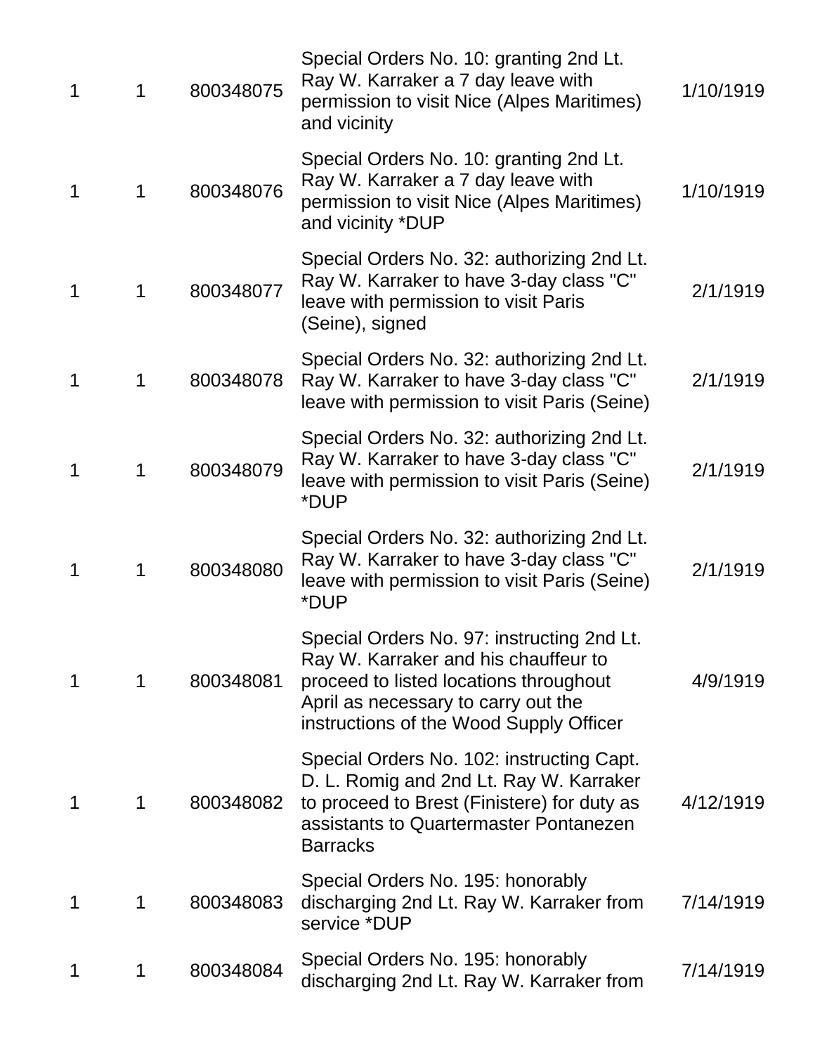| | | | | |
|---|---|---|---|---|
| 1 | 1 | 800348075 | Special Orders No. 10: granting 2nd Lt. Ray W. Karraker a 7 day leave with permission to visit Nice (Alpes Maritimes) and vicinity | 1/10/1919 |
| 1 | 1 | 800348076 | Special Orders No. 10: granting 2nd Lt. Ray W. Karraker a 7 day leave with permission to visit Nice (Alpes Maritimes) and vicinity *DUP | 1/10/1919 |
| 1 | 1 | 800348077 | Special Orders No. 32: authorizing 2nd Lt. Ray W. Karraker to have 3-day class "C" leave with permission to visit Paris (Seine), signed | 2/1/1919 |
| 1 | 1 | 800348078 | Special Orders No. 32: authorizing 2nd Lt. Ray W. Karraker to have 3-day class "C" leave with permission to visit Paris (Seine) | 2/1/1919 |
| 1 | 1 | 800348079 | Special Orders No. 32: authorizing 2nd Lt. Ray W. Karraker to have 3-day class "C" leave with permission to visit Paris (Seine) *DUP | 2/1/1919 |
| 1 | 1 | 800348080 | Special Orders No. 32: authorizing 2nd Lt. Ray W. Karraker to have 3-day class "C" leave with permission to visit Paris (Seine) *DUP | 2/1/1919 |
| 1 | 1 | 800348081 | Special Orders No. 97: instructing 2nd Lt. Ray W. Karraker and his chauffeur to proceed to listed locations throughout April as necessary to carry out the instructions of the Wood Supply Officer | 4/9/1919 |
| 1 | 1 | 800348082 | Special Orders No. 102: instructing Capt. D. L. Romig and 2nd Lt. Ray W. Karraker to proceed to Brest (Finistere) for duty as assistants to Quartermaster Pontanezen Barracks | 4/12/1919 |
| 1 | 1 | 800348083 | Special Orders No. 195: honorably discharging 2nd Lt. Ray W. Karraker from service *DUP | 7/14/1919 |
| 1 | 1 | 800348084 | Special Orders No. 195: honorably discharging 2nd Lt. Ray W. Karraker from | 7/14/1919 |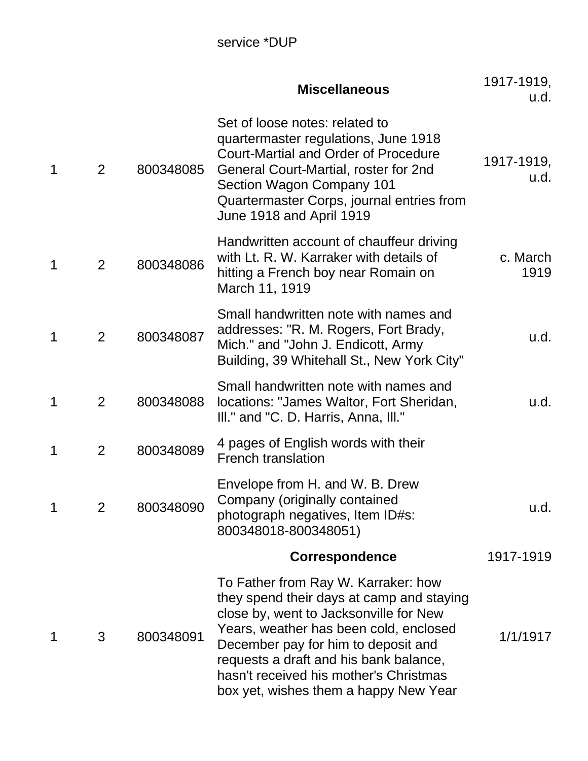|  |  |  | service *DUP |  |
|---|---|---|---|---|
|  |  |  | **Miscellaneous** | 1917-1919, u.d. |
| 1 | 2 | 800348085 | Set of loose notes: related to quartermaster regulations, June 1918 Court-Martial and Order of Procedure General Court-Martial, roster for 2nd Section Wagon Company 101 Quartermaster Corps, journal entries from June 1918 and April 1919 | 1917-1919, u.d. |
| 1 | 2 | 800348086 | Handwritten account of chauffeur driving with Lt. R. W. Karraker with details of hitting a French boy near Romain on March 11, 1919 | c. March 1919 |
| 1 | 2 | 800348087 | Small handwritten note with names and addresses: "R. M. Rogers, Fort Brady, Mich." and "John J. Endicott, Army Building, 39 Whitehall St., New York City" | u.d. |
| 1 | 2 | 800348088 | Small handwritten note with names and locations: "James Waltor, Fort Sheridan, Ill." and "C. D. Harris, Anna, Ill." | u.d. |
| 1 | 2 | 800348089 | 4 pages of English words with their French translation |  |
| 1 | 2 | 800348090 | Envelope from H. and W. B. Drew Company (originally contained photograph negatives, Item ID#s: 800348018-800348051) | u.d. |
|  |  |  | **Correspondence** | 1917-1919 |
| 1 | 3 | 800348091 | To Father from Ray W. Karraker: how they spend their days at camp and staying close by, went to Jacksonville for New Years, weather has been cold, enclosed December pay for him to deposit and requests a draft and his bank balance, hasn't received his mother's Christmas box yet, wishes them a happy New Year | 1/1/1917 |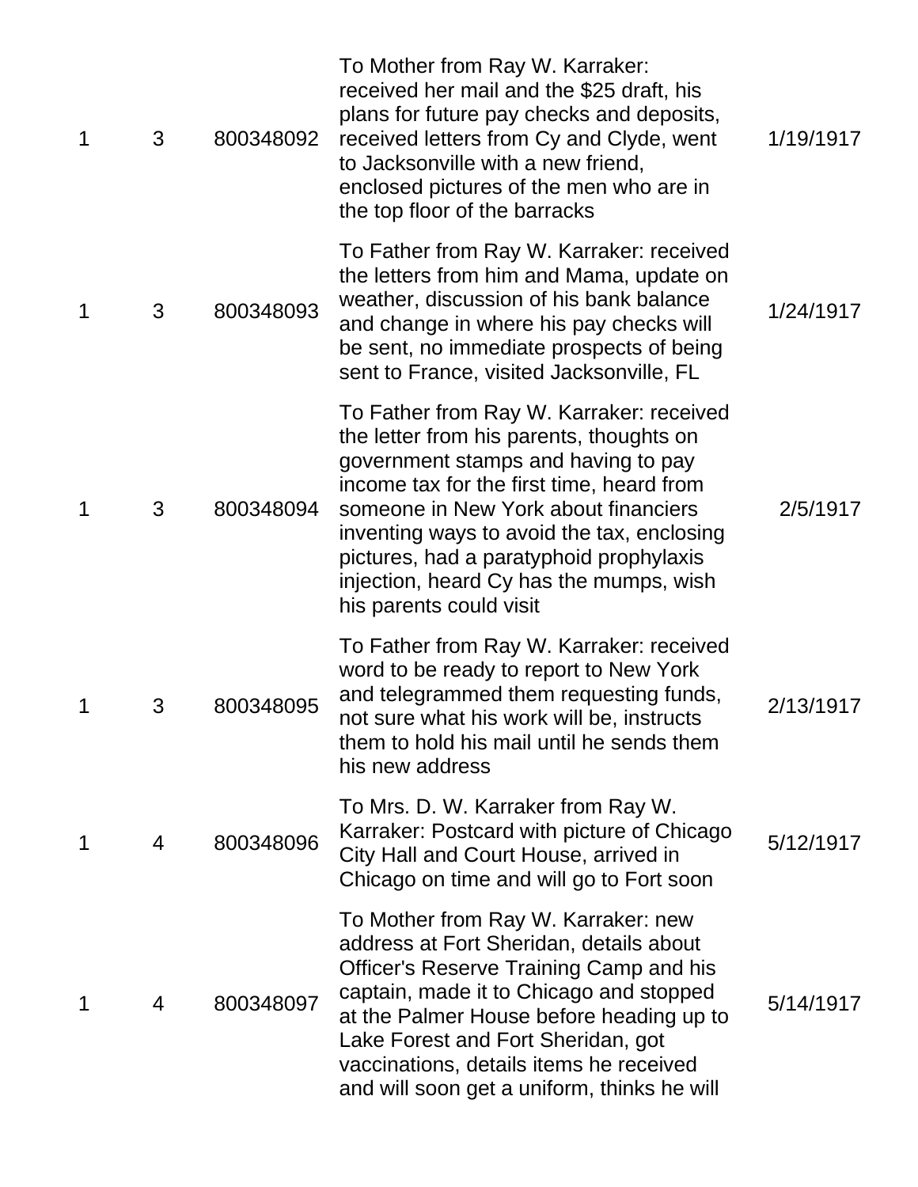| | | | | |
|---|---|---|---|---|
| 1 | 3 | 800348092 | To Mother from Ray W. Karraker: received her mail and the $25 draft, his plans for future pay checks and deposits, received letters from Cy and Clyde, went to Jacksonville with a new friend, enclosed pictures of the men who are in the top floor of the barracks | 1/19/1917 |
| 1 | 3 | 800348093 | To Father from Ray W. Karraker: received the letters from him and Mama, update on weather, discussion of his bank balance and change in where his pay checks will be sent, no immediate prospects of being sent to France, visited Jacksonville, FL | 1/24/1917 |
| 1 | 3 | 800348094 | To Father from Ray W. Karraker: received the letter from his parents, thoughts on government stamps and having to pay income tax for the first time, heard from someone in New York about financiers inventing ways to avoid the tax, enclosing pictures, had a paratyphoid prophylaxis injection, heard Cy has the mumps, wish his parents could visit | 2/5/1917 |
| 1 | 3 | 800348095 | To Father from Ray W. Karraker: received word to be ready to report to New York and telegrammed them requesting funds, not sure what his work will be, instructs them to hold his mail until he sends them his new address | 2/13/1917 |
| 1 | 4 | 800348096 | To Mrs. D. W. Karraker from Ray W. Karraker: Postcard with picture of Chicago City Hall and Court House, arrived in Chicago on time and will go to Fort soon | 5/12/1917 |
| 1 | 4 | 800348097 | To Mother from Ray W. Karraker: new address at Fort Sheridan, details about Officer's Reserve Training Camp and his captain, made it to Chicago and stopped at the Palmer House before heading up to Lake Forest and Fort Sheridan, got vaccinations, details items he received and will soon get a uniform, thinks he will | 5/14/1917 |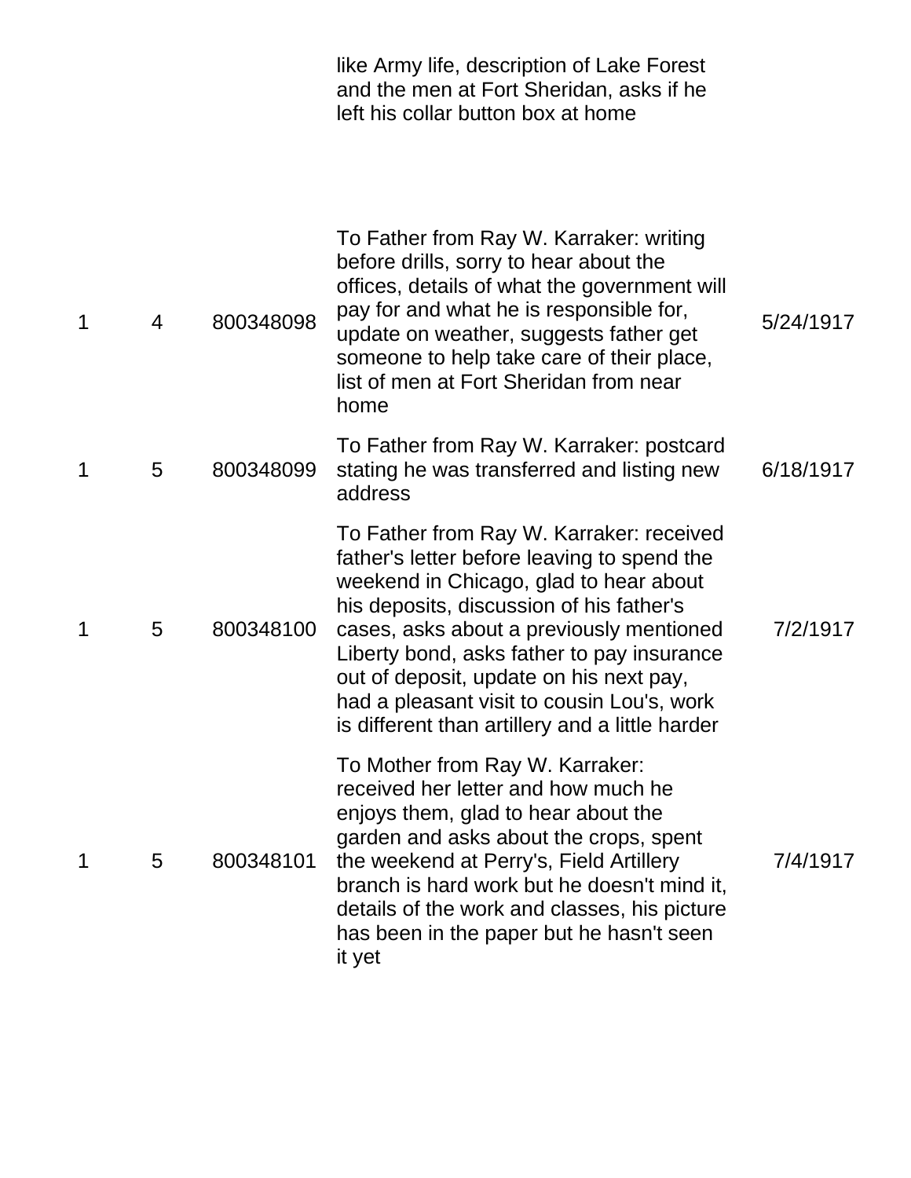| | | | | |
|---|---|---|---|---|
| | | | like Army life, description of Lake Forest and the men at Fort Sheridan, asks if he left his collar button box at home | |
| 1 | 4 | 800348098 | To Father from Ray W. Karraker: writing before drills, sorry to hear about the offices, details of what the government will pay for and what he is responsible for, update on weather, suggests father get someone to help take care of their place, list of men at Fort Sheridan from near home | 5/24/1917 |
| 1 | 5 | 800348099 | To Father from Ray W. Karraker: postcard stating he was transferred and listing new address | 6/18/1917 |
| 1 | 5 | 800348100 | To Father from Ray W. Karraker: received father's letter before leaving to spend the weekend in Chicago, glad to hear about his deposits, discussion of his father's cases, asks about a previously mentioned Liberty bond, asks father to pay insurance out of deposit, update on his next pay, had a pleasant visit to cousin Lou's, work is different than artillery and a little harder | 7/2/1917 |
| 1 | 5 | 800348101 | To Mother from Ray W. Karraker: received her letter and how much he enjoys them, glad to hear about the garden and asks about the crops, spent the weekend at Perry's, Field Artillery branch is hard work but he doesn't mind it, details of the work and classes, his picture has been in the paper but he hasn't seen it yet | 7/4/1917 |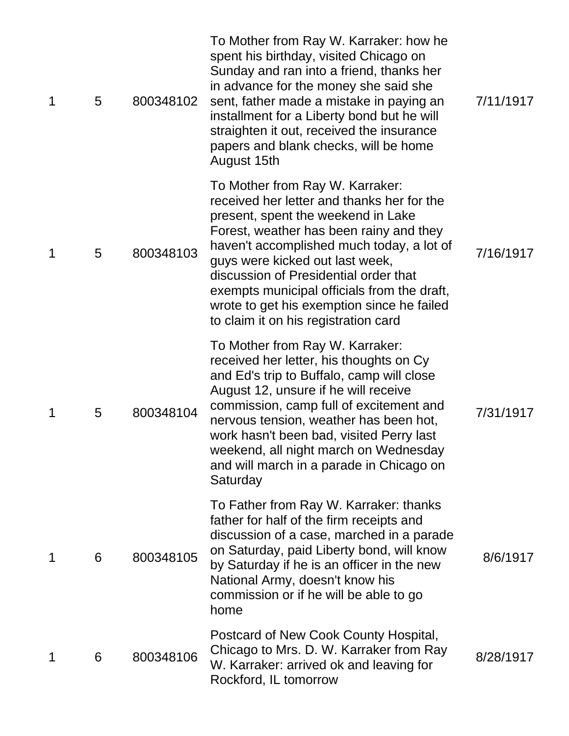| | | | | |
|---|---|---|---|---|
| 1 | 5 | 800348102 | To Mother from Ray W. Karraker: how he spent his birthday, visited Chicago on Sunday and ran into a friend, thanks her in advance for the money she said she sent, father made a mistake in paying an installment for a Liberty bond but he will straighten it out, received the insurance papers and blank checks, will be home August 15th | 7/11/1917 |
| 1 | 5 | 800348103 | To Mother from Ray W. Karraker: received her letter and thanks her for the present, spent the weekend in Lake Forest, weather has been rainy and they haven't accomplished much today, a lot of guys were kicked out last week, discussion of Presidential order that exempts municipal officials from the draft, wrote to get his exemption since he failed to claim it on his registration card | 7/16/1917 |
| 1 | 5 | 800348104 | To Mother from Ray W. Karraker: received her letter, his thoughts on Cy and Ed's trip to Buffalo, camp will close August 12, unsure if he will receive commission, camp full of excitement and nervous tension, weather has been hot, work hasn't been bad, visited Perry last weekend, all night march on Wednesday and will march in a parade in Chicago on Saturday | 7/31/1917 |
| 1 | 6 | 800348105 | To Father from Ray W. Karraker: thanks father for half of the firm receipts and discussion of a case, marched in a parade on Saturday, paid Liberty bond, will know by Saturday if he is an officer in the new National Army, doesn't know his commission or if he will be able to go home | 8/6/1917 |
| 1 | 6 | 800348106 | Postcard of New Cook County Hospital, Chicago to Mrs. D. W. Karraker from Ray W. Karraker: arrived ok and leaving for Rockford, IL tomorrow | 8/28/1917 |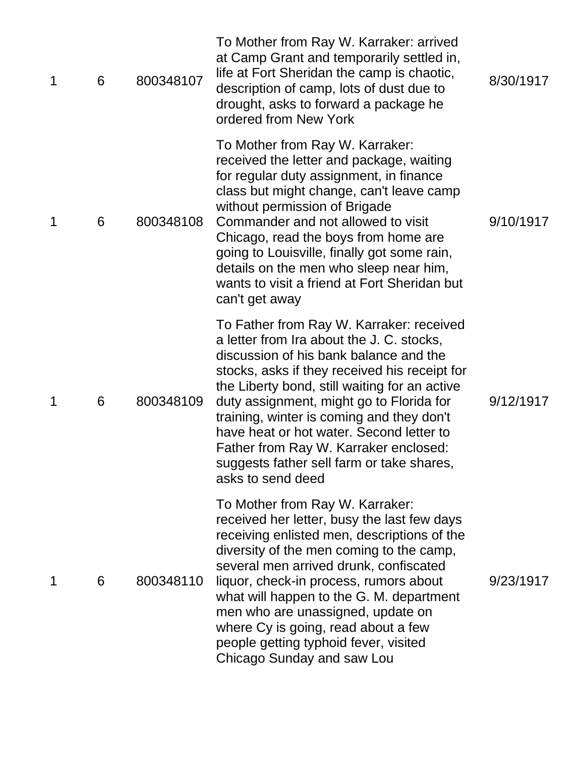| | | | | |
|---|---|---|---|---|
| 1 | 6 | 800348107 | To Mother from Ray W. Karraker: arrived at Camp Grant and temporarily settled in, life at Fort Sheridan the camp is chaotic, description of camp, lots of dust due to drought, asks to forward a package he ordered from New York | 8/30/1917 |
| 1 | 6 | 800348108 | To Mother from Ray W. Karraker: received the letter and package, waiting for regular duty assignment, in finance class but might change, can't leave camp without permission of Brigade Commander and not allowed to visit Chicago, read the boys from home are going to Louisville, finally got some rain, details on the men who sleep near him, wants to visit a friend at Fort Sheridan but can't get away | 9/10/1917 |
| 1 | 6 | 800348109 | To Father from Ray W. Karraker: received a letter from Ira about the J. C. stocks, discussion of his bank balance and the stocks, asks if they received his receipt for the Liberty bond, still waiting for an active duty assignment, might go to Florida for training, winter is coming and they don't have heat or hot water. Second letter to Father from Ray W. Karraker enclosed: suggests father sell farm or take shares, asks to send deed | 9/12/1917 |
| 1 | 6 | 800348110 | To Mother from Ray W. Karraker: received her letter, busy the last few days receiving enlisted men, descriptions of the diversity of the men coming to the camp, several men arrived drunk, confiscated liquor, check-in process, rumors about what will happen to the G. M. department men who are unassigned, update on where Cy is going, read about a few people getting typhoid fever, visited Chicago Sunday and saw Lou | 9/23/1917 |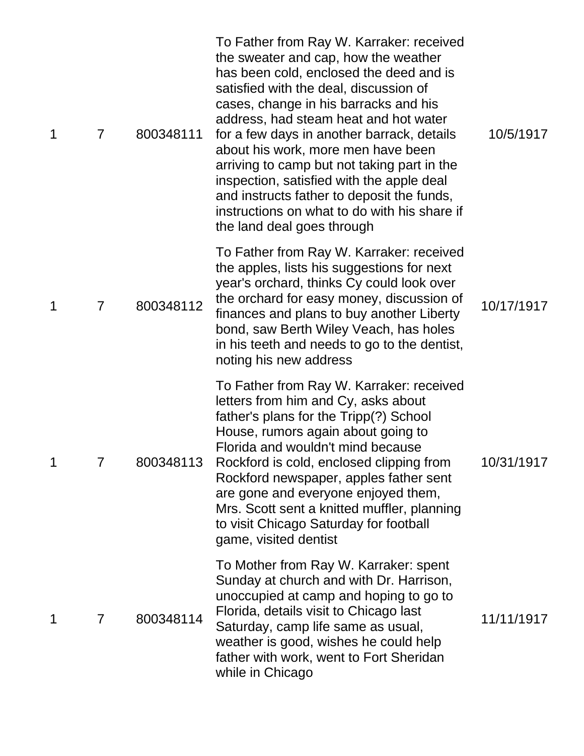| | | | | |
|---|---|---|---|---|
| 1 | 7 | 800348111 | To Father from Ray W. Karraker: received the sweater and cap, how the weather has been cold, enclosed the deed and is satisfied with the deal, discussion of cases, change in his barracks and his address, had steam heat and hot water for a few days in another barrack, details about his work, more men have been arriving to camp but not taking part in the inspection, satisfied with the apple deal and instructs father to deposit the funds, instructions on what to do with his share if the land deal goes through | 10/5/1917 |
| 1 | 7 | 800348112 | To Father from Ray W. Karraker: received the apples, lists his suggestions for next year's orchard, thinks Cy could look over the orchard for easy money, discussion of finances and plans to buy another Liberty bond, saw Berth Wiley Veach, has holes in his teeth and needs to go to the dentist, noting his new address | 10/17/1917 |
| 1 | 7 | 800348113 | To Father from Ray W. Karraker: received letters from him and Cy, asks about father's plans for the Tripp(?) School House, rumors again about going to Florida and wouldn't mind because Rockford is cold, enclosed clipping from Rockford newspaper, apples father sent are gone and everyone enjoyed them, Mrs. Scott sent a knitted muffler, planning to visit Chicago Saturday for football game, visited dentist | 10/31/1917 |
| 1 | 7 | 800348114 | To Mother from Ray W. Karraker: spent Sunday at church and with Dr. Harrison, unoccupied at camp and hoping to go to Florida, details visit to Chicago last Saturday, camp life same as usual, weather is good, wishes he could help father with work, went to Fort Sheridan while in Chicago | 11/11/1917 |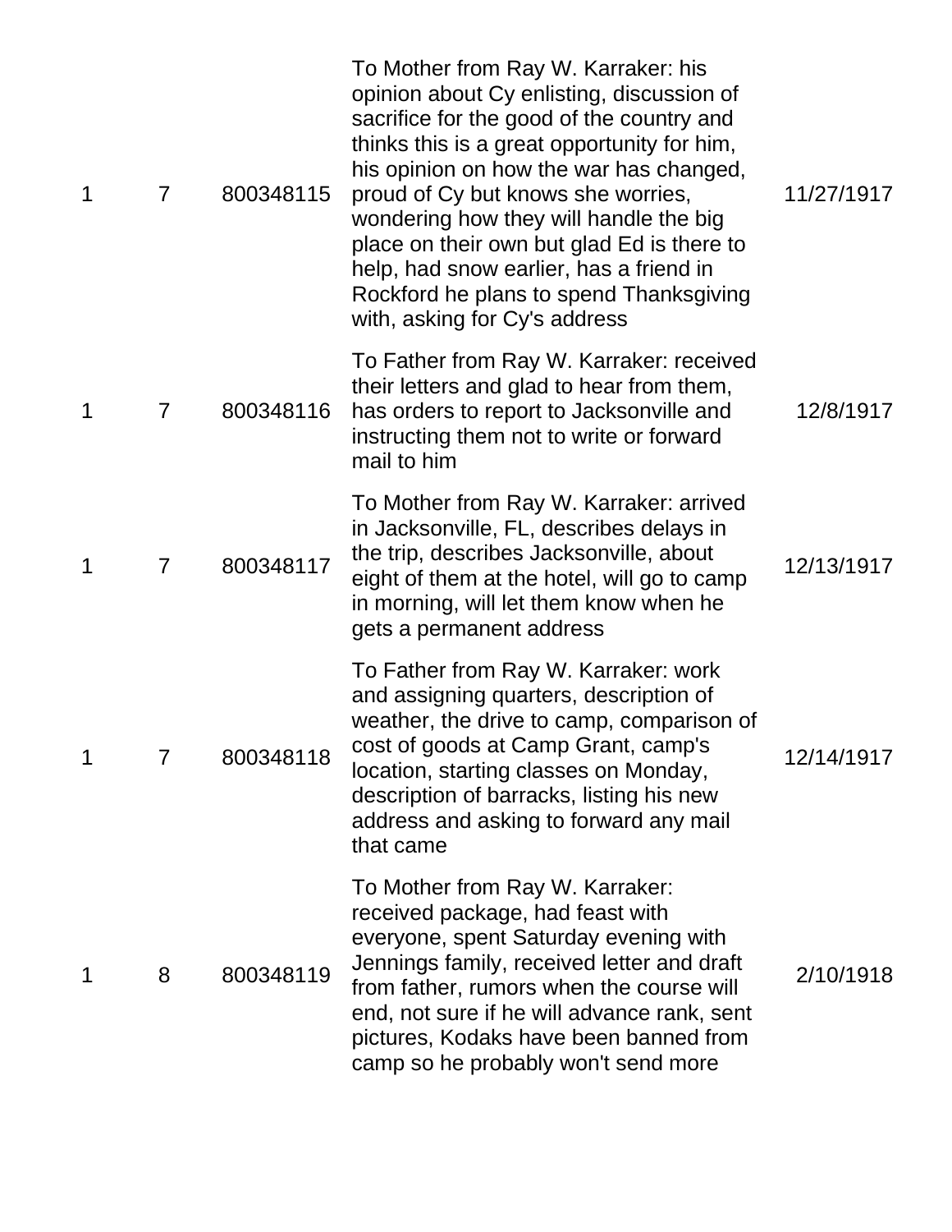| | | | | |
|---|---|---|---|---|
| 1 | 7 | 800348115 | To Mother from Ray W. Karraker: his opinion about Cy enlisting, discussion of sacrifice for the good of the country and thinks this is a great opportunity for him, his opinion on how the war has changed, proud of Cy but knows she worries, wondering how they will handle the big place on their own but glad Ed is there to help, had snow earlier, has a friend in Rockford he plans to spend Thanksgiving with, asking for Cy's address | 11/27/1917 |
| 1 | 7 | 800348116 | To Father from Ray W. Karraker: received their letters and glad to hear from them, has orders to report to Jacksonville and instructing them not to write or forward mail to him | 12/8/1917 |
| 1 | 7 | 800348117 | To Mother from Ray W. Karraker: arrived in Jacksonville, FL, describes delays in the trip, describes Jacksonville, about eight of them at the hotel, will go to camp in morning, will let them know when he gets a permanent address | 12/13/1917 |
| 1 | 7 | 800348118 | To Father from Ray W. Karraker: work and assigning quarters, description of weather, the drive to camp, comparison of cost of goods at Camp Grant, camp's location, starting classes on Monday, description of barracks, listing his new address and asking to forward any mail that came | 12/14/1917 |
| 1 | 8 | 800348119 | To Mother from Ray W. Karraker: received package, had feast with everyone, spent Saturday evening with Jennings family, received letter and draft from father, rumors when the course will end, not sure if he will advance rank, sent pictures, Kodaks have been banned from camp so he probably won't send more | 2/10/1918 |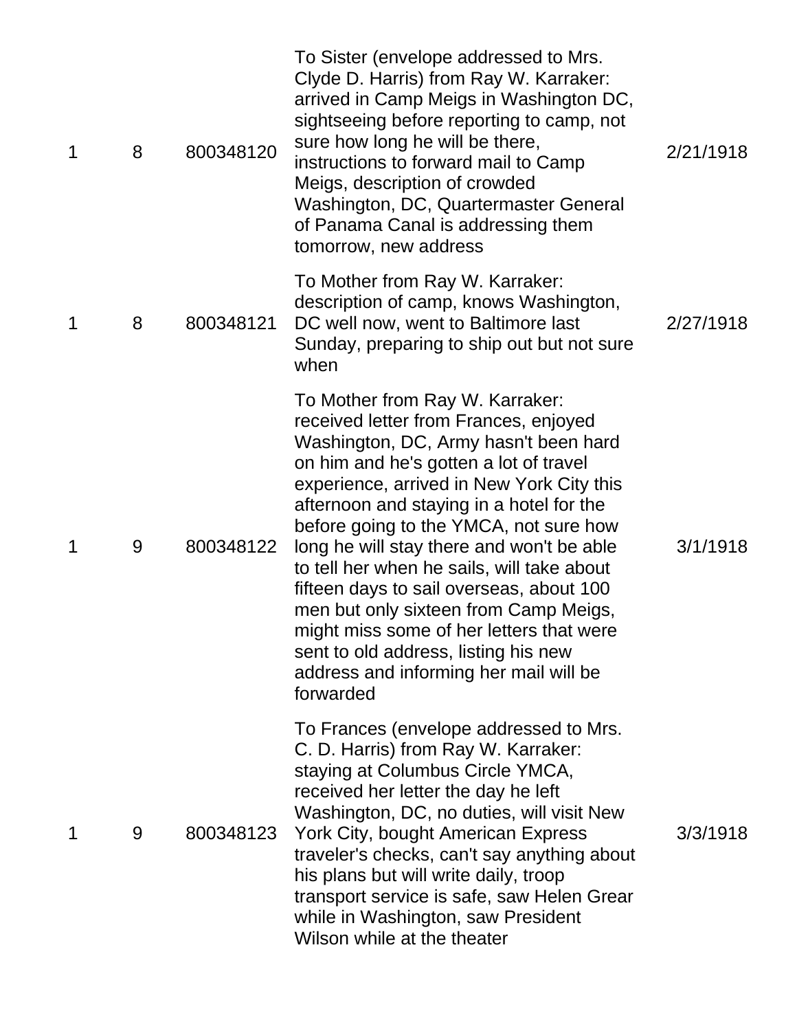| | | | | |
|---|---|---|---|---|
| 1 | 8 | 800348120 | To Sister (envelope addressed to Mrs. Clyde D. Harris) from Ray W. Karraker: arrived in Camp Meigs in Washington DC, sightseeing before reporting to camp, not sure how long he will be there, instructions to forward mail to Camp Meigs, description of crowded Washington, DC, Quartermaster General of Panama Canal is addressing them tomorrow, new address | 2/21/1918 |
| 1 | 8 | 800348121 | To Mother from Ray W. Karraker: description of camp, knows Washington, DC well now, went to Baltimore last Sunday, preparing to ship out but not sure when | 2/27/1918 |
| 1 | 9 | 800348122 | To Mother from Ray W. Karraker: received letter from Frances, enjoyed Washington, DC, Army hasn't been hard on him and he's gotten a lot of travel experience, arrived in New York City this afternoon and staying in a hotel for the before going to the YMCA, not sure how long he will stay there and won't be able to tell her when he sails, will take about fifteen days to sail overseas, about 100 men but only sixteen from Camp Meigs, might miss some of her letters that were sent to old address, listing his new address and informing her mail will be forwarded | 3/1/1918 |
| 1 | 9 | 800348123 | To Frances (envelope addressed to Mrs. C. D. Harris) from Ray W. Karraker: staying at Columbus Circle YMCA, received her letter the day he left Washington, DC, no duties, will visit New York City, bought American Express traveler's checks, can't say anything about his plans but will write daily, troop transport service is safe, saw Helen Grear while in Washington, saw President Wilson while at the theater | 3/3/1918 |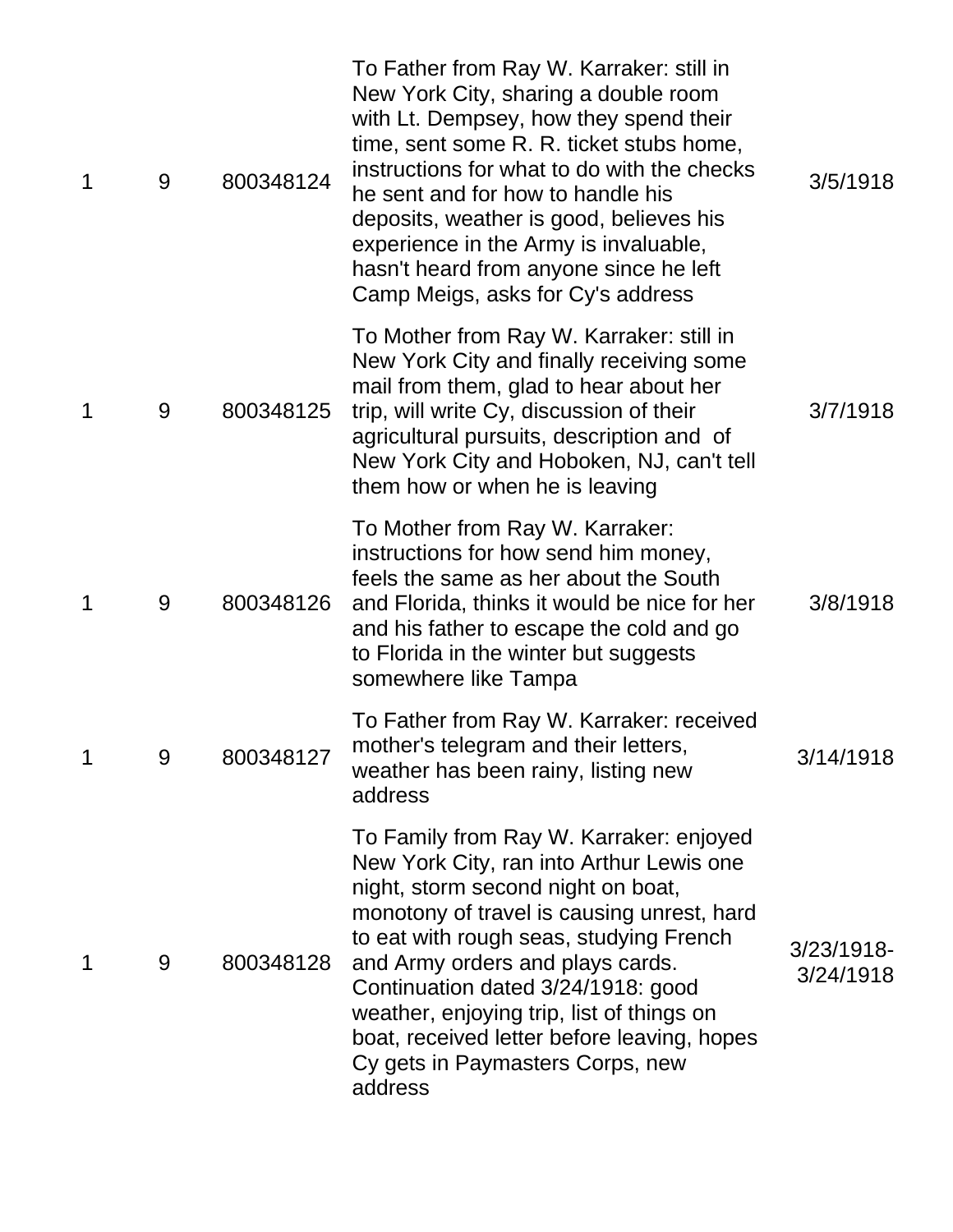| | | | | |
|---|---|---|---|---|
| 1 | 9 | 800348124 | To Father from Ray W. Karraker: still in New York City, sharing a double room with Lt. Dempsey, how they spend their time, sent some R. R. ticket stubs home, instructions for what to do with the checks he sent and for how to handle his deposits, weather is good, believes his experience in the Army is invaluable, hasn't heard from anyone since he left Camp Meigs, asks for Cy's address | 3/5/1918 |
| 1 | 9 | 800348125 | To Mother from Ray W. Karraker: still in New York City and finally receiving some mail from them, glad to hear about her trip, will write Cy, discussion of their agricultural pursuits, description and of New York City and Hoboken, NJ, can't tell them how or when he is leaving | 3/7/1918 |
| 1 | 9 | 800348126 | To Mother from Ray W. Karraker: instructions for how send him money, feels the same as her about the South and Florida, thinks it would be nice for her and his father to escape the cold and go to Florida in the winter but suggests somewhere like Tampa | 3/8/1918 |
| 1 | 9 | 800348127 | To Father from Ray W. Karraker: received mother's telegram and their letters, weather has been rainy, listing new address | 3/14/1918 |
| 1 | 9 | 800348128 | To Family from Ray W. Karraker: enjoyed New York City, ran into Arthur Lewis one night, storm second night on boat, monotony of travel is causing unrest, hard to eat with rough seas, studying French and Army orders and plays cards. Continuation dated 3/24/1918: good weather, enjoying trip, list of things on boat, received letter before leaving, hopes Cy gets in Paymasters Corps, new address | 3/23/1918-3/24/1918 |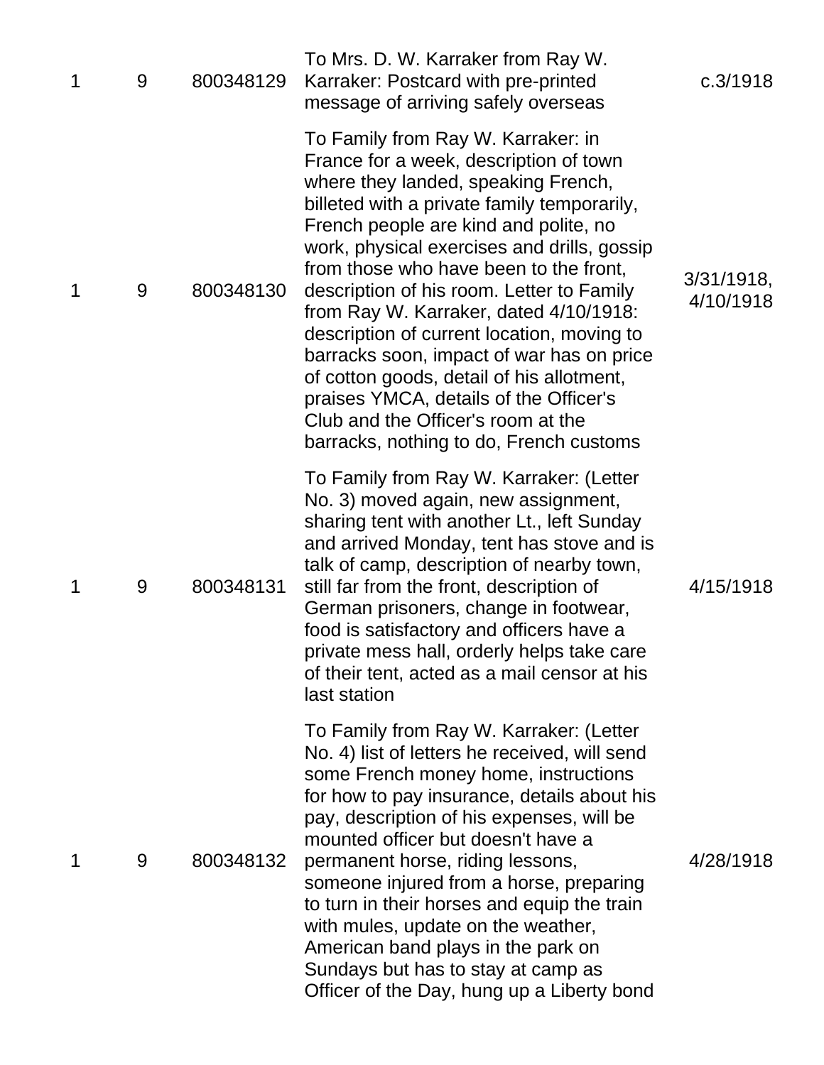| | | | | |
|---|---|---|---|---|
| 1 | 9 | 800348129 | To Mrs. D. W. Karraker from Ray W. Karraker: Postcard with pre-printed message of arriving safely overseas | c.3/1918 |
| 1 | 9 | 800348130 | To Family from Ray W. Karraker: in France for a week, description of town where they landed, speaking French, billeted with a private family temporarily, French people are kind and polite, no work, physical exercises and drills, gossip from those who have been to the front, description of his room. Letter to Family from Ray W. Karraker, dated 4/10/1918: description of current location, moving to barracks soon, impact of war has on price of cotton goods, detail of his allotment, praises YMCA, details of the Officer's Club and the Officer's room at the barracks, nothing to do, French customs | 3/31/1918, 4/10/1918 |
| 1 | 9 | 800348131 | To Family from Ray W. Karraker: (Letter No. 3) moved again, new assignment, sharing tent with another Lt., left Sunday and arrived Monday, tent has stove and is talk of camp, description of nearby town, still far from the front, description of German prisoners, change in footwear, food is satisfactory and officers have a private mess hall, orderly helps take care of their tent, acted as a mail censor at his last station | 4/15/1918 |
| 1 | 9 | 800348132 | To Family from Ray W. Karraker: (Letter No. 4) list of letters he received, will send some French money home, instructions for how to pay insurance, details about his pay, description of his expenses, will be mounted officer but doesn't have a permanent horse, riding lessons, someone injured from a horse, preparing to turn in their horses and equip the train with mules, update on the weather, American band plays in the park on Sundays but has to stay at camp as Officer of the Day, hung up a Liberty bond | 4/28/1918 |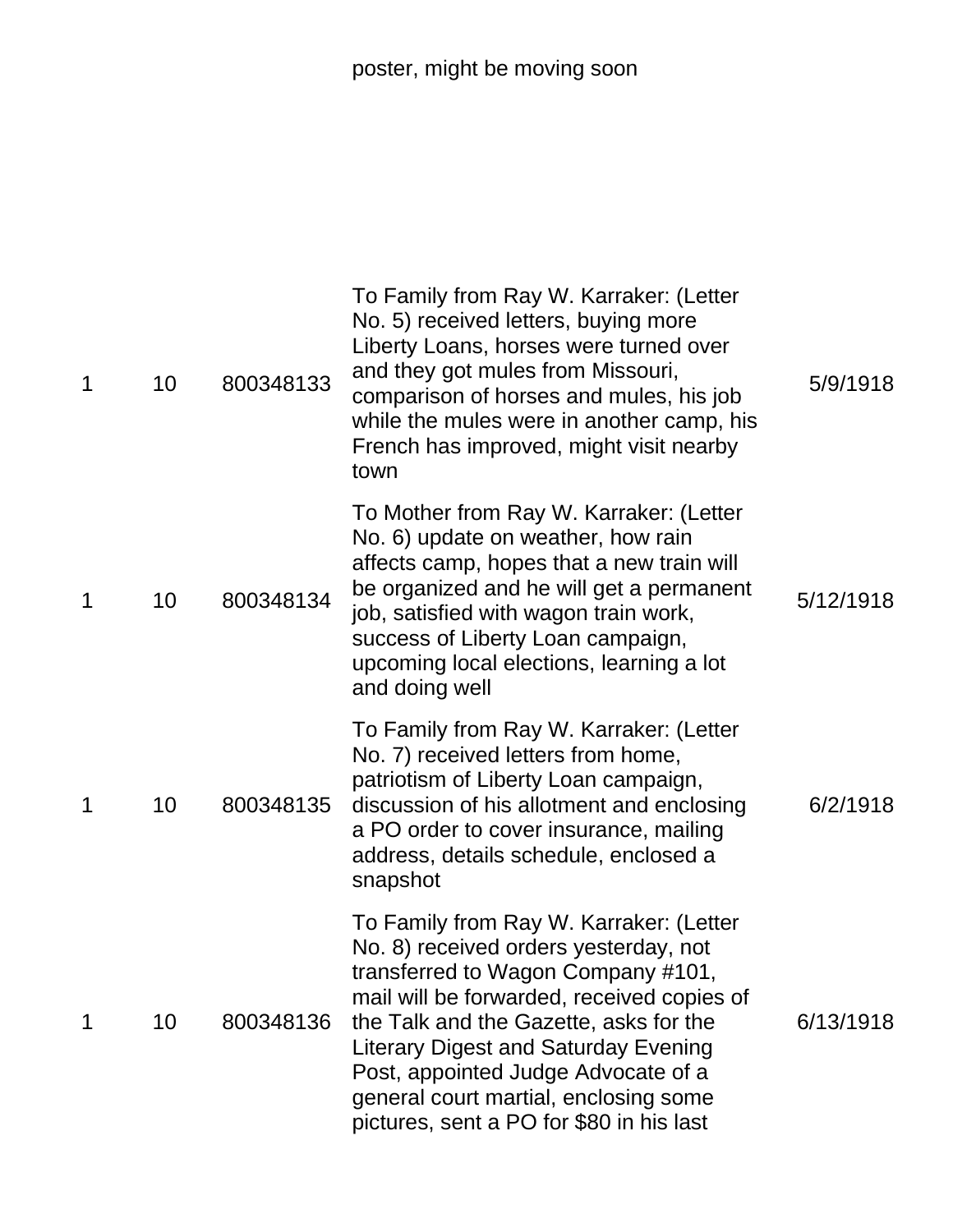| | | | poster, might be moving soon | |
|---|---|---|---|---|
| 1 | 10 | 800348133 | To Family from Ray W. Karraker: (Letter No. 5) received letters, buying more Liberty Loans, horses were turned over and they got mules from Missouri, comparison of horses and mules, his job while the mules were in another camp, his French has improved, might visit nearby town | 5/9/1918 |
| 1 | 10 | 800348134 | To Mother from Ray W. Karraker: (Letter No. 6) update on weather, how rain affects camp, hopes that a new train will be organized and he will get a permanent job, satisfied with wagon train work, success of Liberty Loan campaign, upcoming local elections, learning a lot and doing well | 5/12/1918 |
| 1 | 10 | 800348135 | To Family from Ray W. Karraker: (Letter No. 7) received letters from home, patriotism of Liberty Loan campaign, discussion of his allotment and enclosing a PO order to cover insurance, mailing address, details schedule, enclosed a snapshot | 6/2/1918 |
| 1 | 10 | 800348136 | To Family from Ray W. Karraker: (Letter No. 8) received orders yesterday, not transferred to Wagon Company #101, mail will be forwarded, received copies of the Talk and the Gazette, asks for the Literary Digest and Saturday Evening Post, appointed Judge Advocate of a general court martial, enclosing some pictures, sent a PO for $80 in his last | 6/13/1918 |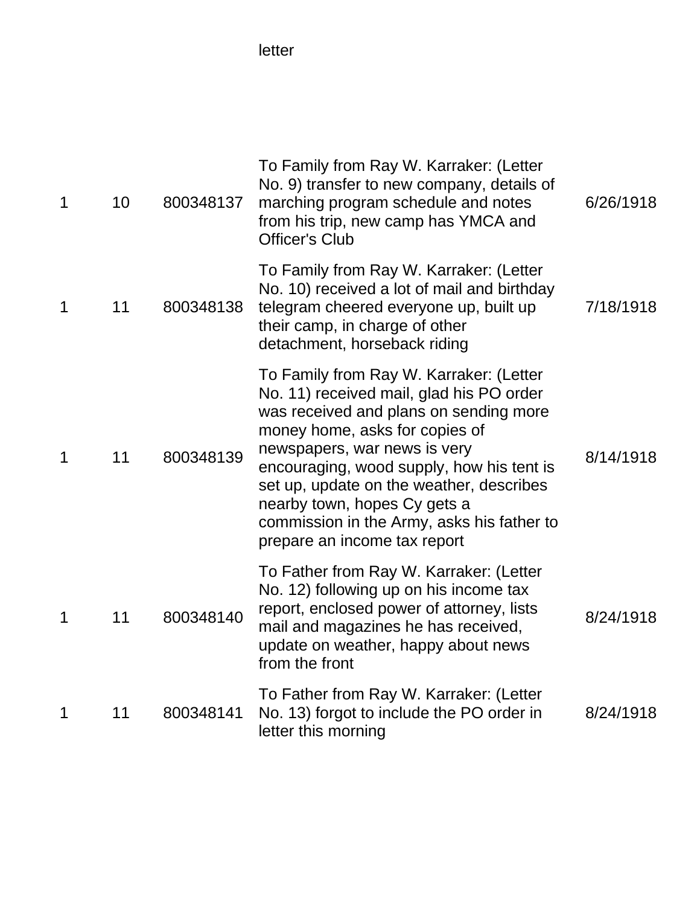| | | | letter | |
|---|---|---|---|---|
| 1 | 10 | 800348137 | To Family from Ray W. Karraker: (Letter No. 9) transfer to new company, details of marching program schedule and notes from his trip, new camp has YMCA and Officer's Club | 6/26/1918 |
| 1 | 11 | 800348138 | To Family from Ray W. Karraker: (Letter No. 10) received a lot of mail and birthday telegram cheered everyone up, built up their camp, in charge of other detachment, horseback riding | 7/18/1918 |
| 1 | 11 | 800348139 | To Family from Ray W. Karraker: (Letter No. 11) received mail, glad his PO order was received and plans on sending more money home, asks for copies of newspapers, war news is very encouraging, wood supply, how his tent is set up, update on the weather, describes nearby town, hopes Cy gets a commission in the Army, asks his father to prepare an income tax report | 8/14/1918 |
| 1 | 11 | 800348140 | To Father from Ray W. Karraker: (Letter No. 12) following up on his income tax report, enclosed power of attorney, lists mail and magazines he has received, update on weather, happy about news from the front | 8/24/1918 |
| 1 | 11 | 800348141 | To Father from Ray W. Karraker: (Letter No. 13) forgot to include the PO order in letter this morning | 8/24/1918 |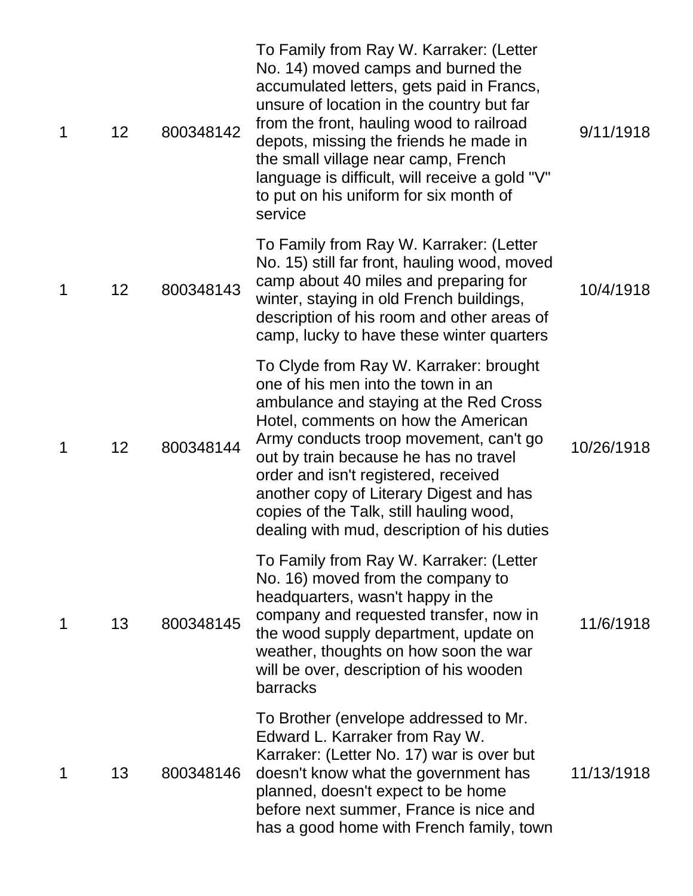| | | | | |
|---|---|---|---|---|
| 1 | 12 | 800348142 | To Family from Ray W. Karraker: (Letter No. 14) moved camps and burned the accumulated letters, gets paid in Francs, unsure of location in the country but far from the front, hauling wood to railroad depots, missing the friends he made in the small village near camp, French language is difficult, will receive a gold "V" to put on his uniform for six month of service | 9/11/1918 |
| 1 | 12 | 800348143 | To Family from Ray W. Karraker: (Letter No. 15) still far front, hauling wood, moved camp about 40 miles and preparing for winter, staying in old French buildings, description of his room and other areas of camp, lucky to have these winter quarters | 10/4/1918 |
| 1 | 12 | 800348144 | To Clyde from Ray W. Karraker: brought one of his men into the town in an ambulance and staying at the Red Cross Hotel, comments on how the American Army conducts troop movement, can't go out by train because he has no travel order and isn't registered, received another copy of Literary Digest and has copies of the Talk, still hauling wood, dealing with mud, description of his duties | 10/26/1918 |
| 1 | 13 | 800348145 | To Family from Ray W. Karraker: (Letter No. 16) moved from the company to headquarters, wasn't happy in the company and requested transfer, now in the wood supply department, update on weather, thoughts on how soon the war will be over, description of his wooden barracks | 11/6/1918 |
| 1 | 13 | 800348146 | To Brother (envelope addressed to Mr. Edward L. Karraker from Ray W. Karraker: (Letter No. 17) war is over but doesn't know what the government has planned, doesn't expect to be home before next summer, France is nice and has a good home with French family, town | 11/13/1918 |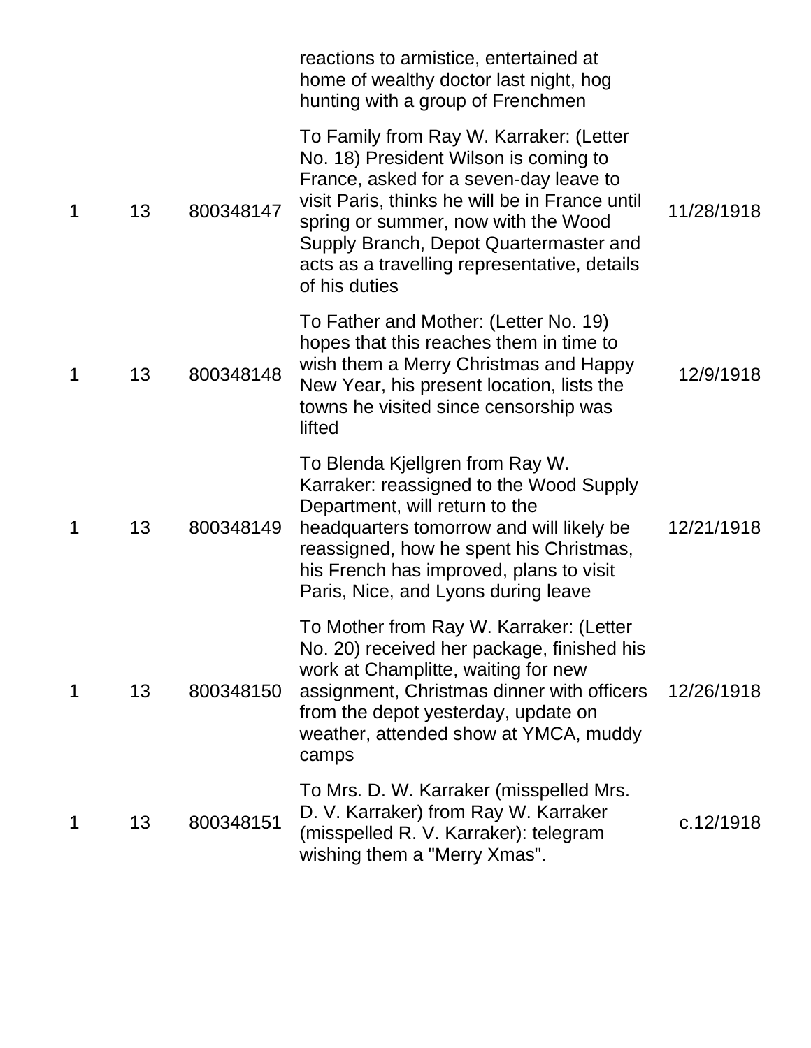| | | | reactions to armistice, entertained at home of wealthy doctor last night, hog hunting with a group of Frenchmen | |
|---|---|---|---|---|
| 1 | 13 | 800348147 | To Family from Ray W. Karraker: (Letter No. 18) President Wilson is coming to France, asked for a seven-day leave to visit Paris, thinks he will be in France until spring or summer, now with the Wood Supply Branch, Depot Quartermaster and acts as a travelling representative, details of his duties | 11/28/1918 |
| 1 | 13 | 800348148 | To Father and Mother: (Letter No. 19) hopes that this reaches them in time to wish them a Merry Christmas and Happy New Year, his present location, lists the towns he visited since censorship was lifted | 12/9/1918 |
| 1 | 13 | 800348149 | To Blenda Kjellgren from Ray W. Karraker: reassigned to the Wood Supply Department, will return to the headquarters tomorrow and will likely be reassigned, how he spent his Christmas, his French has improved, plans to visit Paris, Nice, and Lyons during leave | 12/21/1918 |
| 1 | 13 | 800348150 | To Mother from Ray W. Karraker: (Letter No. 20) received her package, finished his work at Champlitte, waiting for new assignment, Christmas dinner with officers from the depot yesterday, update on weather, attended show at YMCA, muddy camps | 12/26/1918 |
| 1 | 13 | 800348151 | To Mrs. D. W. Karraker (misspelled Mrs. D. V. Karraker) from Ray W. Karraker (misspelled R. V. Karraker): telegram wishing them a "Merry Xmas". | c.12/1918 |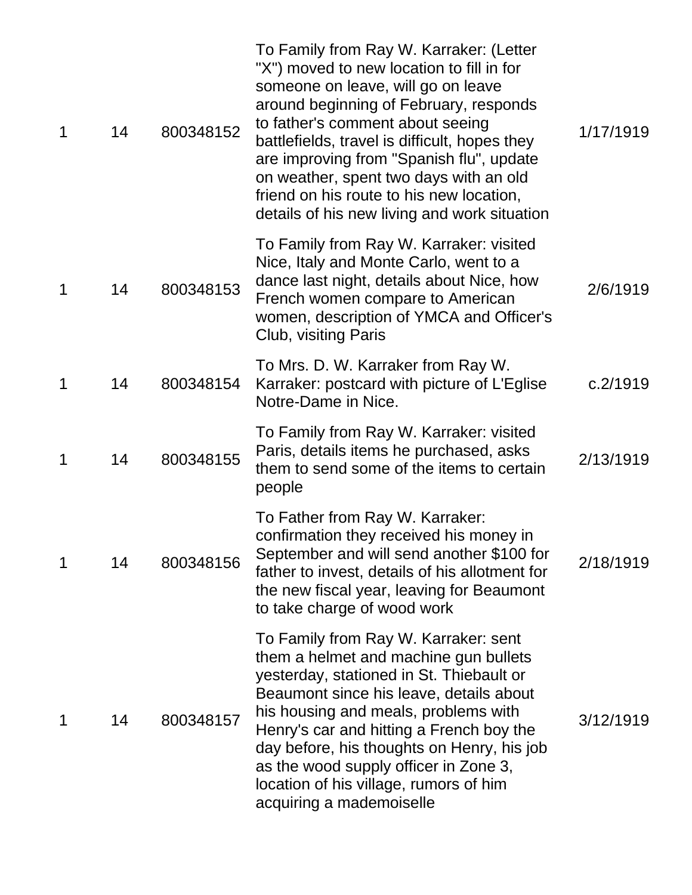| | | | | |
|---|---|---|---|---|
| 1 | 14 | 800348152 | To Family from Ray W. Karraker: (Letter "X") moved to new location to fill in for someone on leave, will go on leave around beginning of February, responds to father's comment about seeing battlefields, travel is difficult, hopes they are improving from "Spanish flu", update on weather, spent two days with an old friend on his route to his new location, details of his new living and work situation | 1/17/1919 |
| 1 | 14 | 800348153 | To Family from Ray W. Karraker: visited Nice, Italy and Monte Carlo, went to a dance last night, details about Nice, how French women compare to American women, description of YMCA and Officer's Club, visiting Paris | 2/6/1919 |
| 1 | 14 | 800348154 | To Mrs. D. W. Karraker from Ray W. Karraker: postcard with picture of L'Eglise Notre-Dame in Nice. | c.2/1919 |
| 1 | 14 | 800348155 | To Family from Ray W. Karraker: visited Paris, details items he purchased, asks them to send some of the items to certain people | 2/13/1919 |
| 1 | 14 | 800348156 | To Father from Ray W. Karraker: confirmation they received his money in September and will send another $100 for father to invest, details of his allotment for the new fiscal year, leaving for Beaumont to take charge of wood work | 2/18/1919 |
| 1 | 14 | 800348157 | To Family from Ray W. Karraker: sent them a helmet and machine gun bullets yesterday, stationed in St. Thiebault or Beaumont since his leave, details about his housing and meals, problems with Henry's car and hitting a French boy the day before, his thoughts on Henry, his job as the wood supply officer in Zone 3, location of his village, rumors of him acquiring a mademoiselle | 3/12/1919 |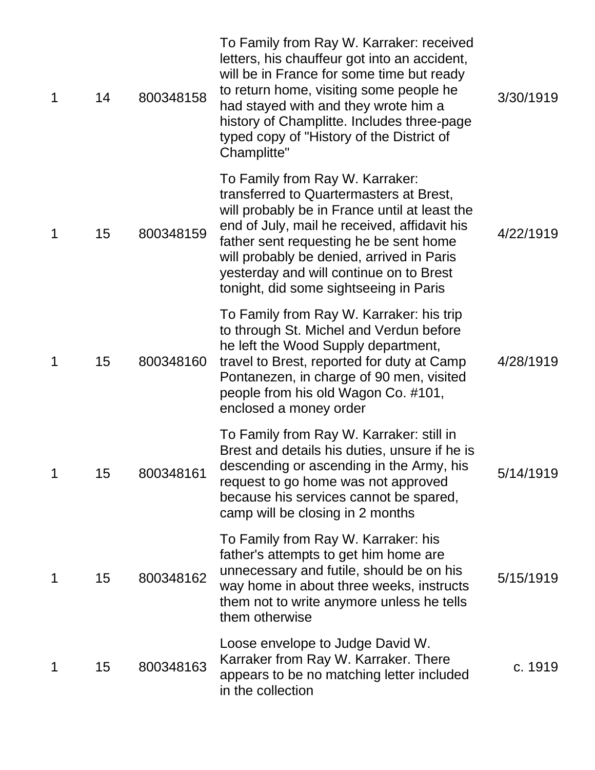| | | | | |
|---|---|---|---|---|
| 1 | 14 | 800348158 | To Family from Ray W. Karraker: received letters, his chauffeur got into an accident, will be in France for some time but ready to return home, visiting some people he had stayed with and they wrote him a history of Champlitte. Includes three-page typed copy of "History of the District of Champlitte" | 3/30/1919 |
| 1 | 15 | 800348159 | To Family from Ray W. Karraker: transferred to Quartermasters at Brest, will probably be in France until at least the end of July, mail he received, affidavit his father sent requesting he be sent home will probably be denied, arrived in Paris yesterday and will continue on to Brest tonight, did some sightseeing in Paris | 4/22/1919 |
| 1 | 15 | 800348160 | To Family from Ray W. Karraker: his trip to through St. Michel and Verdun before he left the Wood Supply department, travel to Brest, reported for duty at Camp Pontanezen, in charge of 90 men, visited people from his old Wagon Co. #101, enclosed a money order | 4/28/1919 |
| 1 | 15 | 800348161 | To Family from Ray W. Karraker: still in Brest and details his duties, unsure if he is descending or ascending in the Army, his request to go home was not approved because his services cannot be spared, camp will be closing in 2 months | 5/14/1919 |
| 1 | 15 | 800348162 | To Family from Ray W. Karraker: his father's attempts to get him home are unnecessary and futile, should be on his way home in about three weeks, instructs them not to write anymore unless he tells them otherwise | 5/15/1919 |
| 1 | 15 | 800348163 | Loose envelope to Judge David W. Karraker from Ray W. Karraker. There appears to be no matching letter included in the collection | c. 1919 |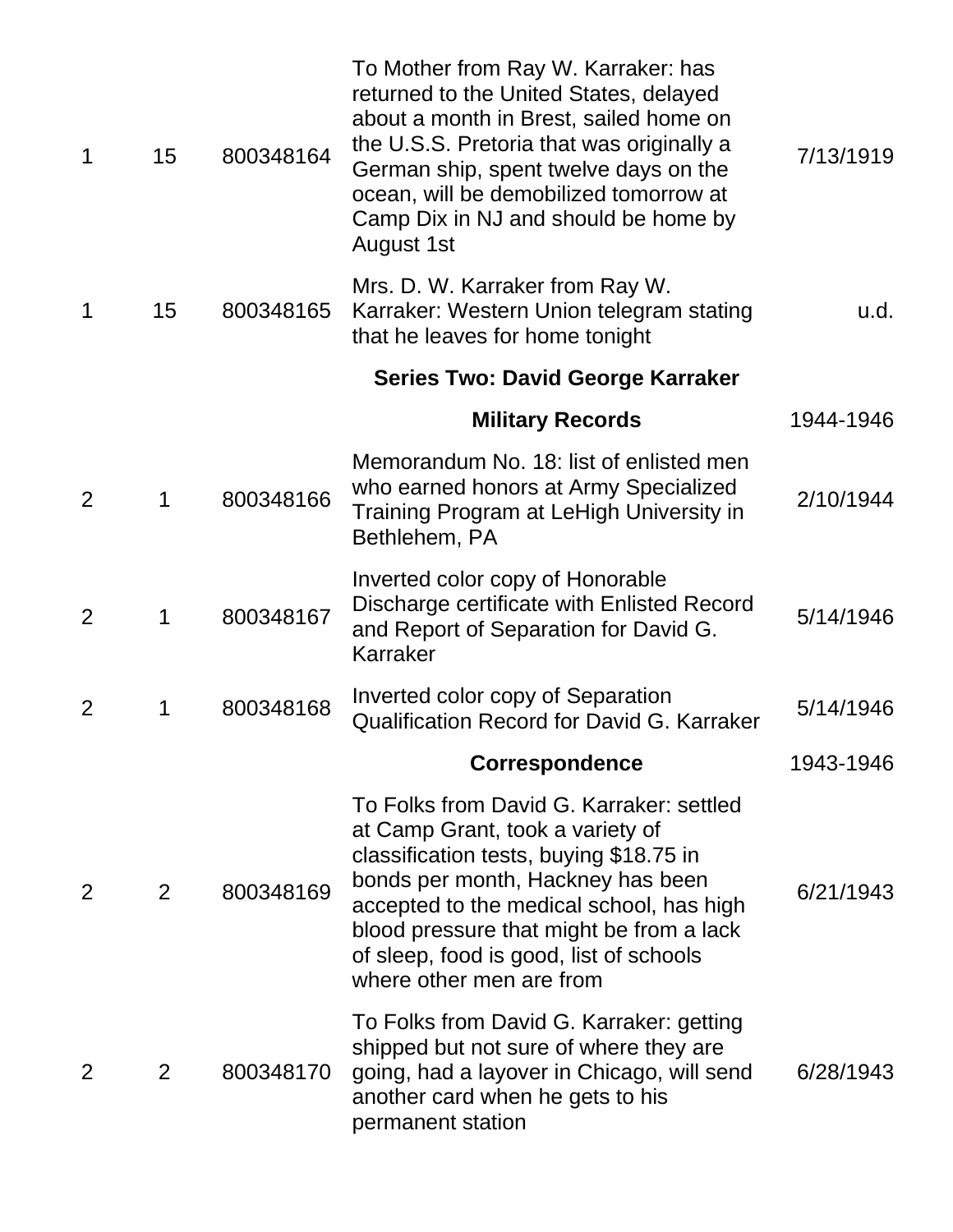| | | | | |
|---|---|---|---|---|
| 1 | 15 | 800348164 | To Mother from Ray W. Karraker: has returned to the United States, delayed about a month in Brest, sailed home on the U.S.S. Pretoria that was originally a German ship, spent twelve days on the ocean, will be demobilized tomorrow at Camp Dix in NJ and should be home by August 1st | 7/13/1919 |
| 1 | 15 | 800348165 | Mrs. D. W. Karraker from Ray W. Karraker: Western Union telegram stating that he leaves for home tonight | u.d. |
| | | | **Series Two: David George Karraker** | |
| | | | **Military Records** | 1944-1946 |
| 2 | 1 | 800348166 | Memorandum No. 18: list of enlisted men who earned honors at Army Specialized Training Program at LeHigh University in Bethlehem, PA | 2/10/1944 |
| 2 | 1 | 800348167 | Inverted color copy of Honorable Discharge certificate with Enlisted Record and Report of Separation for David G. Karraker | 5/14/1946 |
| 2 | 1 | 800348168 | Inverted color copy of Separation Qualification Record for David G. Karraker | 5/14/1946 |
| | | | **Correspondence** | 1943-1946 |
| 2 | 2 | 800348169 | To Folks from David G. Karraker: settled at Camp Grant, took a variety of classification tests, buying $18.75 in bonds per month, Hackney has been accepted to the medical school, has high blood pressure that might be from a lack of sleep, food is good, list of schools where other men are from | 6/21/1943 |
| 2 | 2 | 800348170 | To Folks from David G. Karraker: getting shipped but not sure of where they are going, had a layover in Chicago, will send another card when he gets to his permanent station | 6/28/1943 |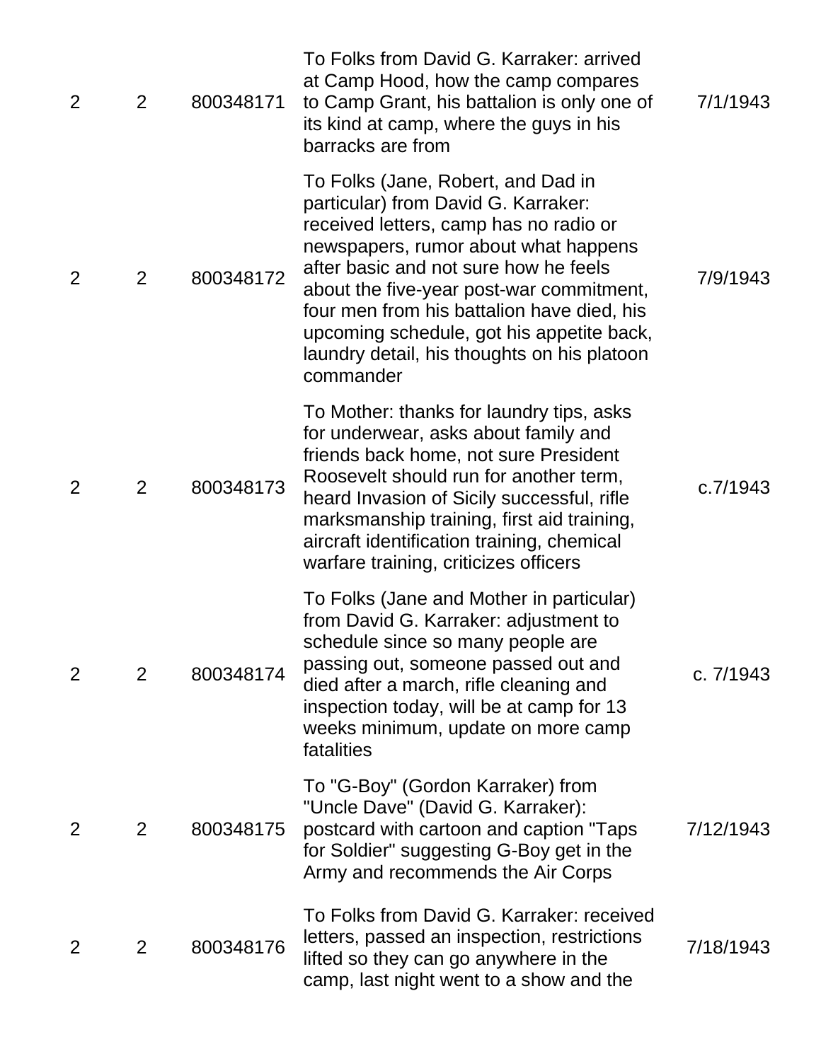| | | | | |
|---|---|---|---|---|
| 2 | 2 | 800348171 | To Folks from David G. Karraker: arrived at Camp Hood, how the camp compares to Camp Grant, his battalion is only one of its kind at camp, where the guys in his barracks are from | 7/1/1943 |
| 2 | 2 | 800348172 | To Folks (Jane, Robert, and Dad in particular) from David G. Karraker: received letters, camp has no radio or newspapers, rumor about what happens after basic and not sure how he feels about the five-year post-war commitment, four men from his battalion have died, his upcoming schedule, got his appetite back, laundry detail, his thoughts on his platoon commander | 7/9/1943 |
| 2 | 2 | 800348173 | To Mother: thanks for laundry tips, asks for underwear, asks about family and friends back home, not sure President Roosevelt should run for another term, heard Invasion of Sicily successful, rifle marksmanship training, first aid training, aircraft identification training, chemical warfare training, criticizes officers | c.7/1943 |
| 2 | 2 | 800348174 | To Folks (Jane and Mother in particular) from David G. Karraker: adjustment to schedule since so many people are passing out, someone passed out and died after a march, rifle cleaning and inspection today, will be at camp for 13 weeks minimum, update on more camp fatalities | c. 7/1943 |
| 2 | 2 | 800348175 | To "G-Boy" (Gordon Karraker) from "Uncle Dave" (David G. Karraker): postcard with cartoon and caption "Taps for Soldier" suggesting G-Boy get in the Army and recommends the Air Corps | 7/12/1943 |
| 2 | 2 | 800348176 | To Folks from David G. Karraker: received letters, passed an inspection, restrictions lifted so they can go anywhere in the camp, last night went to a show and the | 7/18/1943 |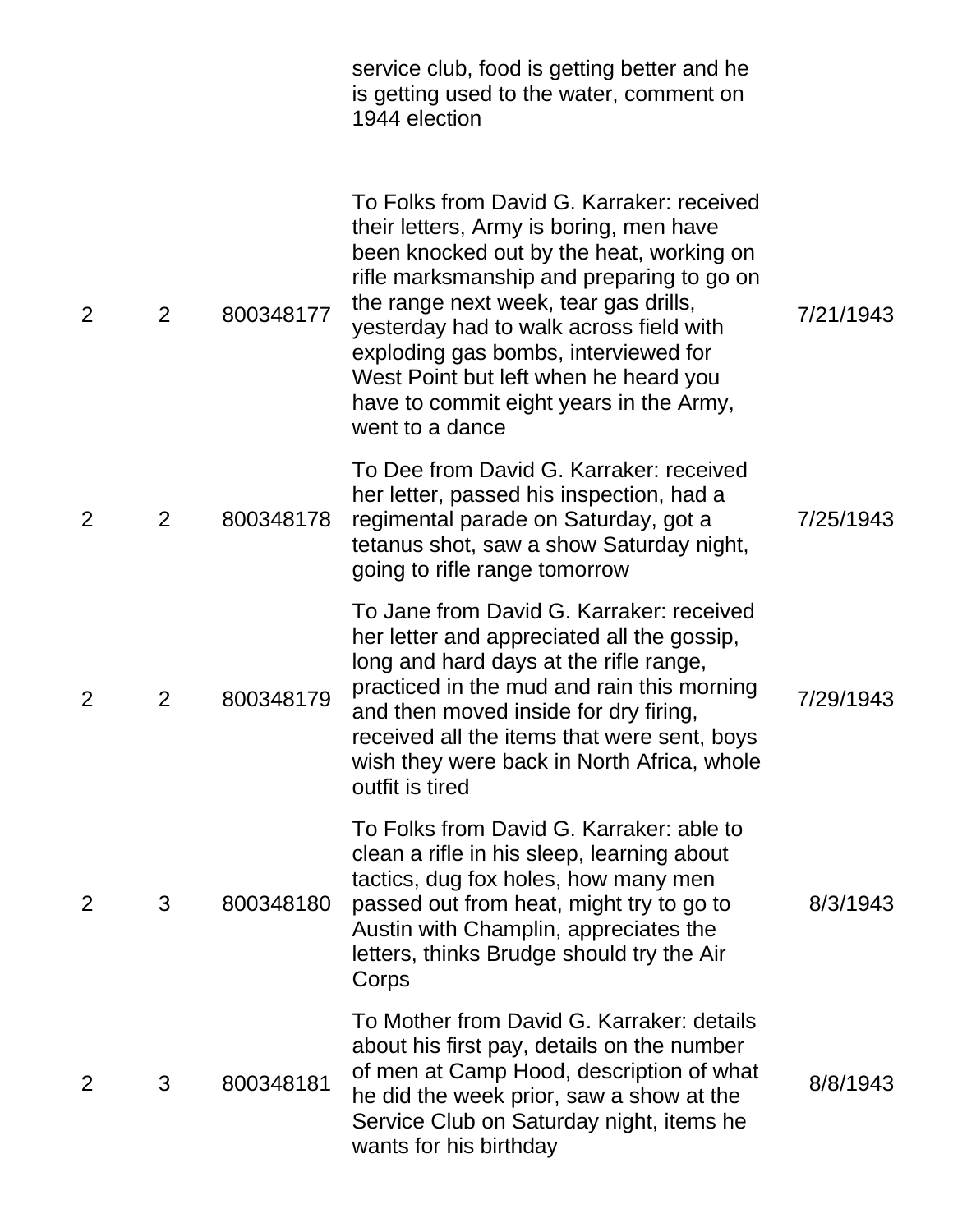| | | | service club, food is getting better and he is getting used to the water, comment on 1944 election | |
|---|---|---|---|---|
| 2 | 2 | 800348177 | To Folks from David G. Karraker: received their letters, Army is boring, men have been knocked out by the heat, working on rifle marksmanship and preparing to go on the range next week, tear gas drills, yesterday had to walk across field with exploding gas bombs, interviewed for West Point but left when he heard you have to commit eight years in the Army, went to a dance | 7/21/1943 |
| 2 | 2 | 800348178 | To Dee from David G. Karraker: received her letter, passed his inspection, had a regimental parade on Saturday, got a tetanus shot, saw a show Saturday night, going to rifle range tomorrow | 7/25/1943 |
| 2 | 2 | 800348179 | To Jane from David G. Karraker: received her letter and appreciated all the gossip, long and hard days at the rifle range, practiced in the mud and rain this morning and then moved inside for dry firing, received all the items that were sent, boys wish they were back in North Africa, whole outfit is tired | 7/29/1943 |
| 2 | 3 | 800348180 | To Folks from David G. Karraker: able to clean a rifle in his sleep, learning about tactics, dug fox holes, how many men passed out from heat, might try to go to Austin with Champlin, appreciates the letters, thinks Brudge should try the Air Corps | 8/3/1943 |
| 2 | 3 | 800348181 | To Mother from David G. Karraker: details about his first pay, details on the number of men at Camp Hood, description of what he did the week prior, saw a show at the Service Club on Saturday night, items he wants for his birthday | 8/8/1943 |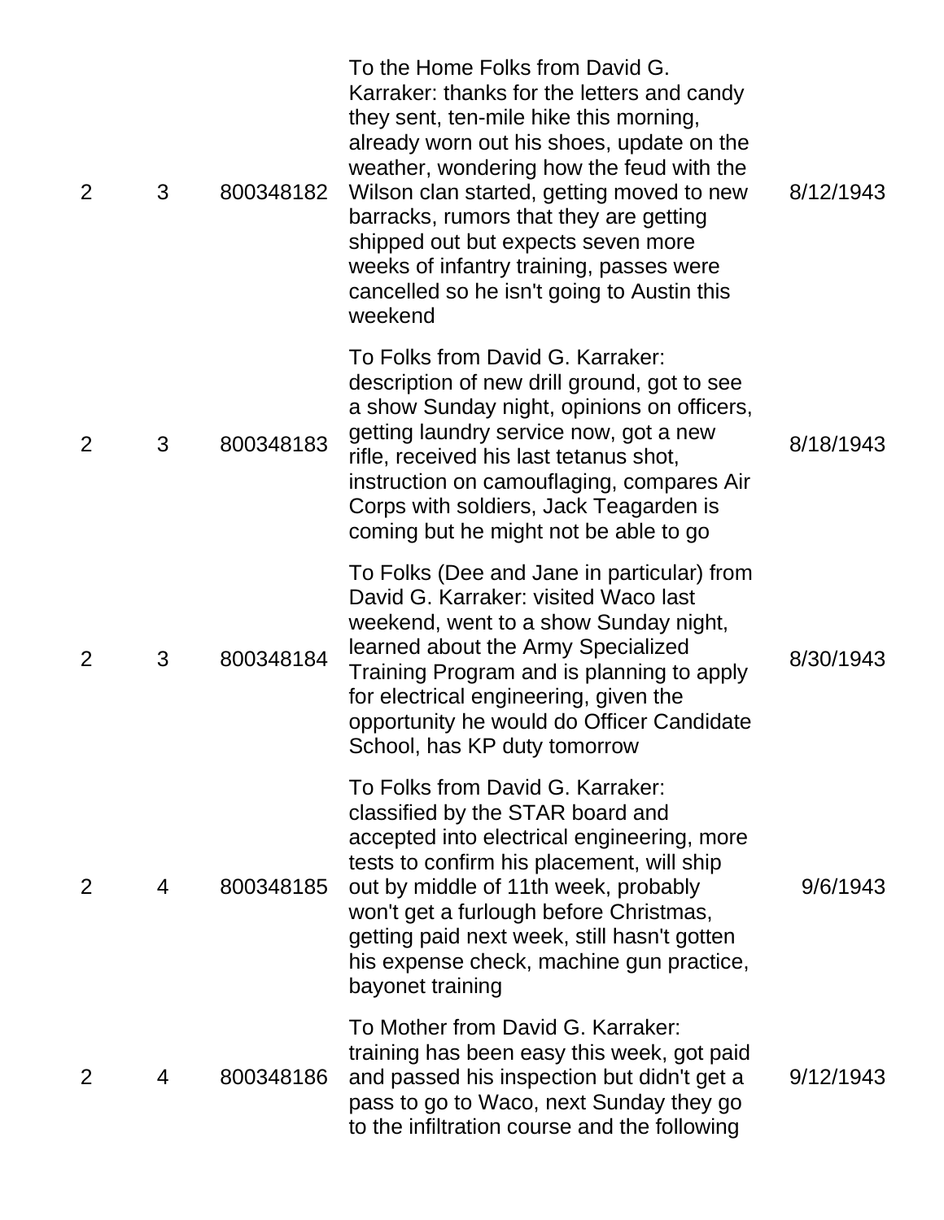| | | | | |
|---|---|---|---|---|
| 2 | 3 | 800348182 | To the Home Folks from David G. Karraker: thanks for the letters and candy they sent, ten-mile hike this morning, already worn out his shoes, update on the weather, wondering how the feud with the Wilson clan started, getting moved to new barracks, rumors that they are getting shipped out but expects seven more weeks of infantry training, passes were cancelled so he isn't going to Austin this weekend | 8/12/1943 |
| 2 | 3 | 800348183 | To Folks from David G. Karraker: description of new drill ground, got to see a show Sunday night, opinions on officers, getting laundry service now, got a new rifle, received his last tetanus shot, instruction on camouflaging, compares Air Corps with soldiers, Jack Teagarden is coming but he might not be able to go | 8/18/1943 |
| 2 | 3 | 800348184 | To Folks (Dee and Jane in particular) from David G. Karraker: visited Waco last weekend, went to a show Sunday night, learned about the Army Specialized Training Program and is planning to apply for electrical engineering, given the opportunity he would do Officer Candidate School, has KP duty tomorrow | 8/30/1943 |
| 2 | 4 | 800348185 | To Folks from David G. Karraker: classified by the STAR board and accepted into electrical engineering, more tests to confirm his placement, will ship out by middle of 11th week, probably won't get a furlough before Christmas, getting paid next week, still hasn't gotten his expense check, machine gun practice, bayonet training | 9/6/1943 |
| 2 | 4 | 800348186 | To Mother from David G. Karraker: training has been easy this week, got paid and passed his inspection but didn't get a pass to go to Waco, next Sunday they go to the infiltration course and the following | 9/12/1943 |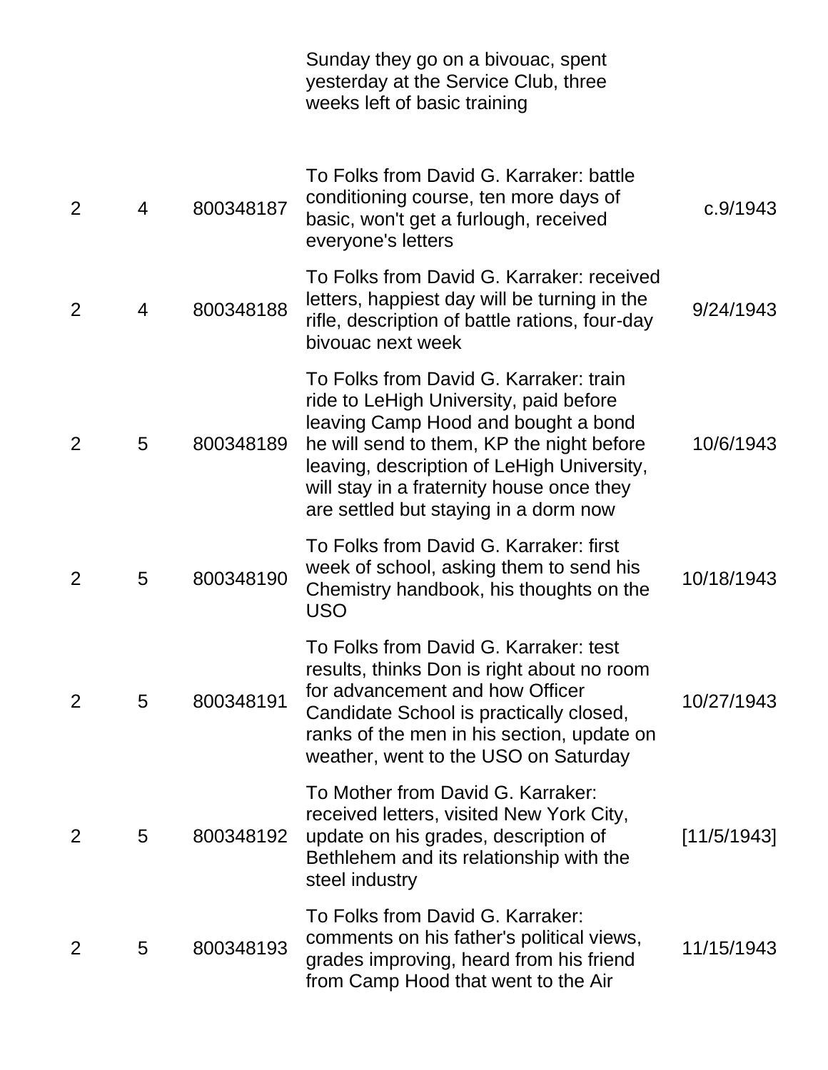| | | | Sunday they go on a bivouac, spent yesterday at the Service Club, three weeks left of basic training | |
|---|---|---|---|---|
| 2 | 4 | 800348187 | To Folks from David G. Karraker: battle conditioning course, ten more days of basic, won't get a furlough, received everyone's letters | c.9/1943 |
| 2 | 4 | 800348188 | To Folks from David G. Karraker: received letters, happiest day will be turning in the rifle, description of battle rations, four-day bivouac next week | 9/24/1943 |
| 2 | 5 | 800348189 | To Folks from David G. Karraker: train ride to LeHigh University, paid before leaving Camp Hood and bought a bond he will send to them, KP the night before leaving, description of LeHigh University, will stay in a fraternity house once they are settled but staying in a dorm now | 10/6/1943 |
| 2 | 5 | 800348190 | To Folks from David G. Karraker: first week of school, asking them to send his Chemistry handbook, his thoughts on the USO | 10/18/1943 |
| 2 | 5 | 800348191 | To Folks from David G. Karraker: test results, thinks Don is right about no room for advancement and how Officer Candidate School is practically closed, ranks of the men in his section, update on weather, went to the USO on Saturday | 10/27/1943 |
| 2 | 5 | 800348192 | To Mother from David G. Karraker: received letters, visited New York City, update on his grades, description of Bethlehem and its relationship with the steel industry | [11/5/1943] |
| 2 | 5 | 800348193 | To Folks from David G. Karraker: comments on his father's political views, grades improving, heard from his friend from Camp Hood that went to the Air | 11/15/1943 |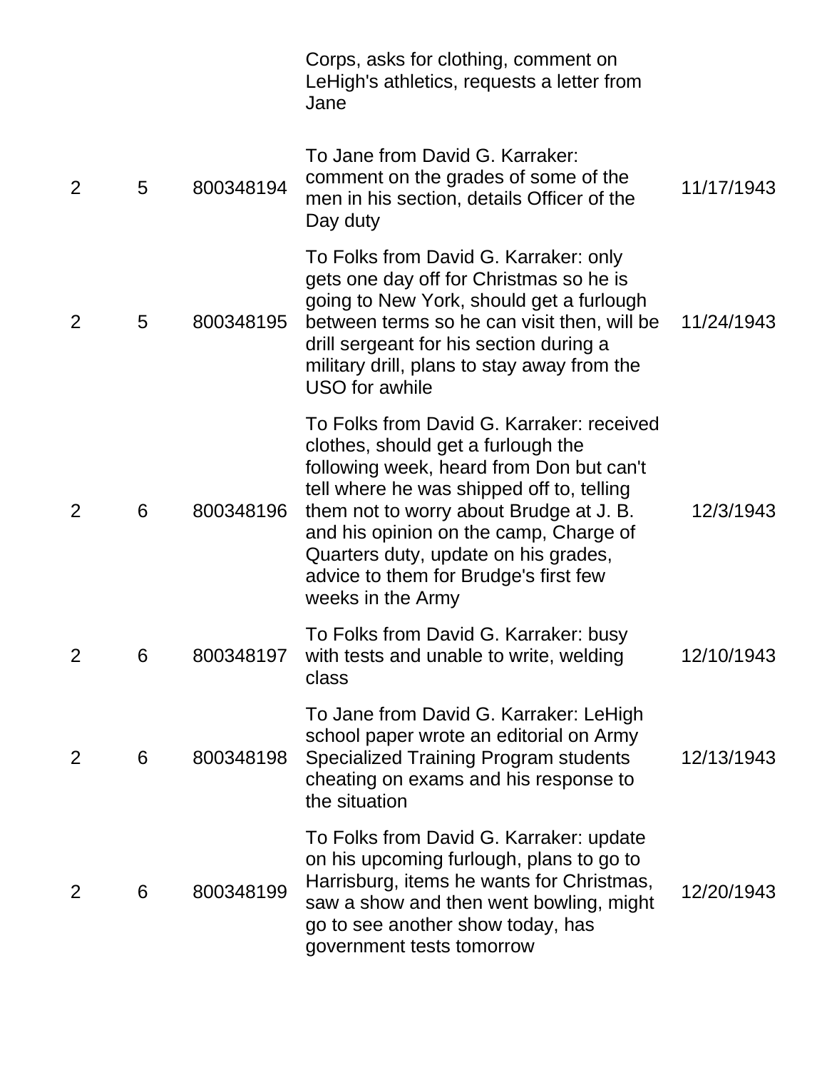| | | | Corps, asks for clothing, comment on LeHigh's athletics, requests a letter from Jane | |
|---|---|---|---|---|
| 2 | 5 | 800348194 | To Jane from David G. Karraker: comment on the grades of some of the men in his section, details Officer of the Day duty | 11/17/1943 |
| 2 | 5 | 800348195 | To Folks from David G. Karraker: only gets one day off for Christmas so he is going to New York, should get a furlough between terms so he can visit then, will be drill sergeant for his section during a military drill, plans to stay away from the USO for awhile | 11/24/1943 |
| 2 | 6 | 800348196 | To Folks from David G. Karraker: received clothes, should get a furlough the following week, heard from Don but can't tell where he was shipped off to, telling them not to worry about Brudge at J. B. and his opinion on the camp, Charge of Quarters duty, update on his grades, advice to them for Brudge's first few weeks in the Army | 12/3/1943 |
| 2 | 6 | 800348197 | To Folks from David G. Karraker: busy with tests and unable to write, welding class | 12/10/1943 |
| 2 | 6 | 800348198 | To Jane from David G. Karraker: LeHigh school paper wrote an editorial on Army Specialized Training Program students cheating on exams and his response to the situation | 12/13/1943 |
| 2 | 6 | 800348199 | To Folks from David G. Karraker: update on his upcoming furlough, plans to go to Harrisburg, items he wants for Christmas, saw a show and then went bowling, might go to see another show today, has government tests tomorrow | 12/20/1943 |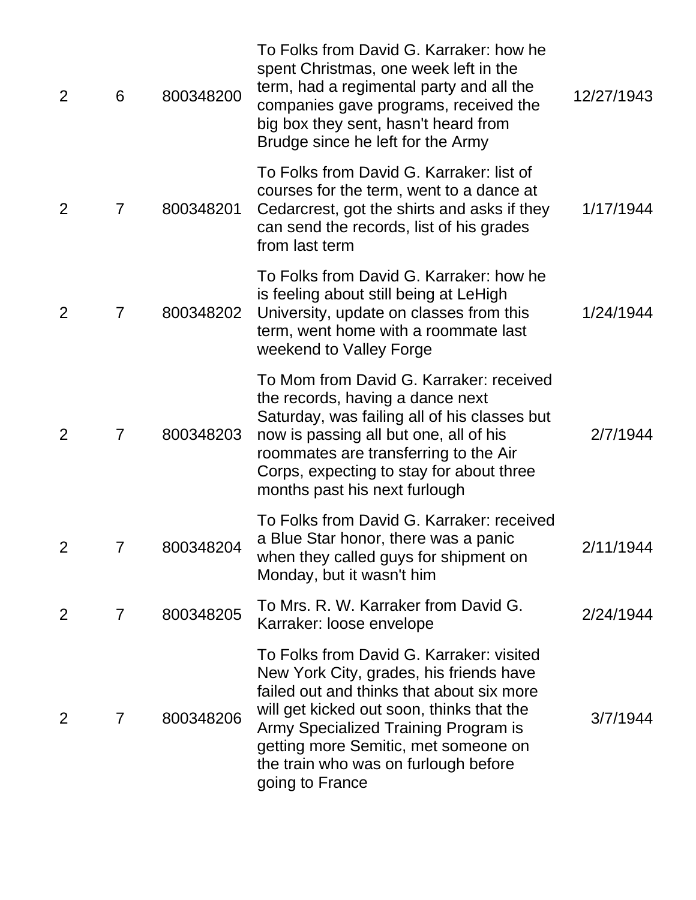| | | | | |
|---|---|---|---|---|
| 2 | 6 | 800348200 | To Folks from David G. Karraker: how he spent Christmas, one week left in the term, had a regimental party and all the companies gave programs, received the big box they sent, hasn't heard from Brudge since he left for the Army | 12/27/1943 |
| 2 | 7 | 800348201 | To Folks from David G. Karraker: list of courses for the term, went to a dance at Cedarcrest, got the shirts and asks if they can send the records, list of his grades from last term | 1/17/1944 |
| 2 | 7 | 800348202 | To Folks from David G. Karraker: how he is feeling about still being at LeHigh University, update on classes from this term, went home with a roommate last weekend to Valley Forge | 1/24/1944 |
| 2 | 7 | 800348203 | To Mom from David G. Karraker: received the records, having a dance next Saturday, was failing all of his classes but now is passing all but one, all of his roommates are transferring to the Air Corps, expecting to stay for about three months past his next furlough | 2/7/1944 |
| 2 | 7 | 800348204 | To Folks from David G. Karraker: received a Blue Star honor, there was a panic when they called guys for shipment on Monday, but it wasn't him | 2/11/1944 |
| 2 | 7 | 800348205 | To Mrs. R. W. Karraker from David G. Karraker: loose envelope | 2/24/1944 |
| 2 | 7 | 800348206 | To Folks from David G. Karraker: visited New York City, grades, his friends have failed out and thinks that about six more will get kicked out soon, thinks that the Army Specialized Training Program is getting more Semitic, met someone on the train who was on furlough before going to France | 3/7/1944 |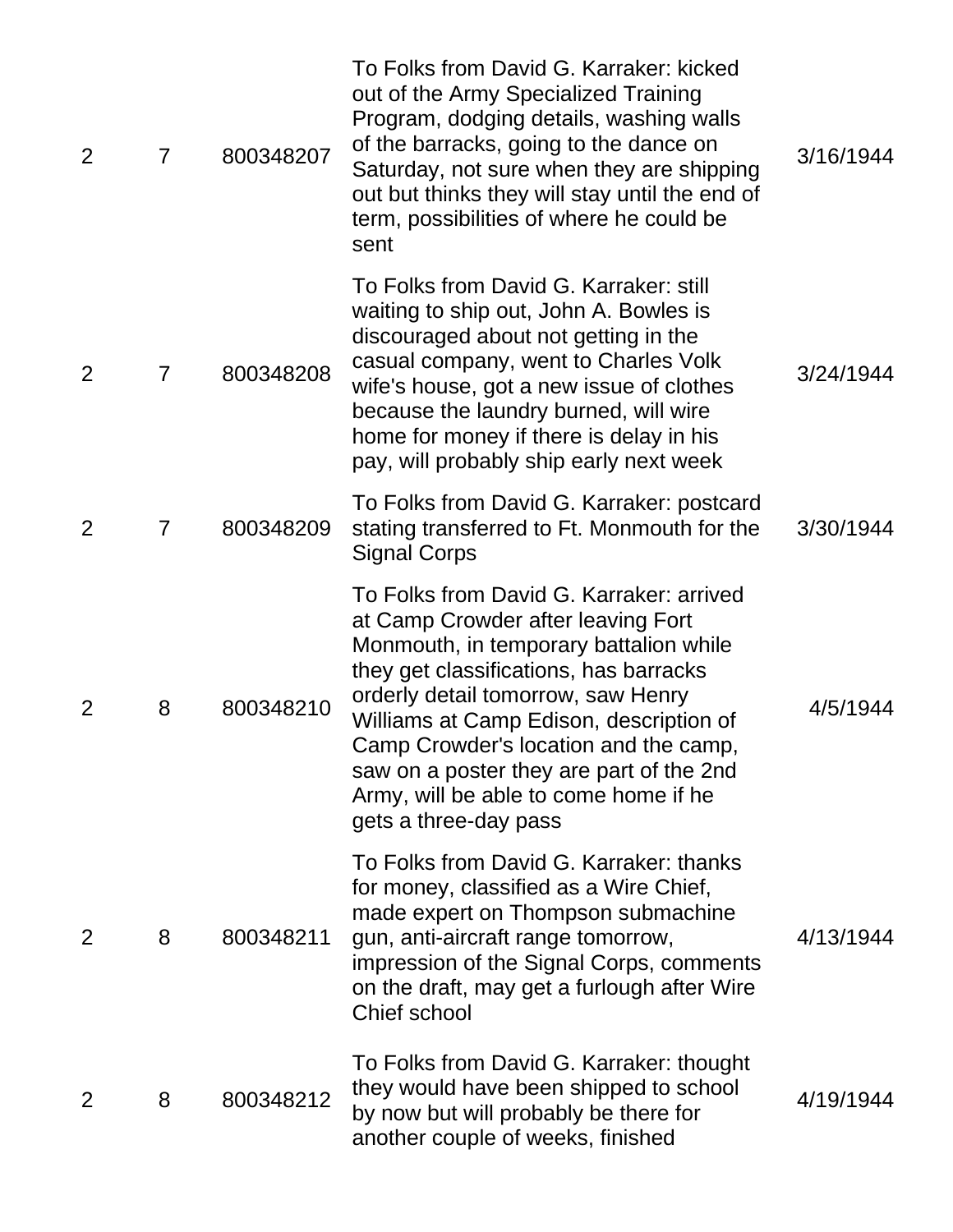| | | | | |
|---|---|---|---|---|
| 2 | 7 | 800348207 | To Folks from David G. Karraker: kicked out of the Army Specialized Training Program, dodging details, washing walls of the barracks, going to the dance on Saturday, not sure when they are shipping out but thinks they will stay until the end of term, possibilities of where he could be sent | 3/16/1944 |
| 2 | 7 | 800348208 | To Folks from David G. Karraker: still waiting to ship out, John A. Bowles is discouraged about not getting in the casual company, went to Charles Volk wife's house, got a new issue of clothes because the laundry burned, will wire home for money if there is delay in his pay, will probably ship early next week | 3/24/1944 |
| 2 | 7 | 800348209 | To Folks from David G. Karraker: postcard stating transferred to Ft. Monmouth for the Signal Corps | 3/30/1944 |
| 2 | 8 | 800348210 | To Folks from David G. Karraker: arrived at Camp Crowder after leaving Fort Monmouth, in temporary battalion while they get classifications, has barracks orderly detail tomorrow, saw Henry Williams at Camp Edison, description of Camp Crowder's location and the camp, saw on a poster they are part of the 2nd Army, will be able to come home if he gets a three-day pass | 4/5/1944 |
| 2 | 8 | 800348211 | To Folks from David G. Karraker: thanks for money, classified as a Wire Chief, made expert on Thompson submachine gun, anti-aircraft range tomorrow, impression of the Signal Corps, comments on the draft, may get a furlough after Wire Chief school | 4/13/1944 |
| 2 | 8 | 800348212 | To Folks from David G. Karraker: thought they would have been shipped to school by now but will probably be there for another couple of weeks, finished | 4/19/1944 |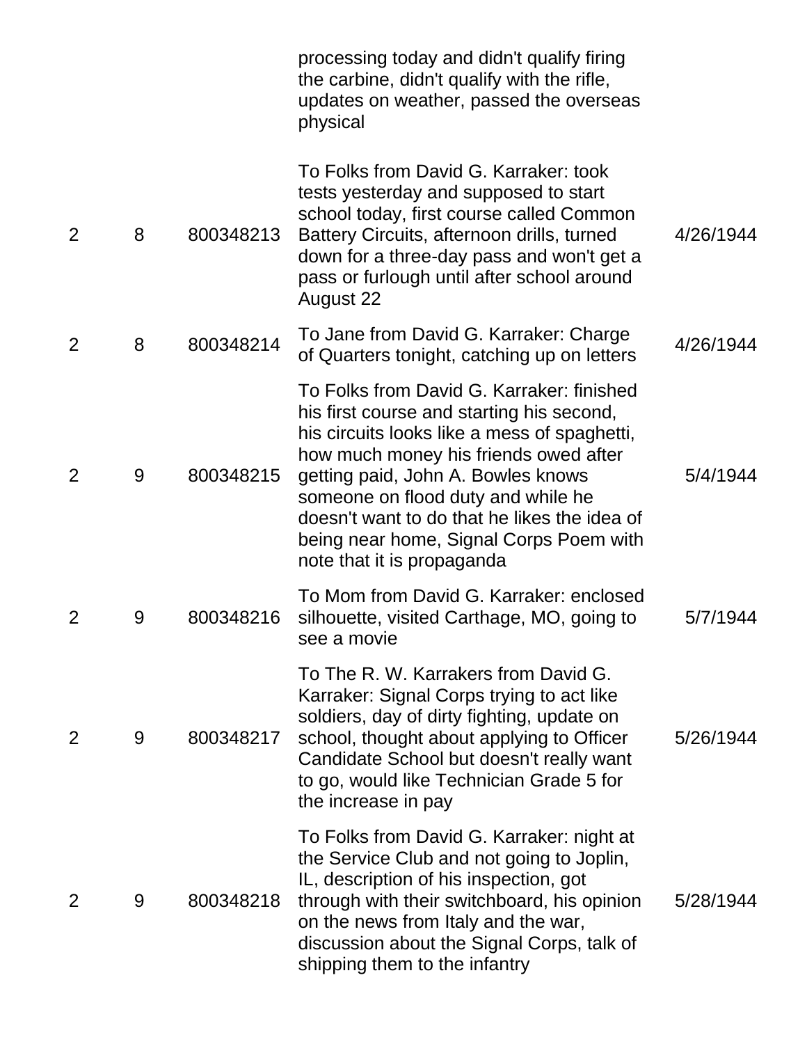| | | | | |
|---|---|---|---|---|
| | | | processing today and didn't qualify firing the carbine, didn't qualify with the rifle, updates on weather, passed the overseas physical | |
| 2 | 8 | 800348213 | To Folks from David G. Karraker: took tests yesterday and supposed to start school today, first course called Common Battery Circuits, afternoon drills, turned down for a three-day pass and won't get a pass or furlough until after school around August 22 | 4/26/1944 |
| 2 | 8 | 800348214 | To Jane from David G. Karraker: Charge of Quarters tonight, catching up on letters | 4/26/1944 |
| 2 | 9 | 800348215 | To Folks from David G. Karraker: finished his first course and starting his second, his circuits looks like a mess of spaghetti, how much money his friends owed after getting paid, John A. Bowles knows someone on flood duty and while he doesn't want to do that he likes the idea of being near home, Signal Corps Poem with note that it is propaganda | 5/4/1944 |
| 2 | 9 | 800348216 | To Mom from David G. Karraker: enclosed silhouette, visited Carthage, MO, going to see a movie | 5/7/1944 |
| 2 | 9 | 800348217 | To The R. W. Karrakers from David G. Karraker: Signal Corps trying to act like soldiers, day of dirty fighting, update on school, thought about applying to Officer Candidate School but doesn't really want to go, would like Technician Grade 5 for the increase in pay | 5/26/1944 |
| 2 | 9 | 800348218 | To Folks from David G. Karraker: night at the Service Club and not going to Joplin, IL, description of his inspection, got through with their switchboard, his opinion on the news from Italy and the war, discussion about the Signal Corps, talk of shipping them to the infantry | 5/28/1944 |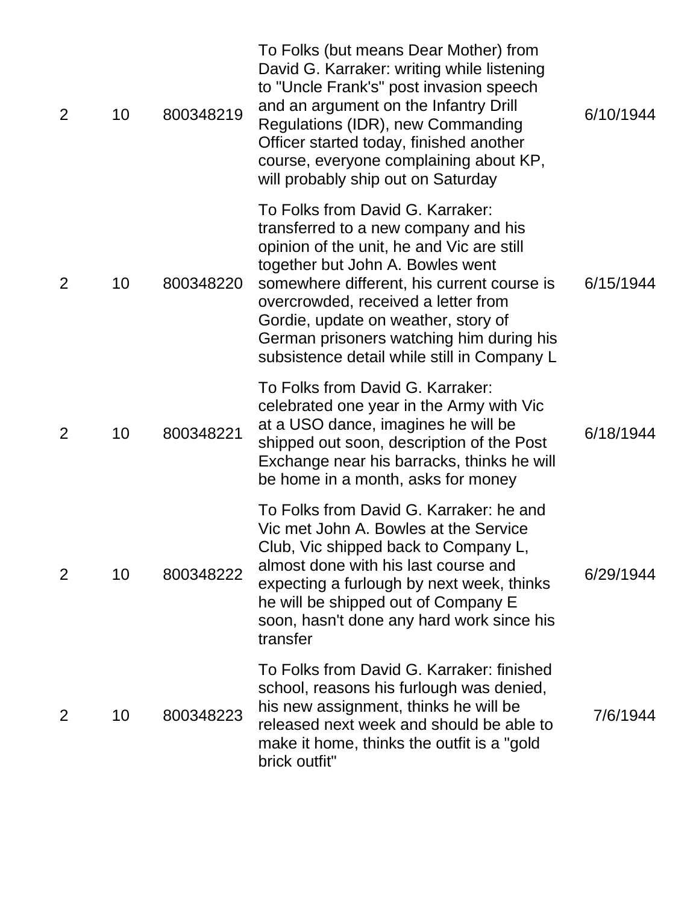| | | | | |
|---|---|---|---|---|
| 2 | 10 | 800348219 | To Folks (but means Dear Mother) from David G. Karraker: writing while listening to "Uncle Frank's" post invasion speech and an argument on the Infantry Drill Regulations (IDR), new Commanding Officer started today, finished another course, everyone complaining about KP, will probably ship out on Saturday | 6/10/1944 |
| 2 | 10 | 800348220 | To Folks from David G. Karraker: transferred to a new company and his opinion of the unit, he and Vic are still together but John A. Bowles went somewhere different, his current course is overcrowded, received a letter from Gordie, update on weather, story of German prisoners watching him during his subsistence detail while still in Company L | 6/15/1944 |
| 2 | 10 | 800348221 | To Folks from David G. Karraker: celebrated one year in the Army with Vic at a USO dance, imagines he will be shipped out soon, description of the Post Exchange near his barracks, thinks he will be home in a month, asks for money | 6/18/1944 |
| 2 | 10 | 800348222 | To Folks from David G. Karraker: he and Vic met John A. Bowles at the Service Club, Vic shipped back to Company L, almost done with his last course and expecting a furlough by next week, thinks he will be shipped out of Company E soon, hasn't done any hard work since his transfer | 6/29/1944 |
| 2 | 10 | 800348223 | To Folks from David G. Karraker: finished school, reasons his furlough was denied, his new assignment, thinks he will be released next week and should be able to make it home, thinks the outfit is a "gold brick outfit" | 7/6/1944 |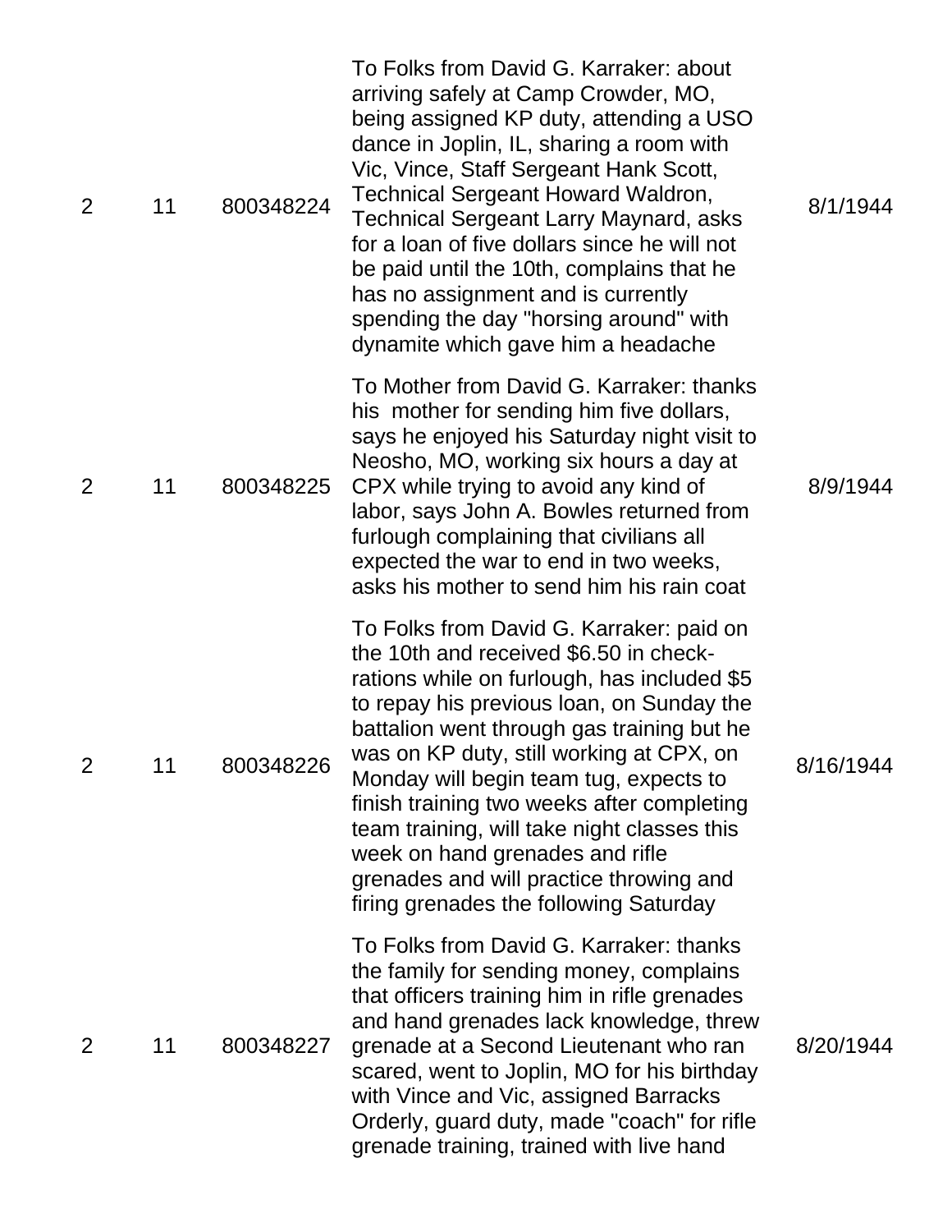| | | | | |
|---|---|---|---|---|
| 2 | 11 | 800348224 | To Folks from David G. Karraker: about arriving safely at Camp Crowder, MO, being assigned KP duty, attending a USO dance in Joplin, IL, sharing a room with Vic, Vince, Staff Sergeant Hank Scott, Technical Sergeant Howard Waldron, Technical Sergeant Larry Maynard, asks for a loan of five dollars since he will not be paid until the 10th, complains that he has no assignment and is currently spending the day "horsing around" with dynamite which gave him a headache | 8/1/1944 |
| 2 | 11 | 800348225 | To Mother from David G. Karraker: thanks his mother for sending him five dollars, says he enjoyed his Saturday night visit to Neosho, MO, working six hours a day at CPX while trying to avoid any kind of labor, says John A. Bowles returned from furlough complaining that civilians all expected the war to end in two weeks, asks his mother to send him his rain coat | 8/9/1944 |
| 2 | 11 | 800348226 | To Folks from David G. Karraker: paid on the 10th and received $6.50 in check-rations while on furlough, has included $5 to repay his previous loan, on Sunday the battalion went through gas training but he was on KP duty, still working at CPX, on Monday will begin team tug, expects to finish training two weeks after completing team training, will take night classes this week on hand grenades and rifle grenades and will practice throwing and firing grenades the following Saturday | 8/16/1944 |
| 2 | 11 | 800348227 | To Folks from David G. Karraker: thanks the family for sending money, complains that officers training him in rifle grenades and hand grenades lack knowledge, threw grenade at a Second Lieutenant who ran scared, went to Joplin, MO for his birthday with Vince and Vic, assigned Barracks Orderly, guard duty, made "coach" for rifle grenade training, trained with live hand | 8/20/1944 |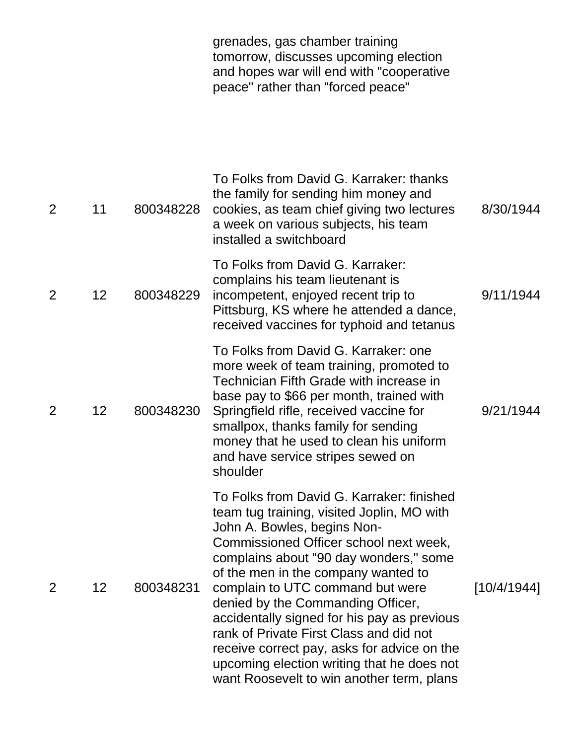| | | | grenades, gas chamber training tomorrow, discusses upcoming election and hopes war will end with "cooperative peace" rather than "forced peace" | |
|---|---|---|---|---|
| 2 | 11 | 800348228 | To Folks from David G. Karraker: thanks the family for sending him money and cookies, as team chief giving two lectures a week on various subjects, his team installed a switchboard | 8/30/1944 |
| 2 | 12 | 800348229 | To Folks from David G. Karraker: complains his team lieutenant is incompetent, enjoyed recent trip to Pittsburg, KS where he attended a dance, received vaccines for typhoid and tetanus | 9/11/1944 |
| 2 | 12 | 800348230 | To Folks from David G. Karraker: one more week of team training, promoted to Technician Fifth Grade with increase in base pay to $66 per month, trained with Springfield rifle, received vaccine for smallpox, thanks family for sending money that he used to clean his uniform and have service stripes sewed on shoulder | 9/21/1944 |
| 2 | 12 | 800348231 | To Folks from David G. Karraker: finished team tug training, visited Joplin, MO with John A. Bowles, begins Non-Commissioned Officer school next week, complains about "90 day wonders," some of the men in the company wanted to complain to UTC command but were denied by the Commanding Officer, accidentally signed for his pay as previous rank of Private First Class and did not receive correct pay, asks for advice on the upcoming election writing that he does not want Roosevelt to win another term, plans | [10/4/1944] |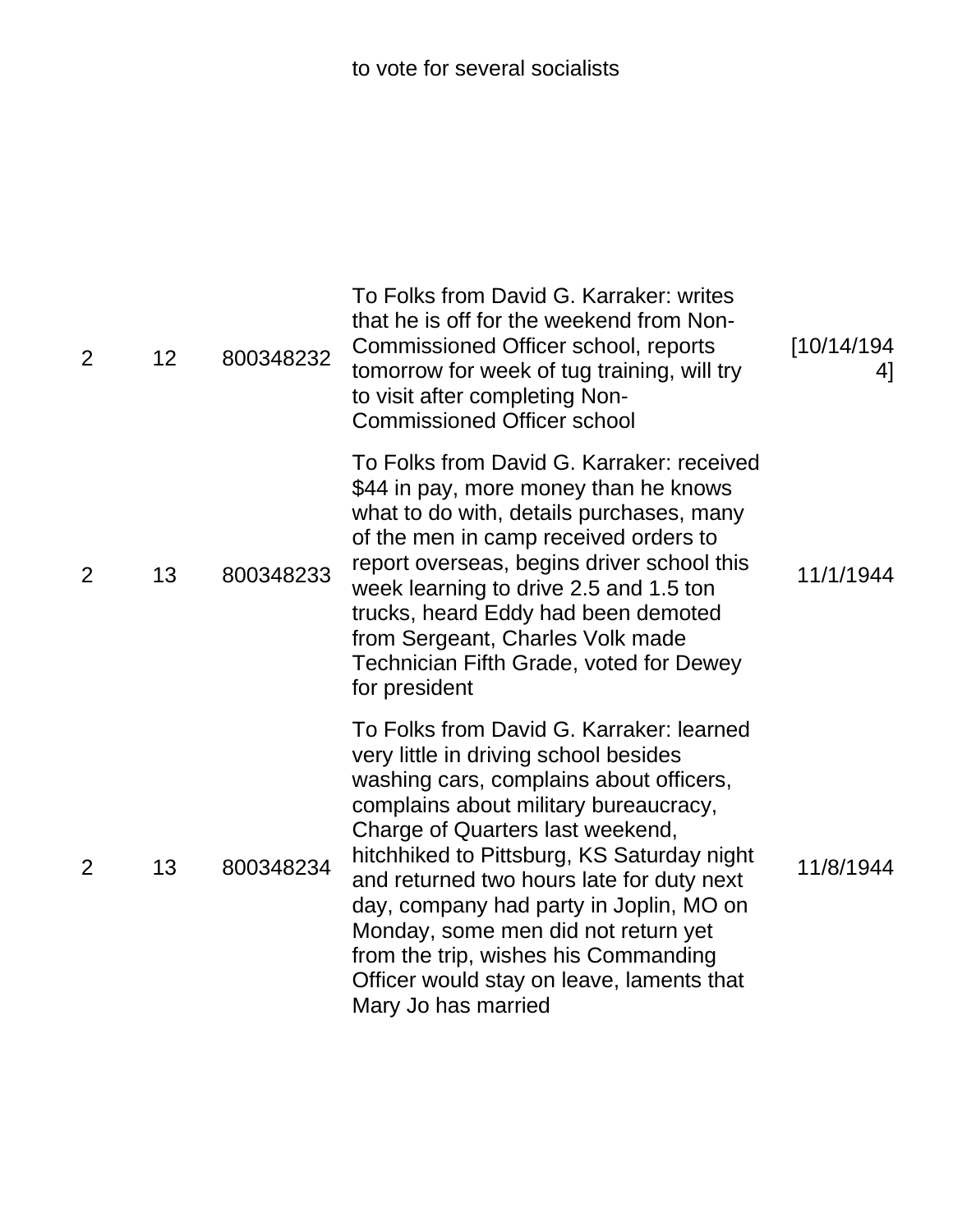| | | | to vote for several socialists | |
|---|---|---|---|---|
| 2 | 12 | 800348232 | To Folks from David G. Karraker: writes that he is off for the weekend from Non-Commissioned Officer school, reports tomorrow for week of tug training, will try to visit after completing Non-Commissioned Officer school | [10/14/1944] |
| 2 | 13 | 800348233 | To Folks from David G. Karraker: received $44 in pay, more money than he knows what to do with, details purchases, many of the men in camp received orders to report overseas, begins driver school this week learning to drive 2.5 and 1.5 ton trucks, heard Eddy had been demoted from Sergeant, Charles Volk made Technician Fifth Grade, voted for Dewey for president | 11/1/1944 |
| 2 | 13 | 800348234 | To Folks from David G. Karraker: learned very little in driving school besides washing cars, complains about officers, complains about military bureaucracy, Charge of Quarters last weekend, hitchhiked to Pittsburg, KS Saturday night and returned two hours late for duty next day, company had party in Joplin, MO on Monday, some men did not return yet from the trip, wishes his Commanding Officer would stay on leave, laments that Mary Jo has married | 11/8/1944 |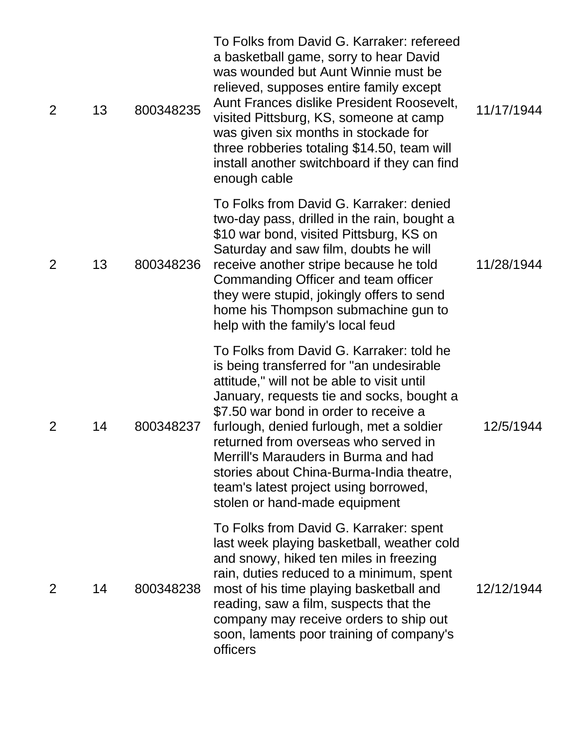| | | | | |
|---|---|---|---|---|
| 2 | 13 | 800348235 | To Folks from David G. Karraker: refereed a basketball game, sorry to hear David was wounded but Aunt Winnie must be relieved, supposes entire family except Aunt Frances dislike President Roosevelt, visited Pittsburg, KS, someone at camp was given six months in stockade for three robberies totaling $14.50, team will install another switchboard if they can find enough cable | 11/17/1944 |
| 2 | 13 | 800348236 | To Folks from David G. Karraker: denied two-day pass, drilled in the rain, bought a $10 war bond, visited Pittsburg, KS on Saturday and saw film, doubts he will receive another stripe because he told Commanding Officer and team officer they were stupid, jokingly offers to send home his Thompson submachine gun to help with the family's local feud | 11/28/1944 |
| 2 | 14 | 800348237 | To Folks from David G. Karraker: told he is being transferred for "an undesirable attitude," will not be able to visit until January, requests tie and socks, bought a $7.50 war bond in order to receive a furlough, denied furlough, met a soldier returned from overseas who served in Merrill's Marauders in Burma and had stories about China-Burma-India theatre, team's latest project using borrowed, stolen or hand-made equipment | 12/5/1944 |
| 2 | 14 | 800348238 | To Folks from David G. Karraker: spent last week playing basketball, weather cold and snowy, hiked ten miles in freezing rain, duties reduced to a minimum, spent most of his time playing basketball and reading, saw a film, suspects that the company may receive orders to ship out soon, laments poor training of company's officers | 12/12/1944 |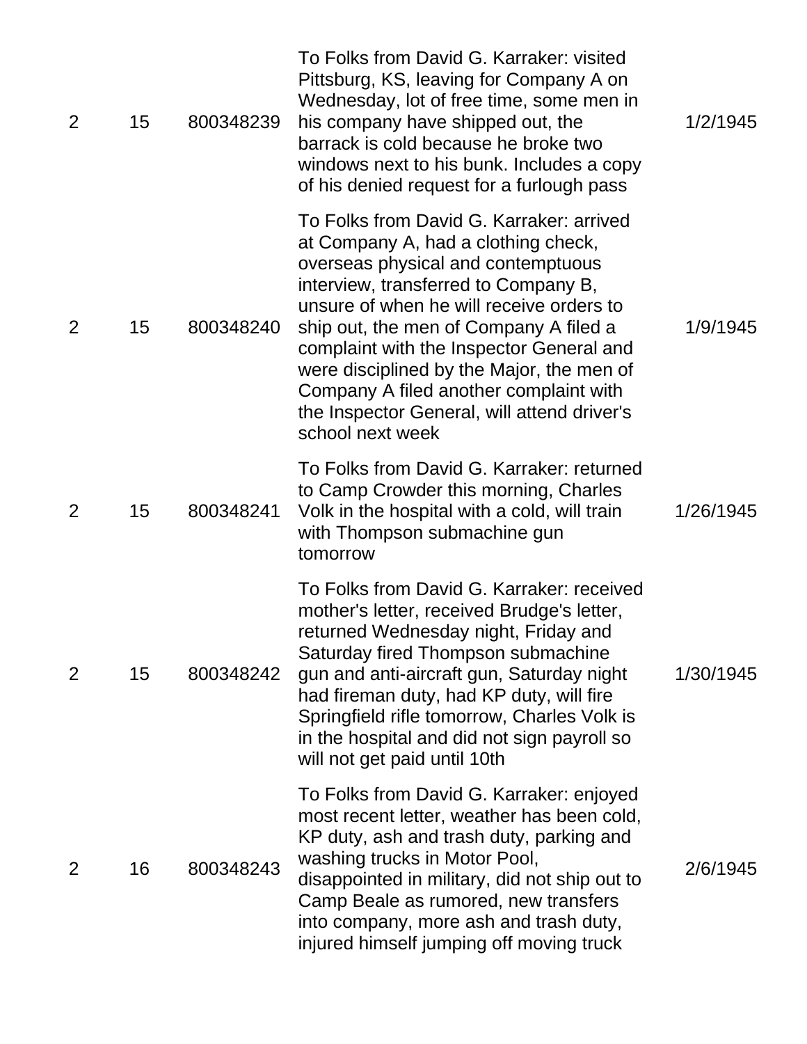| | | | | |
|---|---|---|---|---|
| 2 | 15 | 800348239 | To Folks from David G. Karraker: visited Pittsburg, KS, leaving for Company A on Wednesday, lot of free time, some men in his company have shipped out, the barrack is cold because he broke two windows next to his bunk. Includes a copy of his denied request for a furlough pass | 1/2/1945 |
| 2 | 15 | 800348240 | To Folks from David G. Karraker: arrived at Company A, had a clothing check, overseas physical and contemptuous interview, transferred to Company B, unsure of when he will receive orders to ship out, the men of Company A filed a complaint with the Inspector General and were disciplined by the Major, the men of Company A filed another complaint with the Inspector General, will attend driver's school next week | 1/9/1945 |
| 2 | 15 | 800348241 | To Folks from David G. Karraker: returned to Camp Crowder this morning, Charles Volk in the hospital with a cold, will train with Thompson submachine gun tomorrow | 1/26/1945 |
| 2 | 15 | 800348242 | To Folks from David G. Karraker: received mother's letter, received Brudge's letter, returned Wednesday night, Friday and Saturday fired Thompson submachine gun and anti-aircraft gun, Saturday night had fireman duty, had KP duty, will fire Springfield rifle tomorrow, Charles Volk is in the hospital and did not sign payroll so will not get paid until 10th | 1/30/1945 |
| 2 | 16 | 800348243 | To Folks from David G. Karraker: enjoyed most recent letter, weather has been cold, KP duty, ash and trash duty, parking and washing trucks in Motor Pool, disappointed in military, did not ship out to Camp Beale as rumored, new transfers into company, more ash and trash duty, injured himself jumping off moving truck | 2/6/1945 |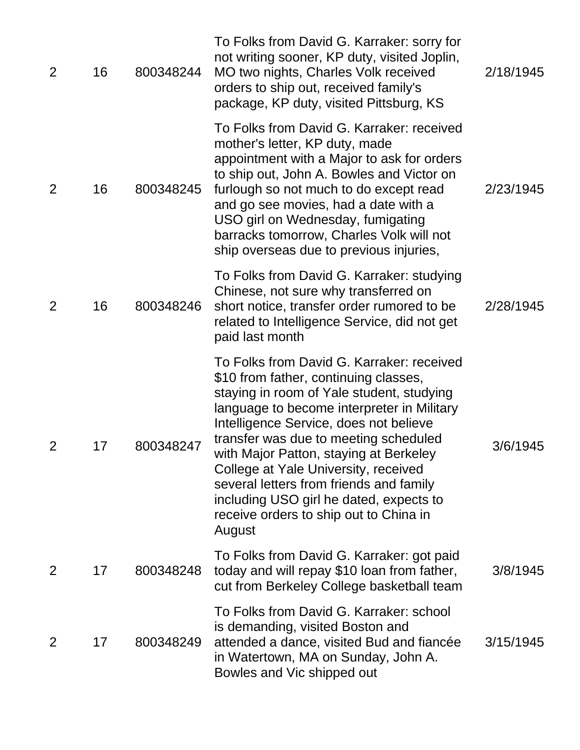| | | | | |
|---|---|---|---|---|
| 2 | 16 | 800348244 | To Folks from David G. Karraker: sorry for not writing sooner, KP duty, visited Joplin, MO two nights, Charles Volk received orders to ship out, received family's package, KP duty, visited Pittsburg, KS | 2/18/1945 |
| 2 | 16 | 800348245 | To Folks from David G. Karraker: received mother's letter, KP duty, made appointment with a Major to ask for orders to ship out, John A. Bowles and Victor on furlough so not much to do except read and go see movies, had a date with a USO girl on Wednesday, fumigating barracks tomorrow, Charles Volk will not ship overseas due to previous injuries, | 2/23/1945 |
| 2 | 16 | 800348246 | To Folks from David G. Karraker: studying Chinese, not sure why transferred on short notice, transfer order rumored to be related to Intelligence Service, did not get paid last month | 2/28/1945 |
| 2 | 17 | 800348247 | To Folks from David G. Karraker: received $10 from father, continuing classes, staying in room of Yale student, studying language to become interpreter in Military Intelligence Service, does not believe transfer was due to meeting scheduled with Major Patton, staying at Berkeley College at Yale University, received several letters from friends and family including USO girl he dated, expects to receive orders to ship out to China in August | 3/6/1945 |
| 2 | 17 | 800348248 | To Folks from David G. Karraker: got paid today and will repay $10 loan from father, cut from Berkeley College basketball team | 3/8/1945 |
| 2 | 17 | 800348249 | To Folks from David G. Karraker: school is demanding, visited Boston and attended a dance, visited Bud and fiancée in Watertown, MA on Sunday, John A. Bowles and Vic shipped out | 3/15/1945 |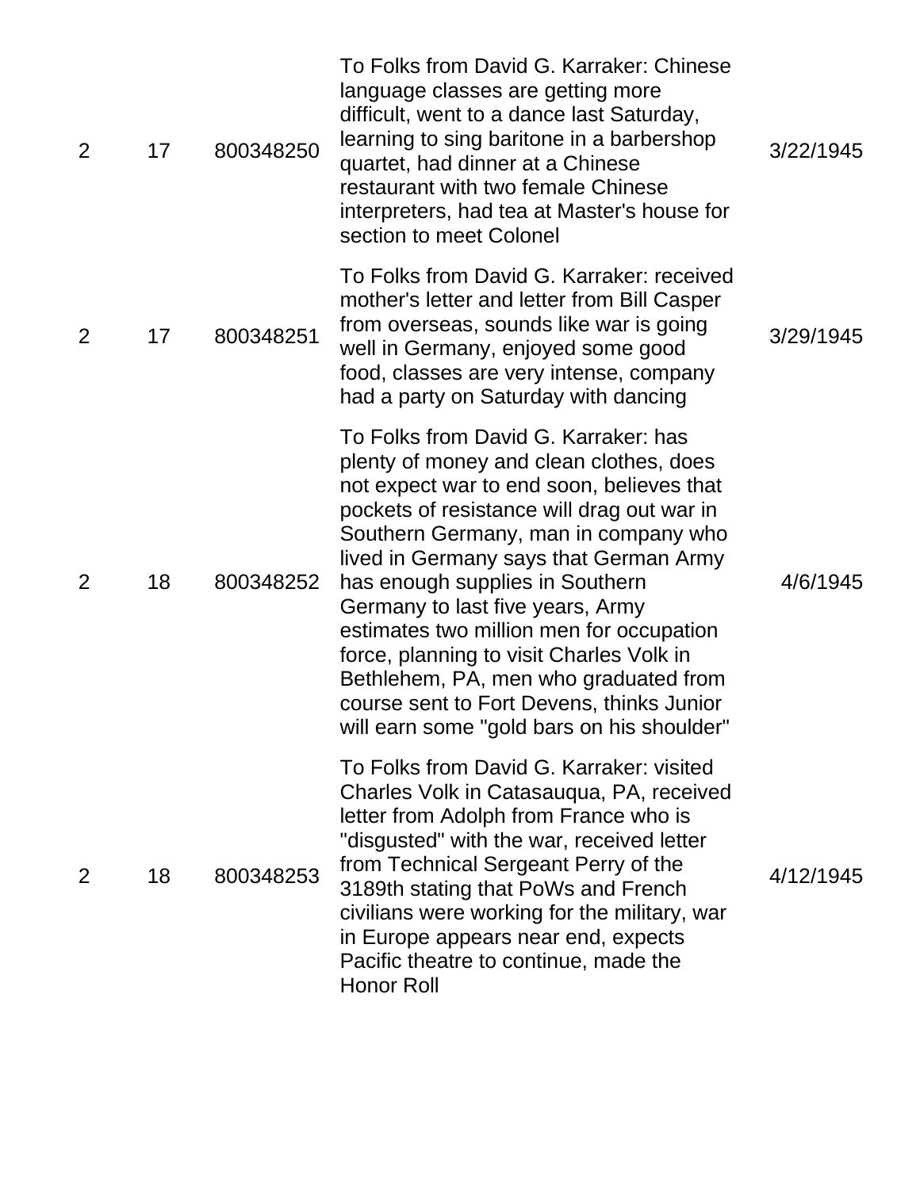| | | | | |
|---|---|---|---|---|
| 2 | 17 | 800348250 | To Folks from David G. Karraker: Chinese language classes are getting more difficult, went to a dance last Saturday, learning to sing baritone in a barbershop quartet, had dinner at a Chinese restaurant with two female Chinese interpreters, had tea at Master's house for section to meet Colonel | 3/22/1945 |
| 2 | 17 | 800348251 | To Folks from David G. Karraker: received mother's letter and letter from Bill Casper from overseas, sounds like war is going well in Germany, enjoyed some good food, classes are very intense, company had a party on Saturday with dancing | 3/29/1945 |
| 2 | 18 | 800348252 | To Folks from David G. Karraker: has plenty of money and clean clothes, does not expect war to end soon, believes that pockets of resistance will drag out war in Southern Germany, man in company who lived in Germany says that German Army has enough supplies in Southern Germany to last five years, Army estimates two million men for occupation force, planning to visit Charles Volk in Bethlehem, PA, men who graduated from course sent to Fort Devens, thinks Junior will earn some "gold bars on his shoulder" | 4/6/1945 |
| 2 | 18 | 800348253 | To Folks from David G. Karraker: visited Charles Volk in Catasauqua, PA, received letter from Adolph from France who is "disgusted" with the war, received letter from Technical Sergeant Perry of the 3189th stating that PoWs and French civilians were working for the military, war in Europe appears near end, expects Pacific theatre to continue, made the Honor Roll | 4/12/1945 |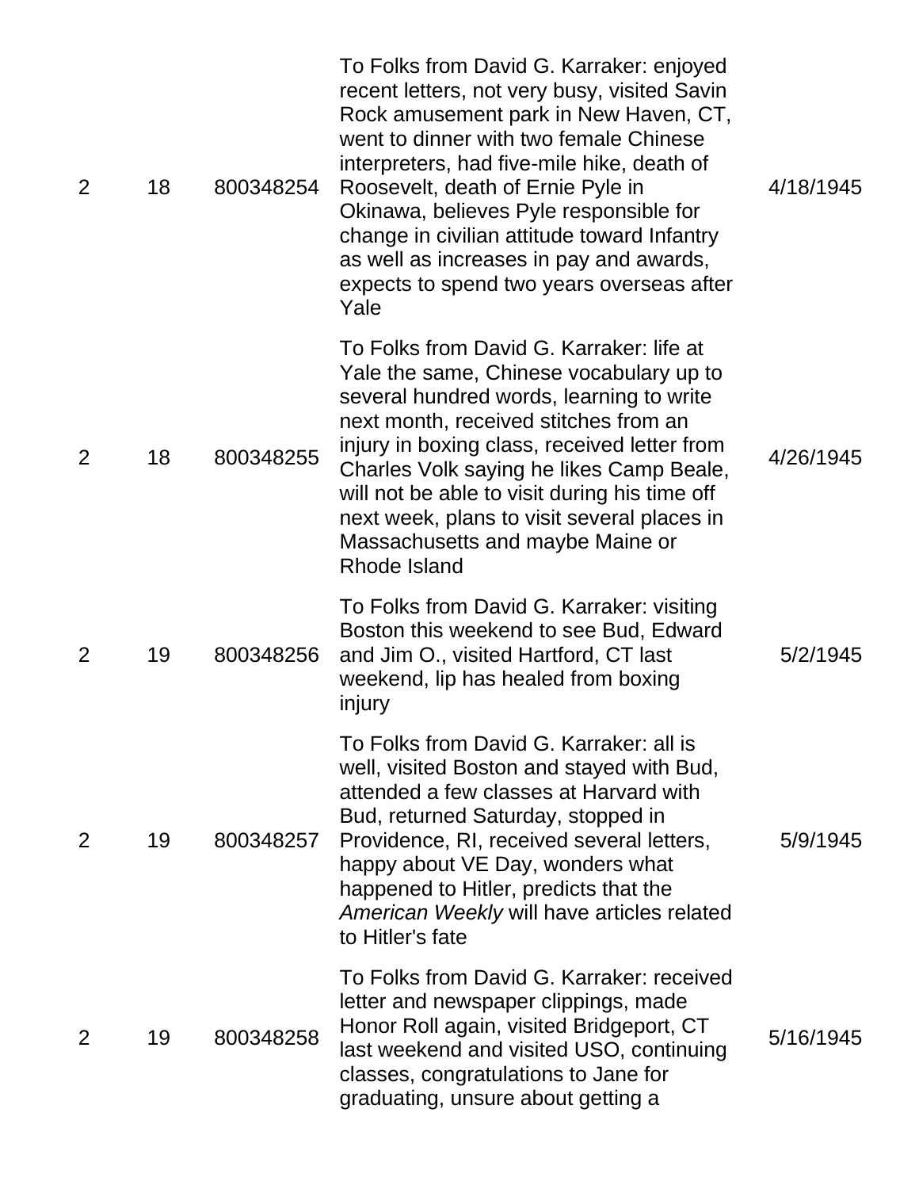| | | | | |
|---|---|---|---|---|
| 2 | 18 | 800348254 | To Folks from David G. Karraker: enjoyed recent letters, not very busy, visited Savin Rock amusement park in New Haven, CT, went to dinner with two female Chinese interpreters, had five-mile hike, death of Roosevelt, death of Ernie Pyle in Okinawa, believes Pyle responsible for change in civilian attitude toward Infantry as well as increases in pay and awards, expects to spend two years overseas after Yale | 4/18/1945 |
| 2 | 18 | 800348255 | To Folks from David G. Karraker: life at Yale the same, Chinese vocabulary up to several hundred words, learning to write next month, received stitches from an injury in boxing class, received letter from Charles Volk saying he likes Camp Beale, will not be able to visit during his time off next week, plans to visit several places in Massachusetts and maybe Maine or Rhode Island | 4/26/1945 |
| 2 | 19 | 800348256 | To Folks from David G. Karraker: visiting Boston this weekend to see Bud, Edward and Jim O., visited Hartford, CT last weekend, lip has healed from boxing injury | 5/2/1945 |
| 2 | 19 | 800348257 | To Folks from David G. Karraker: all is well, visited Boston and stayed with Bud, attended a few classes at Harvard with Bud, returned Saturday, stopped in Providence, RI, received several letters, happy about VE Day, wonders what happened to Hitler, predicts that the *American Weekly* will have articles related to Hitler's fate | 5/9/1945 |
| 2 | 19 | 800348258 | To Folks from David G. Karraker: received letter and newspaper clippings, made Honor Roll again, visited Bridgeport, CT last weekend and visited USO, continuing classes, congratulations to Jane for graduating, unsure about getting a | 5/16/1945 |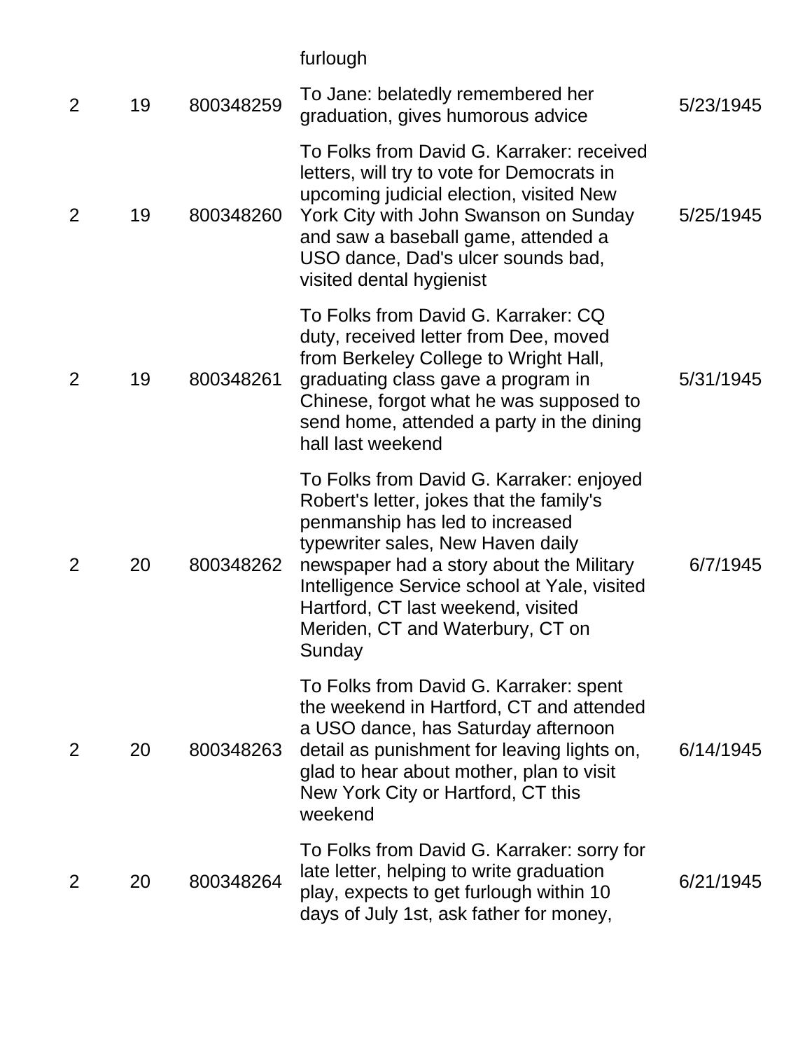| | | | furlough | |
|---|---|---|---|---|
| 2 | 19 | 800348259 | To Jane: belatedly remembered her graduation, gives humorous advice | 5/23/1945 |
| 2 | 19 | 800348260 | To Folks from David G. Karraker: received letters, will try to vote for Democrats in upcoming judicial election, visited New York City with John Swanson on Sunday and saw a baseball game, attended a USO dance, Dad's ulcer sounds bad, visited dental hygienist | 5/25/1945 |
| 2 | 19 | 800348261 | To Folks from David G. Karraker: CQ duty, received letter from Dee, moved from Berkeley College to Wright Hall, graduating class gave a program in Chinese, forgot what he was supposed to send home, attended a party in the dining hall last weekend | 5/31/1945 |
| 2 | 20 | 800348262 | To Folks from David G. Karraker: enjoyed Robert's letter, jokes that the family's penmanship has led to increased typewriter sales, New Haven daily newspaper had a story about the Military Intelligence Service school at Yale, visited Hartford, CT last weekend, visited Meriden, CT and Waterbury, CT on Sunday | 6/7/1945 |
| 2 | 20 | 800348263 | To Folks from David G. Karraker: spent the weekend in Hartford, CT and attended a USO dance, has Saturday afternoon detail as punishment for leaving lights on, glad to hear about mother, plan to visit New York City or Hartford, CT this weekend | 6/14/1945 |
| 2 | 20 | 800348264 | To Folks from David G. Karraker: sorry for late letter, helping to write graduation play, expects to get furlough within 10 days of July 1st, ask father for money, | 6/21/1945 |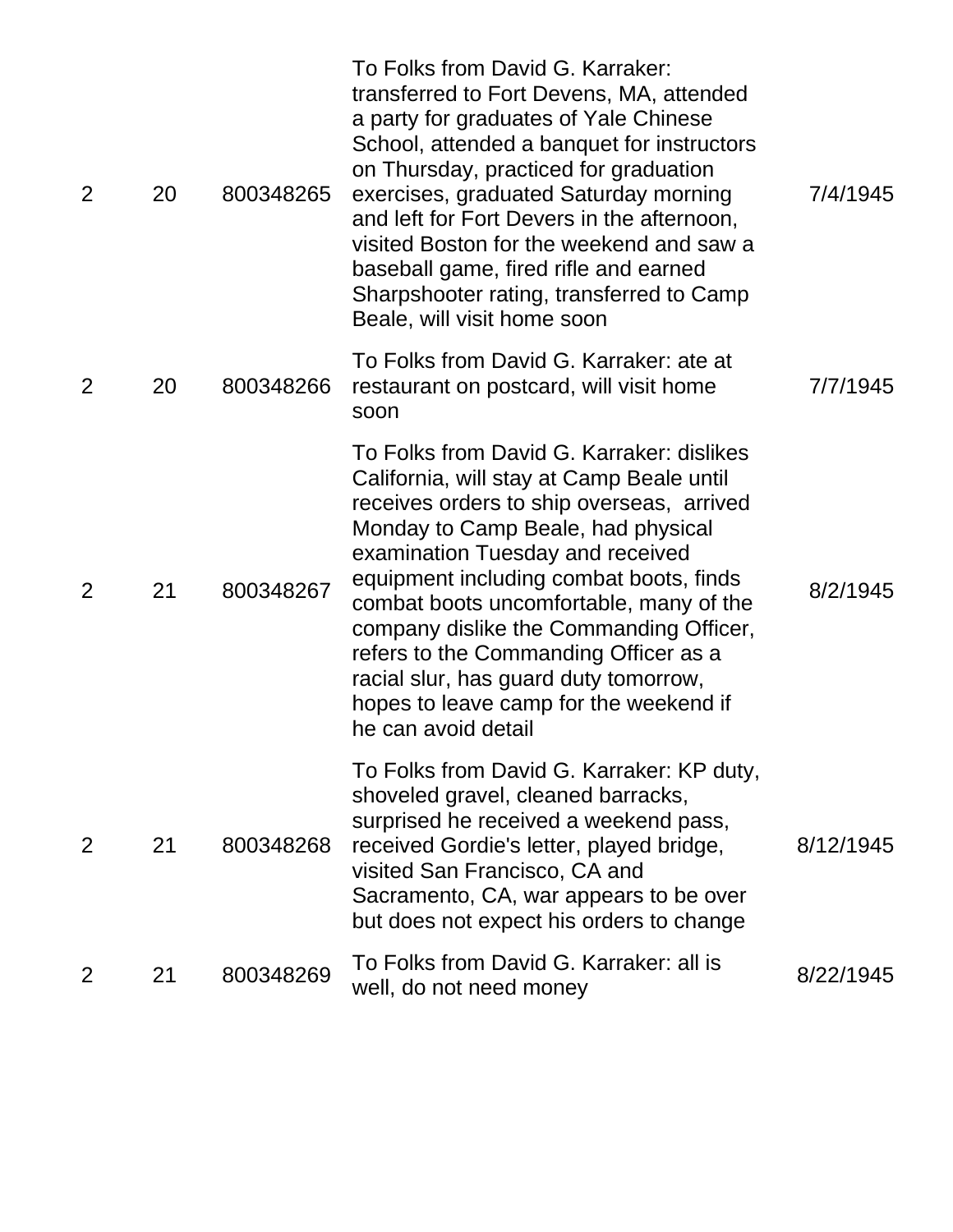| | | | | |
|---|---|---|---|---|
| 2 | 20 | 800348265 | To Folks from David G. Karraker: transferred to Fort Devens, MA, attended a party for graduates of Yale Chinese School, attended a banquet for instructors on Thursday, practiced for graduation exercises, graduated Saturday morning and left for Fort Devers in the afternoon, visited Boston for the weekend and saw a baseball game, fired rifle and earned Sharpshooter rating, transferred to Camp Beale, will visit home soon | 7/4/1945 |
| 2 | 20 | 800348266 | To Folks from David G. Karraker: ate at restaurant on postcard, will visit home soon | 7/7/1945 |
| 2 | 21 | 800348267 | To Folks from David G. Karraker: dislikes California, will stay at Camp Beale until receives orders to ship overseas, arrived Monday to Camp Beale, had physical examination Tuesday and received equipment including combat boots, finds combat boots uncomfortable, many of the company dislike the Commanding Officer, refers to the Commanding Officer as a racial slur, has guard duty tomorrow, hopes to leave camp for the weekend if he can avoid detail | 8/2/1945 |
| 2 | 21 | 800348268 | To Folks from David G. Karraker: KP duty, shoveled gravel, cleaned barracks, surprised he received a weekend pass, received Gordie's letter, played bridge, visited San Francisco, CA and Sacramento, CA, war appears to be over but does not expect his orders to change | 8/12/1945 |
| 2 | 21 | 800348269 | To Folks from David G. Karraker: all is well, do not need money | 8/22/1945 |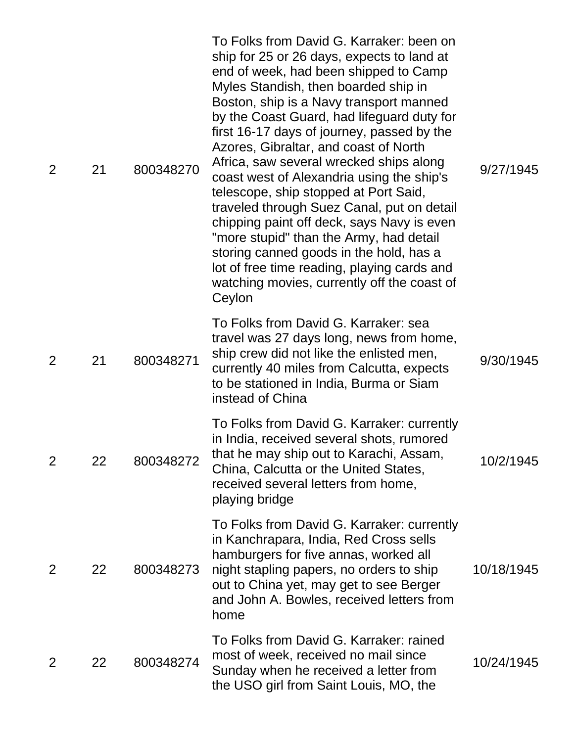| | | | | |
|---|---|---|---|---|
| 2 | 21 | 800348270 | To Folks from David G. Karraker: been on ship for 25 or 26 days, expects to land at end of week, had been shipped to Camp Myles Standish, then boarded ship in Boston, ship is a Navy transport manned by the Coast Guard, had lifeguard duty for first 16-17 days of journey, passed by the Azores, Gibraltar, and coast of North Africa, saw several wrecked ships along coast west of Alexandria using the ship's telescope, ship stopped at Port Said, traveled through Suez Canal, put on detail chipping paint off deck, says Navy is even "more stupid" than the Army, had detail storing canned goods in the hold, has a lot of free time reading, playing cards and watching movies, currently off the coast of Ceylon | 9/27/1945 |
| 2 | 21 | 800348271 | To Folks from David G. Karraker: sea travel was 27 days long, news from home, ship crew did not like the enlisted men, currently 40 miles from Calcutta, expects to be stationed in India, Burma or Siam instead of China | 9/30/1945 |
| 2 | 22 | 800348272 | To Folks from David G. Karraker: currently in India, received several shots, rumored that he may ship out to Karachi, Assam, China, Calcutta or the United States, received several letters from home, playing bridge | 10/2/1945 |
| 2 | 22 | 800348273 | To Folks from David G. Karraker: currently in Kanchrapara, India, Red Cross sells hamburgers for five annas, worked all night stapling papers, no orders to ship out to China yet, may get to see Berger and John A. Bowles, received letters from home | 10/18/1945 |
| 2 | 22 | 800348274 | To Folks from David G. Karraker: rained most of week, received no mail since Sunday when he received a letter from the USO girl from Saint Louis, MO, the | 10/24/1945 |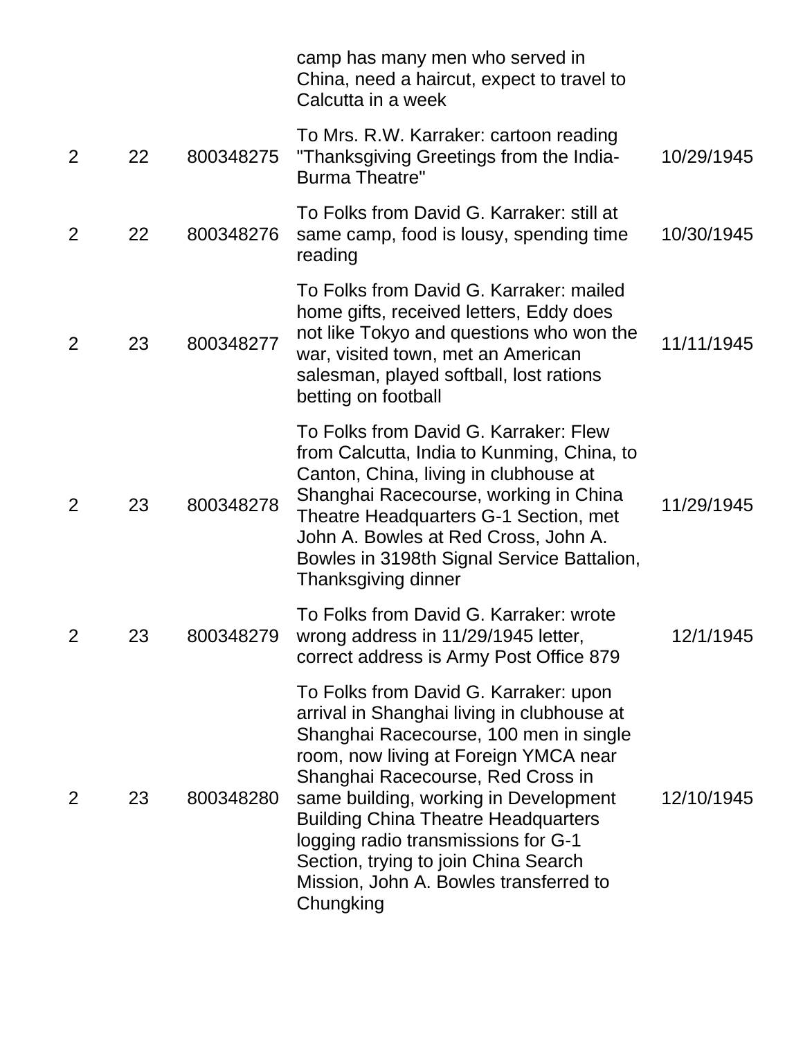| | | | | |
|---|---|---|---|---|
| | | | camp has many men who served in China, need a haircut, expect to travel to Calcutta in a week | |
| 2 | 22 | 800348275 | To Mrs. R.W. Karraker: cartoon reading "Thanksgiving Greetings from the India-Burma Theatre" | 10/29/1945 |
| 2 | 22 | 800348276 | To Folks from David G. Karraker: still at same camp, food is lousy, spending time reading | 10/30/1945 |
| 2 | 23 | 800348277 | To Folks from David G. Karraker: mailed home gifts, received letters, Eddy does not like Tokyo and questions who won the war, visited town, met an American salesman, played softball, lost rations betting on football | 11/11/1945 |
| 2 | 23 | 800348278 | To Folks from David G. Karraker: Flew from Calcutta, India to Kunming, China, to Canton, China, living in clubhouse at Shanghai Racecourse, working in China Theatre Headquarters G-1 Section, met John A. Bowles at Red Cross, John A. Bowles in 3198th Signal Service Battalion, Thanksgiving dinner | 11/29/1945 |
| 2 | 23 | 800348279 | To Folks from David G. Karraker: wrote wrong address in 11/29/1945 letter, correct address is Army Post Office 879 | 12/1/1945 |
| 2 | 23 | 800348280 | To Folks from David G. Karraker: upon arrival in Shanghai living in clubhouse at Shanghai Racecourse, 100 men in single room, now living at Foreign YMCA near Shanghai Racecourse, Red Cross in same building, working in Development Building China Theatre Headquarters logging radio transmissions for G-1 Section, trying to join China Search Mission, John A. Bowles transferred to Chungking | 12/10/1945 |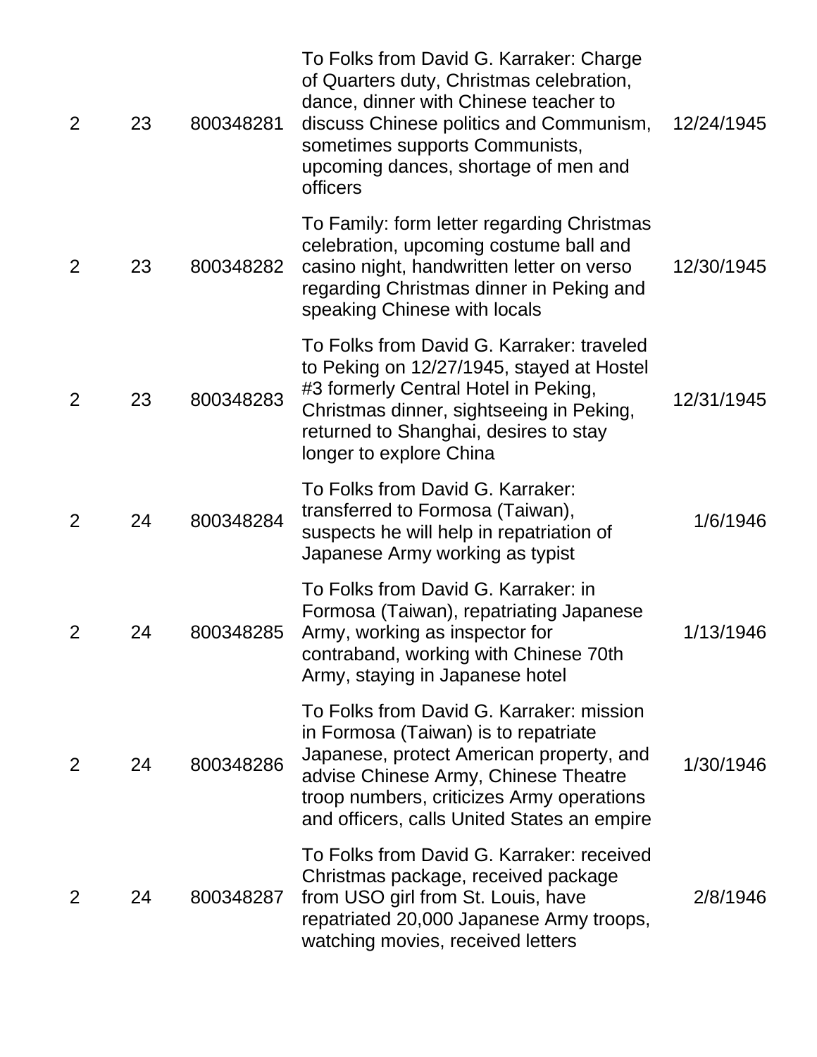| | | | | |
|---|---|---|---|---|
| 2 | 23 | 800348281 | To Folks from David G. Karraker: Charge of Quarters duty, Christmas celebration, dance, dinner with Chinese teacher to discuss Chinese politics and Communism, sometimes supports Communists, upcoming dances, shortage of men and officers | 12/24/1945 |
| 2 | 23 | 800348282 | To Family: form letter regarding Christmas celebration, upcoming costume ball and casino night, handwritten letter on verso regarding Christmas dinner in Peking and speaking Chinese with locals | 12/30/1945 |
| 2 | 23 | 800348283 | To Folks from David G. Karraker: traveled to Peking on 12/27/1945, stayed at Hostel #3 formerly Central Hotel in Peking, Christmas dinner, sightseeing in Peking, returned to Shanghai, desires to stay longer to explore China | 12/31/1945 |
| 2 | 24 | 800348284 | To Folks from David G. Karraker: transferred to Formosa (Taiwan), suspects he will help in repatriation of Japanese Army working as typist | 1/6/1946 |
| 2 | 24 | 800348285 | To Folks from David G. Karraker: in Formosa (Taiwan), repatriating Japanese Army, working as inspector for contraband, working with Chinese 70th Army, staying in Japanese hotel | 1/13/1946 |
| 2 | 24 | 800348286 | To Folks from David G. Karraker: mission in Formosa (Taiwan) is to repatriate Japanese, protect American property, and advise Chinese Army, Chinese Theatre troop numbers, criticizes Army operations and officers, calls United States an empire | 1/30/1946 |
| 2 | 24 | 800348287 | To Folks from David G. Karraker: received Christmas package, received package from USO girl from St. Louis, have repatriated 20,000 Japanese Army troops, watching movies, received letters | 2/8/1946 |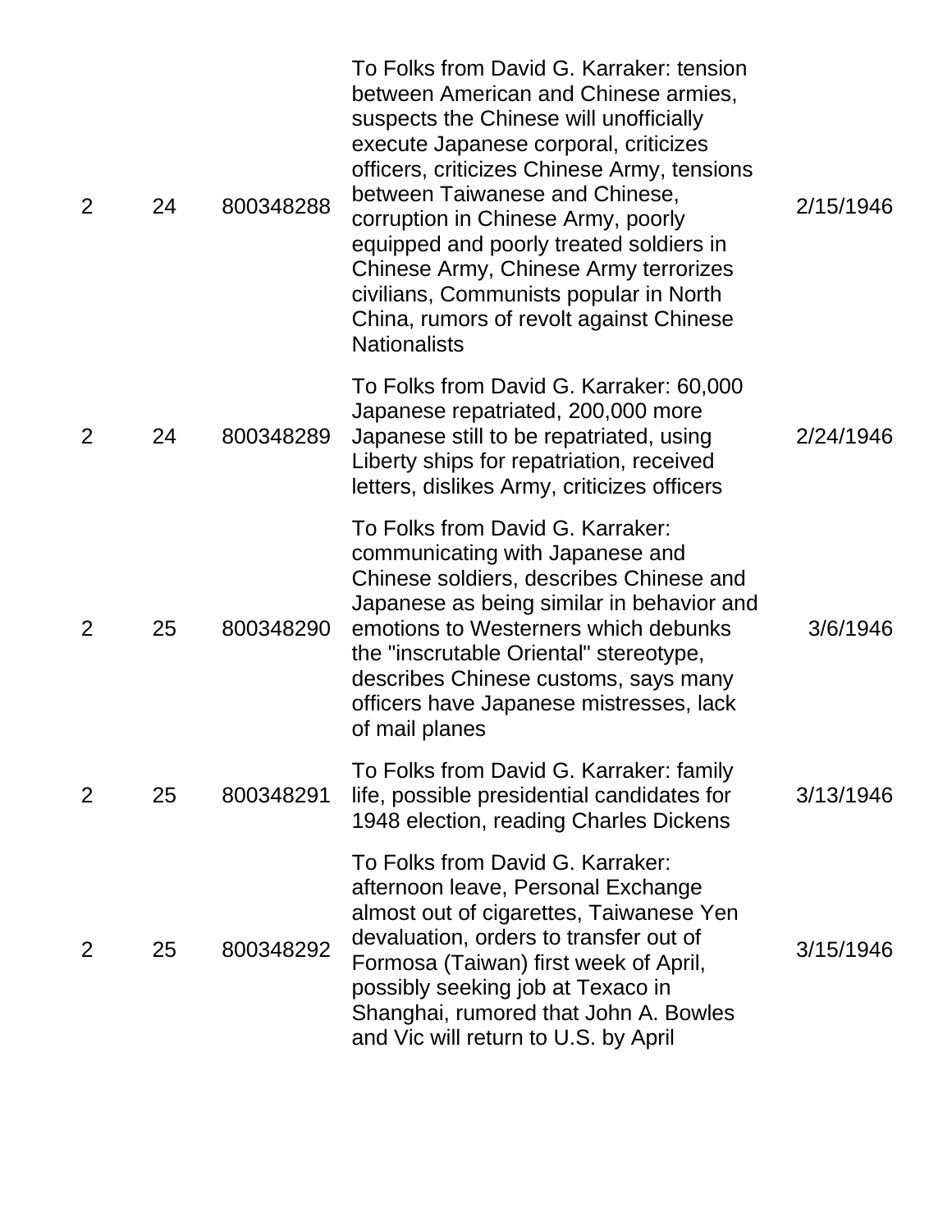| | | | | |
|---|---|---|---|---|
| 2 | 24 | 800348288 | To Folks from David G. Karraker: tension between American and Chinese armies, suspects the Chinese will unofficially execute Japanese corporal, criticizes officers, criticizes Chinese Army, tensions between Taiwanese and Chinese, corruption in Chinese Army, poorly equipped and poorly treated soldiers in Chinese Army, Chinese Army terrorizes civilians, Communists popular in North China, rumors of revolt against Chinese Nationalists | 2/15/1946 |
| 2 | 24 | 800348289 | To Folks from David G. Karraker: 60,000 Japanese repatriated, 200,000 more Japanese still to be repatriated, using Liberty ships for repatriation, received letters, dislikes Army, criticizes officers | 2/24/1946 |
| 2 | 25 | 800348290 | To Folks from David G. Karraker: communicating with Japanese and Chinese soldiers, describes Chinese and Japanese as being similar in behavior and emotions to Westerners which debunks the "inscrutable Oriental" stereotype, describes Chinese customs, says many officers have Japanese mistresses, lack of mail planes | 3/6/1946 |
| 2 | 25 | 800348291 | To Folks from David G. Karraker: family life, possible presidential candidates for 1948 election, reading Charles Dickens | 3/13/1946 |
| 2 | 25 | 800348292 | To Folks from David G. Karraker: afternoon leave, Personal Exchange almost out of cigarettes, Taiwanese Yen devaluation, orders to transfer out of Formosa (Taiwan) first week of April, possibly seeking job at Texaco in Shanghai, rumored that John A. Bowles and Vic will return to U.S. by April | 3/15/1946 |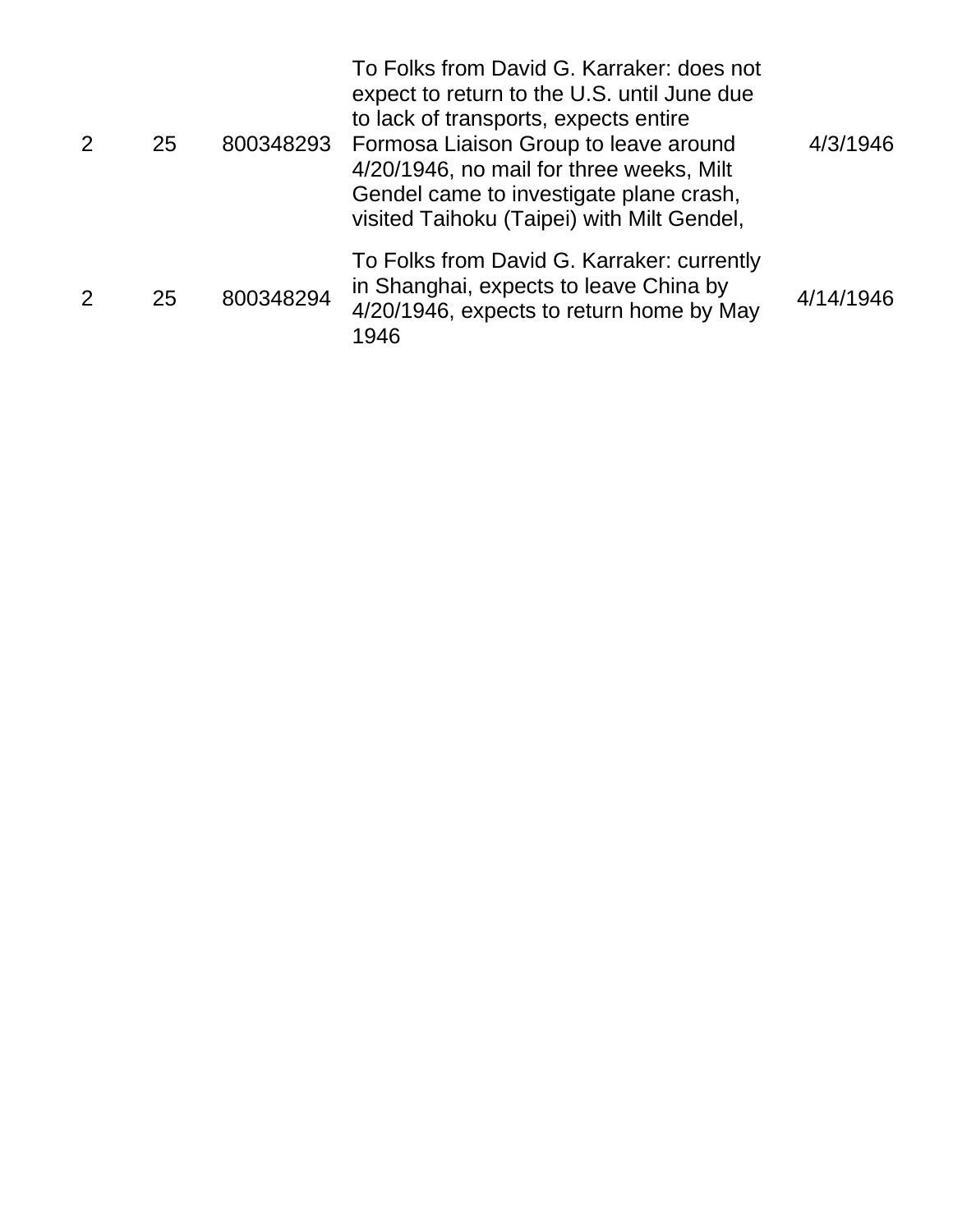| | | | | |
|---|---|---|---|---|
| 2 | 25 | 800348293 | To Folks from David G. Karraker: does not expect to return to the U.S. until June due to lack of transports, expects entire Formosa Liaison Group to leave around 4/20/1946, no mail for three weeks, Milt Gendel came to investigate plane crash, visited Taihoku (Taipei) with Milt Gendel, | 4/3/1946 |
| 2 | 25 | 800348294 | To Folks from David G. Karraker: currently in Shanghai, expects to leave China by 4/20/1946, expects to return home by May 1946 | 4/14/1946 |